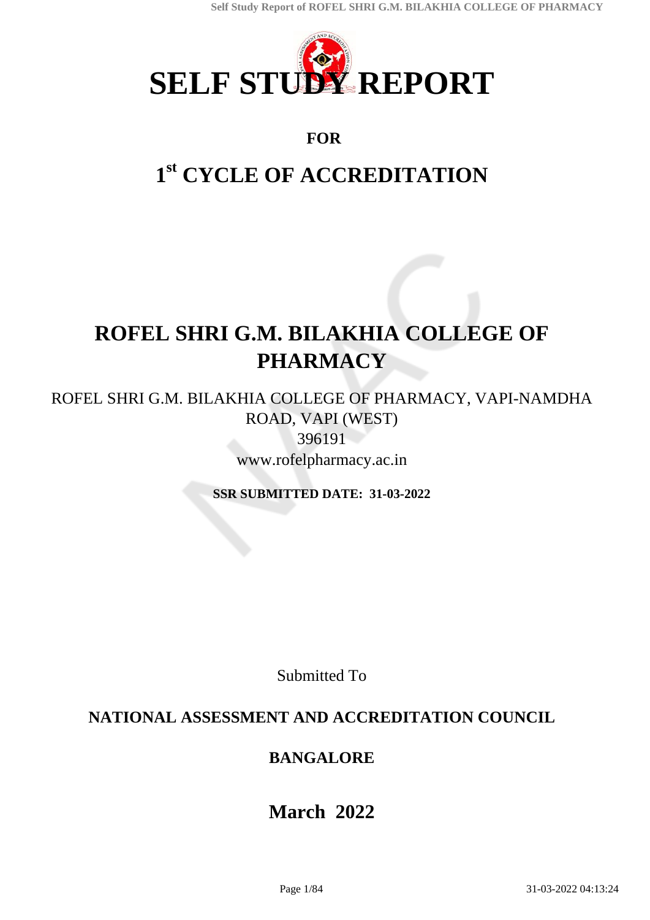# SELF STUDY REPORT

**FOR**

## 1st CYCLE OF ACCREDITATION

# ROFEL SHRI G.M. BILAKHIA COLLEGE OF PHARMACY

ROFEL SHRI G.M. BILAKHIA COLLEGE OF PHARMACY, VAPI-NAMDHA ROAD, VAPI (WEST)

396191

www.rofelpharmacy.ac.in

**SSR SUBMITTED DATE: 31-03-2022**

Submitted To

**NATIONAL ASSESSMENT AND ACCREDITATION COUNCIL**

**BANGALORE**

**March 2022**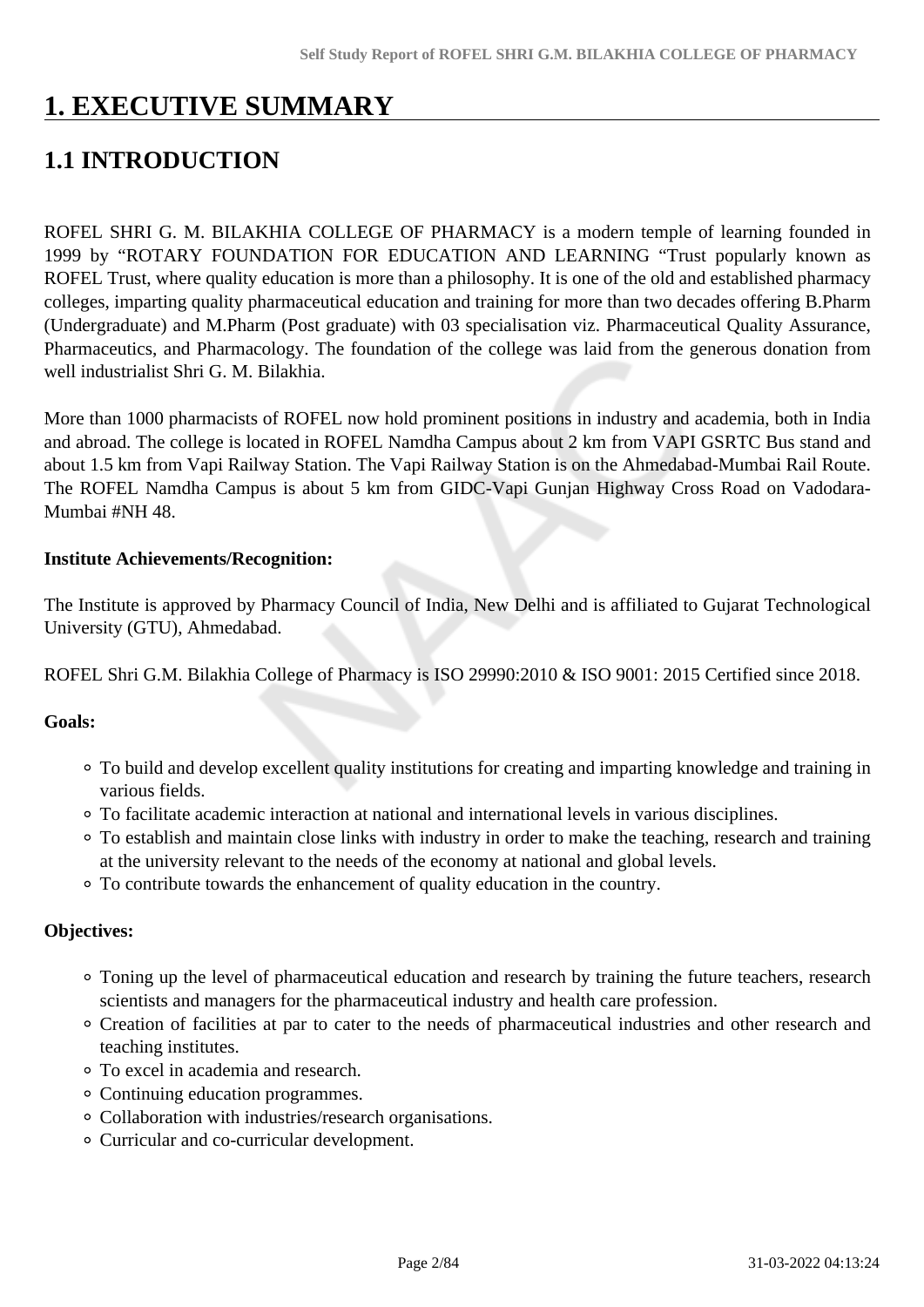# 1. EXECUTIVE SUMMARY

## 1.1 INTRODUCTION

ROFEL SHRI G. M. BILAKHIA COLLEGE OF PHARMACY is a modern temple of learning founded in 1999 by "ROTARY FOUNDATION FOR EDUCATION AND LEARNING "Trust popularly known as ROFEL Trust, where quality education is more than a philosophy. It is one of the old and established pharmacy colleges, imparting quality pharmaceutical education and training for more than two decades offering B.Pharm (Undergraduate) and M.Pharm (Post graduate) with 03 specialisation viz. Pharmaceutical Quality Assurance, Pharmaceutics, and Pharmacology. The foundation of the college was laid from the generous donation from well industrialist Shri G. M. Bilakhia.

More than 1000 pharmacists of ROFEL now hold prominent positions in industry and academia, both in India and abroad. The college is located in ROFEL Namdha Campus about 2 km from VAPI GSRTC Bus stand and about 1.5 km from Vapi Railway Station. The Vapi Railway Station is on the Ahmedabad-Mumbai Rail Route. The ROFEL Namdha Campus is about 5 km from GIDC-Vapi Gunjan Highway Cross Road on Vadodara-Mumbai #NH 48.

**Institute Achievements/Recognition:**

The Institute is approved by Pharmacy Council of India, New Delhi and is affiliated to Gujarat Technological University (GTU), Ahmedabad.

ROFEL Shri G.M. Bilakhia College of Pharmacy is ISO 29990:2010 & ISO 9001: 2015 Certified since 2018.

**Goals:**

- To build and develop excellent quality institutions for creating and imparting knowledge and training in various fields.
- To facilitate academic interaction at national and international levels in various disciplines.
- To establish and maintain close links with industry in order to make the teaching, research and training at the university relevant to the needs of the economy at national and global levels.
- To contribute towards the enhancement of quality education in the country.

**Objectives:**

- Toning up the level of pharmaceutical education and research by training the future teachers, research scientists and managers for the pharmaceutical industry and health care profession.
- Creation of facilities at par to cater to the needs of pharmaceutical industries and other research and teaching institutes.
- To excel in academia and research.
- Continuing education programmes.
- Collaboration with industries/research organisations.
- Curricular and co-curricular development.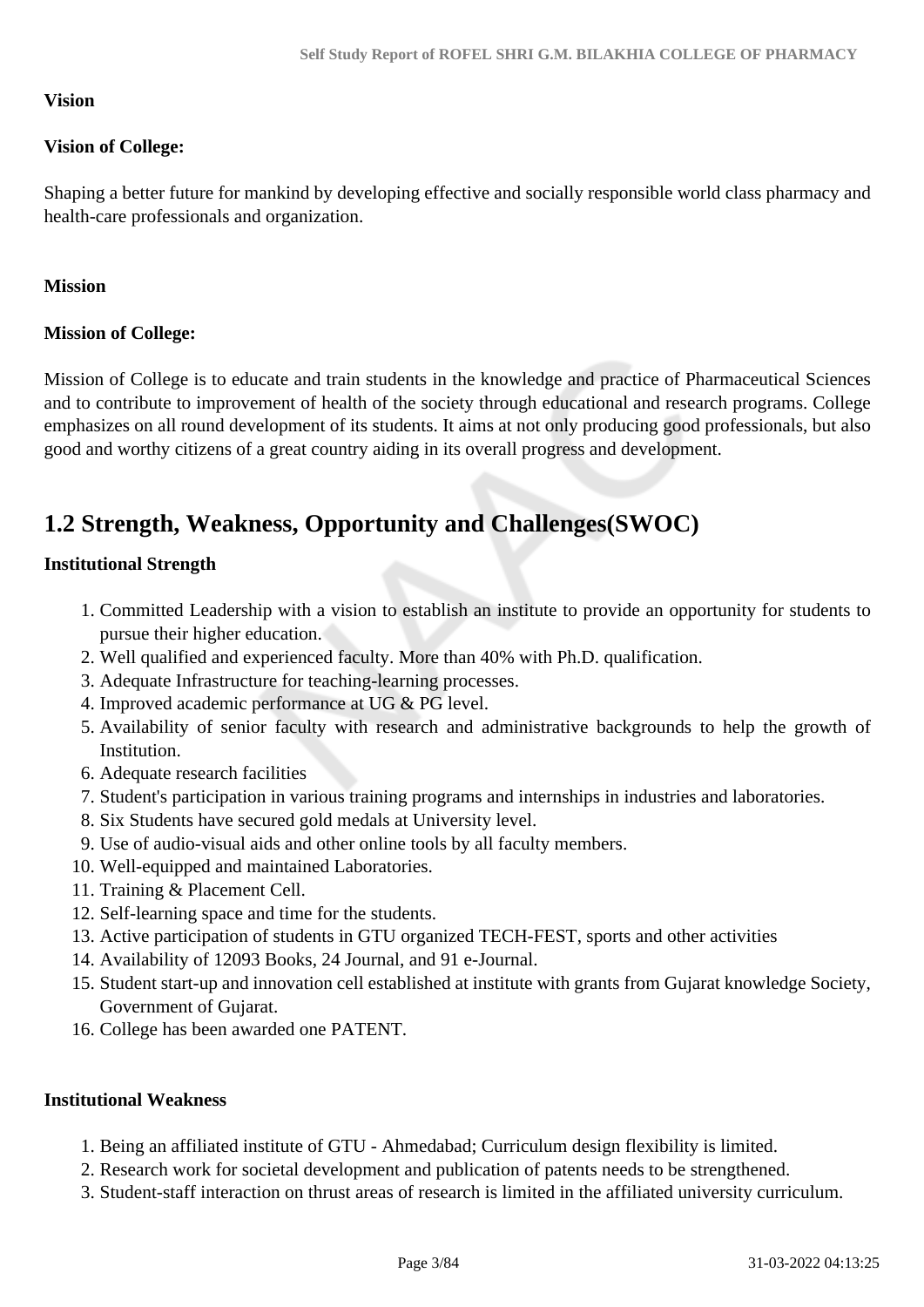**Vision**

**Vision of College:**

Shaping a better future for mankind by developing effective and socially responsible world class pharmacy and health-care professionals and organization.

**Mission**

**Mission of College:**

Mission of College is to educate and train students in the knowledge and practice of Pharmaceutical Sciences and to contribute to improvement of health of the society through educational and research programs. College emphasizes on all round development of its students. It aims at not only producing good professionals, but also good and worthy citizens of a great country aiding in its overall progress and development.

## 1.2 Strength, Weakness, Opportunity and Challenges(SWOC)

**Institutional Strength**

1. Committed Leadership with a vision to establish an institute to provide an opportunity for students to pursue their higher education.
2. Well qualified and experienced faculty. More than 40% with Ph.D. qualification.
3. Adequate Infrastructure for teaching-learning processes.
4. Improved academic performance at UG & PG level.
5. Availability of senior faculty with research and administrative backgrounds to help the growth of Institution.
6. Adequate research facilities
7. Student's participation in various training programs and internships in industries and laboratories.
8. Six Students have secured gold medals at University level.
9. Use of audio-visual aids and other online tools by all faculty members.
10. Well-equipped and maintained Laboratories.
11. Training & Placement Cell.
12. Self-learning space and time for the students.
13. Active participation of students in GTU organized TECH-FEST, sports and other activities
14. Availability of 12093 Books, 24 Journal, and 91 e-Journal.
15. Student start-up and innovation cell established at institute with grants from Gujarat knowledge Society, Government of Gujarat.
16. College has been awarded one PATENT.

**Institutional Weakness**

1. Being an affiliated institute of GTU - Ahmedabad; Curriculum design flexibility is limited.
2. Research work for societal development and publication of patents needs to be strengthened.
3. Student-staff interaction on thrust areas of research is limited in the affiliated university curriculum.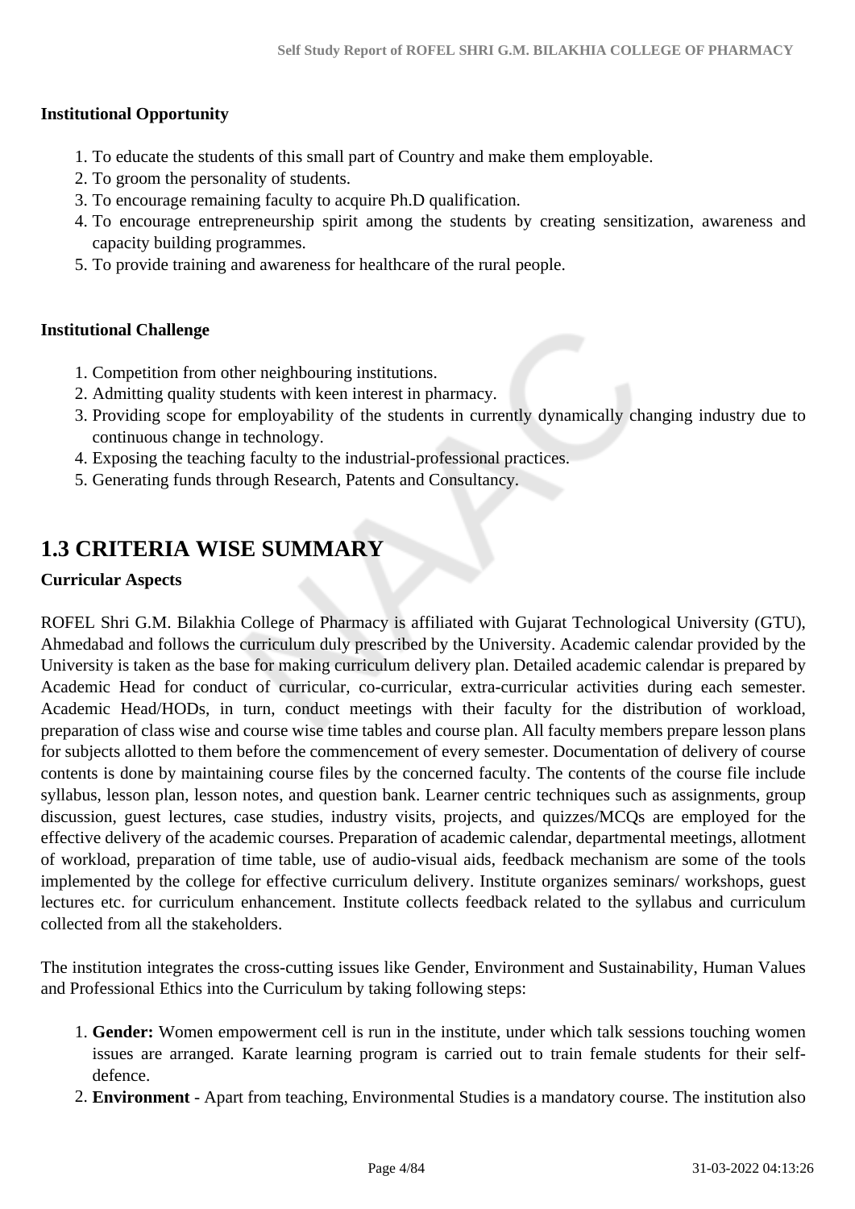**Institutional Opportunity**

1. To educate the students of this small part of Country and make them employable.
2. To groom the personality of students.
3. To encourage remaining faculty to acquire Ph.D qualification.
4. To encourage entrepreneurship spirit among the students by creating sensitization, awareness and capacity building programmes.
5. To provide training and awareness for healthcare of the rural people.

**Institutional Challenge**

1. Competition from other neighbouring institutions.
2. Admitting quality students with keen interest in pharmacy.
3. Providing scope for employability of the students in currently dynamically changing industry due to continuous change in technology.
4. Exposing the teaching faculty to the industrial-professional practices.
5. Generating funds through Research, Patents and Consultancy.

## 1.3 CRITERIA WISE SUMMARY

**Curricular Aspects**

ROFEL Shri G.M. Bilakhia College of Pharmacy is affiliated with Gujarat Technological University (GTU), Ahmedabad and follows the curriculum duly prescribed by the University. Academic calendar provided by the University is taken as the base for making curriculum delivery plan. Detailed academic calendar is prepared by Academic Head for conduct of curricular, co-curricular, extra-curricular activities during each semester. Academic Head/HODs, in turn, conduct meetings with their faculty for the distribution of workload, preparation of class wise and course wise time tables and course plan. All faculty members prepare lesson plans for subjects allotted to them before the commencement of every semester. Documentation of delivery of course contents is done by maintaining course files by the concerned faculty. The contents of the course file include syllabus, lesson plan, lesson notes, and question bank. Learner centric techniques such as assignments, group discussion, guest lectures, case studies, industry visits, projects, and quizzes/MCQs are employed for the effective delivery of the academic courses. Preparation of academic calendar, departmental meetings, allotment of workload, preparation of time table, use of audio-visual aids, feedback mechanism are some of the tools implemented by the college for effective curriculum delivery. Institute organizes seminars/ workshops, guest lectures etc. for curriculum enhancement. Institute collects feedback related to the syllabus and curriculum collected from all the stakeholders.

The institution integrates the cross-cutting issues like Gender, Environment and Sustainability, Human Values and Professional Ethics into the Curriculum by taking following steps:

1. **Gender:** Women empowerment cell is run in the institute, under which talk sessions touching women issues are arranged. Karate learning program is carried out to train female students for their self-defence.
2. **Environment** - Apart from teaching, Environmental Studies is a mandatory course. The institution also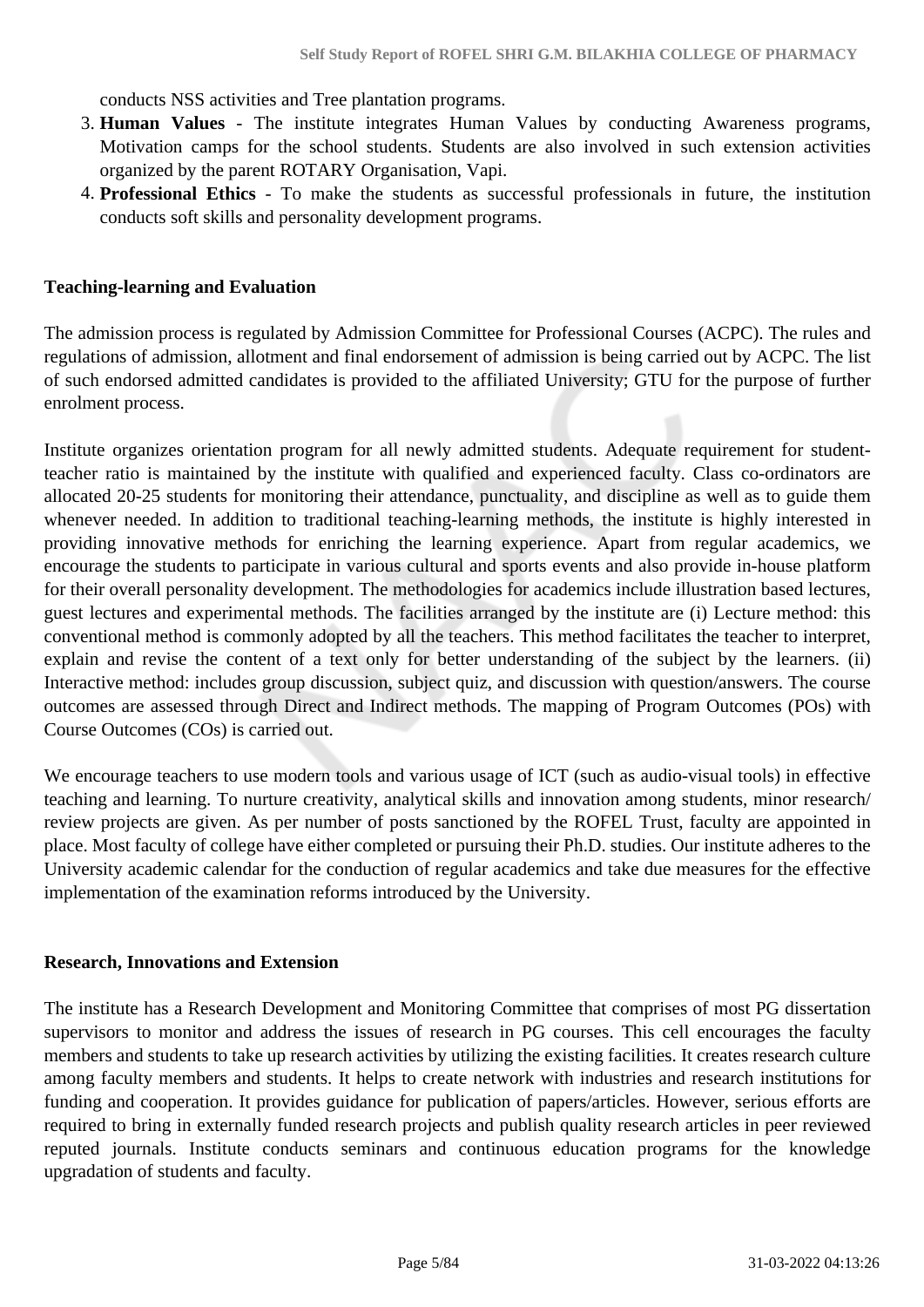conducts NSS activities and Tree plantation programs.

3. **Human Values** - The institute integrates Human Values by conducting Awareness programs, Motivation camps for the school students. Students are also involved in such extension activities organized by the parent ROTARY Organisation, Vapi.
4. **Professional Ethics** - To make the students as successful professionals in future, the institution conducts soft skills and personality development programs.

**Teaching-learning and Evaluation**

The admission process is regulated by Admission Committee for Professional Courses (ACPC). The rules and regulations of admission, allotment and final endorsement of admission is being carried out by ACPC. The list of such endorsed admitted candidates is provided to the affiliated University; GTU for the purpose of further enrolment process.

Institute organizes orientation program for all newly admitted students. Adequate requirement for student-teacher ratio is maintained by the institute with qualified and experienced faculty. Class co-ordinators are allocated 20-25 students for monitoring their attendance, punctuality, and discipline as well as to guide them whenever needed. In addition to traditional teaching-learning methods, the institute is highly interested in providing innovative methods for enriching the learning experience. Apart from regular academics, we encourage the students to participate in various cultural and sports events and also provide in-house platform for their overall personality development. The methodologies for academics include illustration based lectures, guest lectures and experimental methods. The facilities arranged by the institute are (i) Lecture method: this conventional method is commonly adopted by all the teachers. This method facilitates the teacher to interpret, explain and revise the content of a text only for better understanding of the subject by the learners. (ii) Interactive method: includes group discussion, subject quiz, and discussion with question/answers. The course outcomes are assessed through Direct and Indirect methods. The mapping of Program Outcomes (POs) with Course Outcomes (COs) is carried out.

We encourage teachers to use modern tools and various usage of ICT (such as audio-visual tools) in effective teaching and learning. To nurture creativity, analytical skills and innovation among students, minor research/ review projects are given. As per number of posts sanctioned by the ROFEL Trust, faculty are appointed in place. Most faculty of college have either completed or pursuing their Ph.D. studies. Our institute adheres to the University academic calendar for the conduction of regular academics and take due measures for the effective implementation of the examination reforms introduced by the University.

**Research, Innovations and Extension**

The institute has a Research Development and Monitoring Committee that comprises of most PG dissertation supervisors to monitor and address the issues of research in PG courses. This cell encourages the faculty members and students to take up research activities by utilizing the existing facilities. It creates research culture among faculty members and students. It helps to create network with industries and research institutions for funding and cooperation. It provides guidance for publication of papers/articles. However, serious efforts are required to bring in externally funded research projects and publish quality research articles in peer reviewed reputed journals. Institute conducts seminars and continuous education programs for the knowledge upgradation of students and faculty.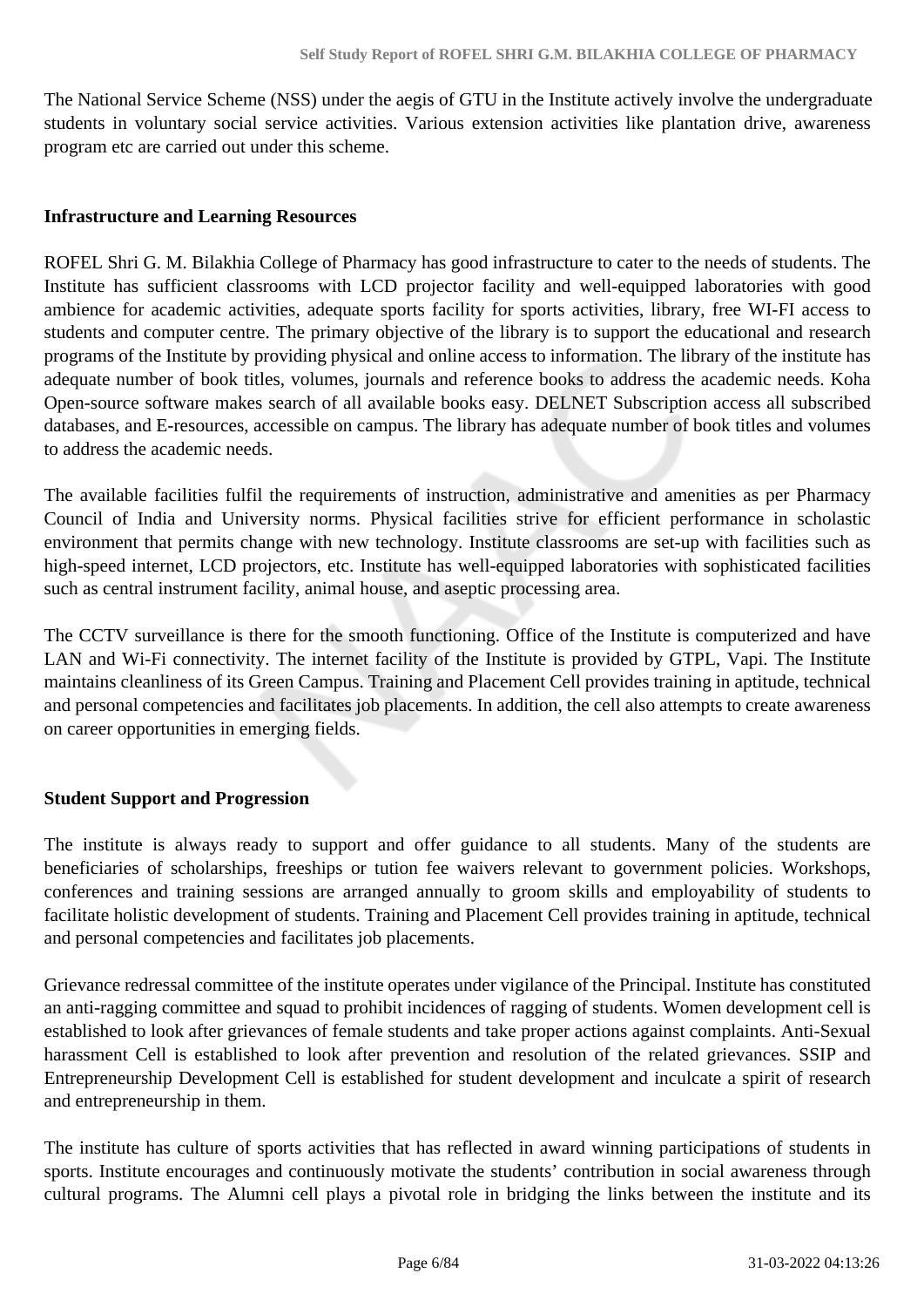The National Service Scheme (NSS) under the aegis of GTU in the Institute actively involve the undergraduate students in voluntary social service activities. Various extension activities like plantation drive, awareness program etc are carried out under this scheme.

**Infrastructure and Learning Resources**

ROFEL Shri G. M. Bilakhia College of Pharmacy has good infrastructure to cater to the needs of students. The Institute has sufficient classrooms with LCD projector facility and well-equipped laboratories with good ambience for academic activities, adequate sports facility for sports activities, library, free WI-FI access to students and computer centre. The primary objective of the library is to support the educational and research programs of the Institute by providing physical and online access to information. The library of the institute has adequate number of book titles, volumes, journals and reference books to address the academic needs. Koha Open-source software makes search of all available books easy. DELNET Subscription access all subscribed databases, and E-resources, accessible on campus. The library has adequate number of book titles and volumes to address the academic needs.

The available facilities fulfil the requirements of instruction, administrative and amenities as per Pharmacy Council of India and University norms. Physical facilities strive for efficient performance in scholastic environment that permits change with new technology. Institute classrooms are set-up with facilities such as high-speed internet, LCD projectors, etc. Institute has well-equipped laboratories with sophisticated facilities such as central instrument facility, animal house, and aseptic processing area.

The CCTV surveillance is there for the smooth functioning. Office of the Institute is computerized and have LAN and Wi-Fi connectivity. The internet facility of the Institute is provided by GTPL, Vapi. The Institute maintains cleanliness of its Green Campus. Training and Placement Cell provides training in aptitude, technical and personal competencies and facilitates job placements. In addition, the cell also attempts to create awareness on career opportunities in emerging fields.

**Student Support and Progression**

The institute is always ready to support and offer guidance to all students. Many of the students are beneficiaries of scholarships, freeships or tution fee waivers relevant to government policies. Workshops, conferences and training sessions are arranged annually to groom skills and employability of students to facilitate holistic development of students. Training and Placement Cell provides training in aptitude, technical and personal competencies and facilitates job placements.

Grievance redressal committee of the institute operates under vigilance of the Principal. Institute has constituted an anti-ragging committee and squad to prohibit incidences of ragging of students. Women development cell is established to look after grievances of female students and take proper actions against complaints. Anti-Sexual harassment Cell is established to look after prevention and resolution of the related grievances. SSIP and Entrepreneurship Development Cell is established for student development and inculcate a spirit of research and entrepreneurship in them.

The institute has culture of sports activities that has reflected in award winning participations of students in sports. Institute encourages and continuously motivate the students' contribution in social awareness through cultural programs. The Alumni cell plays a pivotal role in bridging the links between the institute and its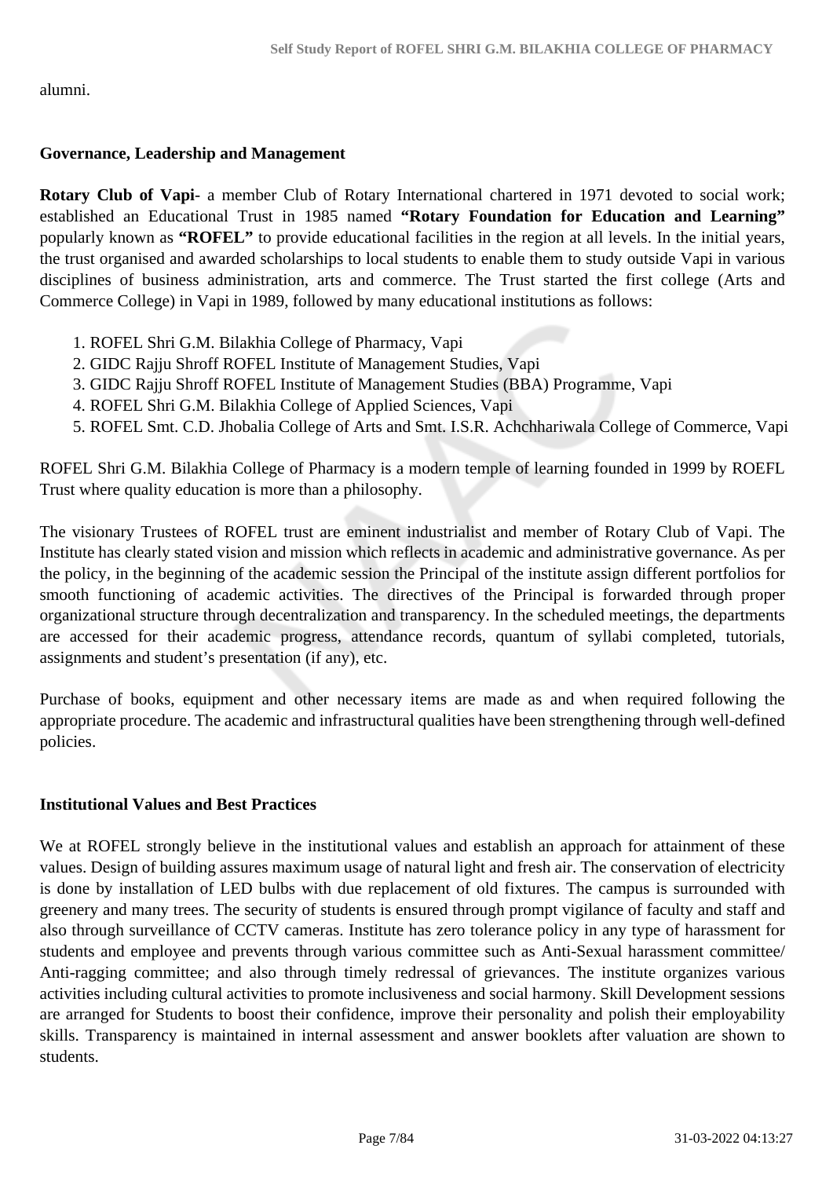alumni.

### Governance, Leadership and Management

**Rotary Club of Vapi**- a member Club of Rotary International chartered in 1971 devoted to social work; established an Educational Trust in 1985 named **"Rotary Foundation for Education and Learning"** popularly known as **"ROFEL"** to provide educational facilities in the region at all levels. In the initial years, the trust organised and awarded scholarships to local students to enable them to study outside Vapi in various disciplines of business administration, arts and commerce. The Trust started the first college (Arts and Commerce College) in Vapi in 1989, followed by many educational institutions as follows:

1. ROFEL Shri G.M. Bilakhia College of Pharmacy, Vapi
2. GIDC Rajju Shroff ROFEL Institute of Management Studies, Vapi
3. GIDC Rajju Shroff ROFEL Institute of Management Studies (BBA) Programme, Vapi
4. ROFEL Shri G.M. Bilakhia College of Applied Sciences, Vapi
5. ROFEL Smt. C.D. Jhobalia College of Arts and Smt. I.S.R. Achchhariwala College of Commerce, Vapi

ROFEL Shri G.M. Bilakhia College of Pharmacy is a modern temple of learning founded in 1999 by ROEFL Trust where quality education is more than a philosophy.

The visionary Trustees of ROFEL trust are eminent industrialist and member of Rotary Club of Vapi. The Institute has clearly stated vision and mission which reflects in academic and administrative governance. As per the policy, in the beginning of the academic session the Principal of the institute assign different portfolios for smooth functioning of academic activities. The directives of the Principal is forwarded through proper organizational structure through decentralization and transparency. In the scheduled meetings, the departments are accessed for their academic progress, attendance records, quantum of syllabi completed, tutorials, assignments and student's presentation (if any), etc.

Purchase of books, equipment and other necessary items are made as and when required following the appropriate procedure. The academic and infrastructural qualities have been strengthening through well-defined policies.

### Institutional Values and Best Practices

We at ROFEL strongly believe in the institutional values and establish an approach for attainment of these values. Design of building assures maximum usage of natural light and fresh air. The conservation of electricity is done by installation of LED bulbs with due replacement of old fixtures. The campus is surrounded with greenery and many trees. The security of students is ensured through prompt vigilance of faculty and staff and also through surveillance of CCTV cameras. Institute has zero tolerance policy in any type of harassment for students and employee and prevents through various committee such as Anti-Sexual harassment committee/ Anti-ragging committee; and also through timely redressal of grievances. The institute organizes various activities including cultural activities to promote inclusiveness and social harmony. Skill Development sessions are arranged for Students to boost their confidence, improve their personality and polish their employability skills. Transparency is maintained in internal assessment and answer booklets after valuation are shown to students.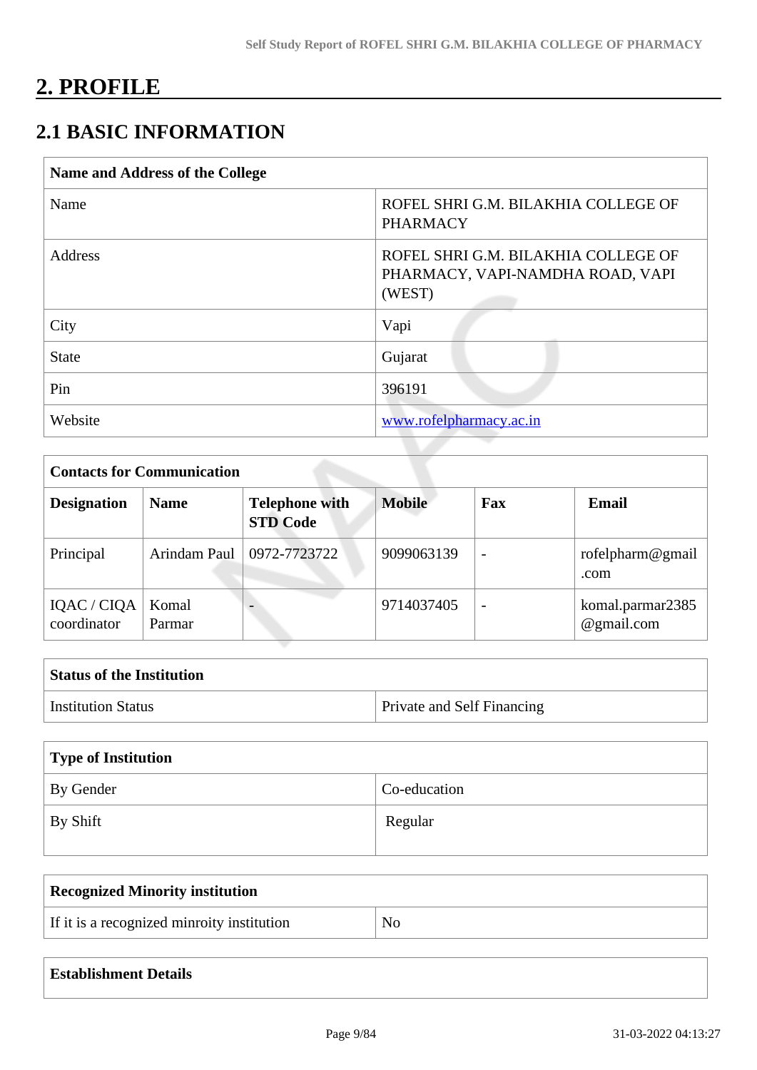# 2. PROFILE

## 2.1 BASIC INFORMATION

| Name and Address of the College | |
|---|---|
| Name | ROFEL SHRI G.M. BILAKHIA COLLEGE OF PHARMACY |
| Address | ROFEL SHRI G.M. BILAKHIA COLLEGE OF PHARMACY, VAPI-NAMDHA ROAD, VAPI (WEST) |
| City | Vapi |
| State | Gujarat |
| Pin | 396191 |
| Website | www.rofelpharmacy.ac.in |

| Contacts for Communication | | | | | |
|---|---|---|---|---|---|
| **Designation** | **Name** | **Telephone with STD Code** | **Mobile** | **Fax** | **Email** |
| Principal | Arindam Paul | 0972-7723722 | 9099063139 | - | rofelpharm@gmail.com |
| IQAC / CIQA coordinator | Komal Parmar | - | 9714037405 | - | komal.parmar2385@gmail.com |

| Status of the Institution | |
|---|---|
| Institution Status | Private and Self Financing |

| Type of Institution | |
|---|---|
| By Gender | Co-education |
| By Shift | Regular |

| Recognized Minority institution | |
|---|---|
| If it is a recognized minroity institution | No |

| Establishment Details |
|---|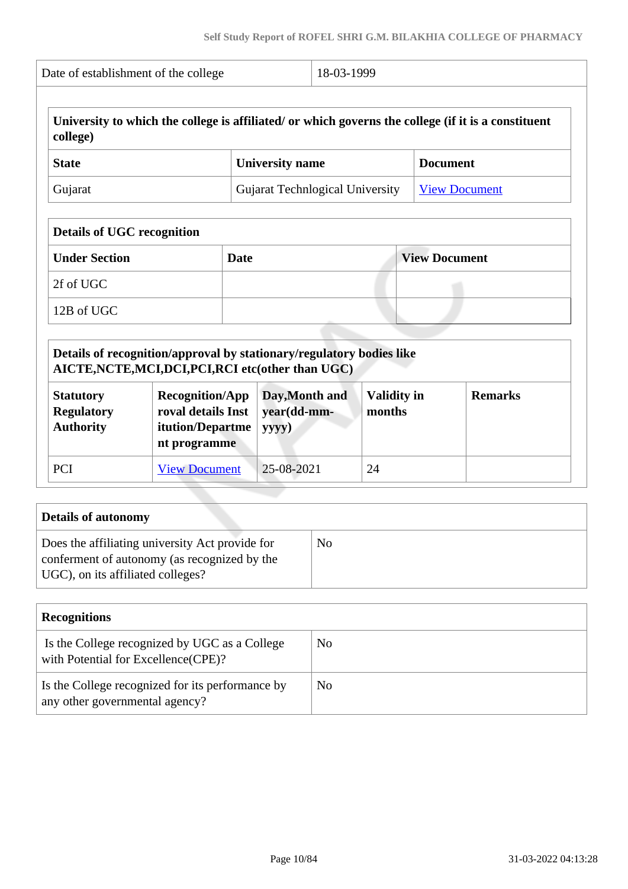| Date of establishment of the college | 18-03-1999 |
|---|---|

| **University to which the college is affiliated/ or which governs the college (if it is a constituent college)** | | |
|---|---|---|
| **State** | **University name** | **Document** |
| Gujarat | Gujarat Technlogical University | View Document |

| **Details of UGC recognition** | | |
|---|---|---|
| **Under Section** | **Date** | **View Document** |
| 2f of UGC | | |
| 12B of UGC | | |

| **Details of recognition/approval by stationary/regulatory bodies like AICTE,NCTE,MCI,DCI,PCI,RCI etc(other than UGC)** | | | | |
|---|---|---|---|---|
| **Statutory Regulatory Authority** | **Recognition/Approval details Institution/Department programme** | **Day,Month and year(dd-mm-yyyy)** | **Validity in months** | **Remarks** |
| PCI | View Document | 25-08-2021 | 24 | |

| **Details of autonomy** | |
|---|---|
| Does the affiliating university Act provide for conferment of autonomy (as recognized by the UGC), on its affiliated colleges? | No |

| **Recognitions** | |
|---|---|
| Is the College recognized by UGC as a College with Potential for Excellence(CPE)? | No |
| Is the College recognized for its performance by any other governmental agency? | No |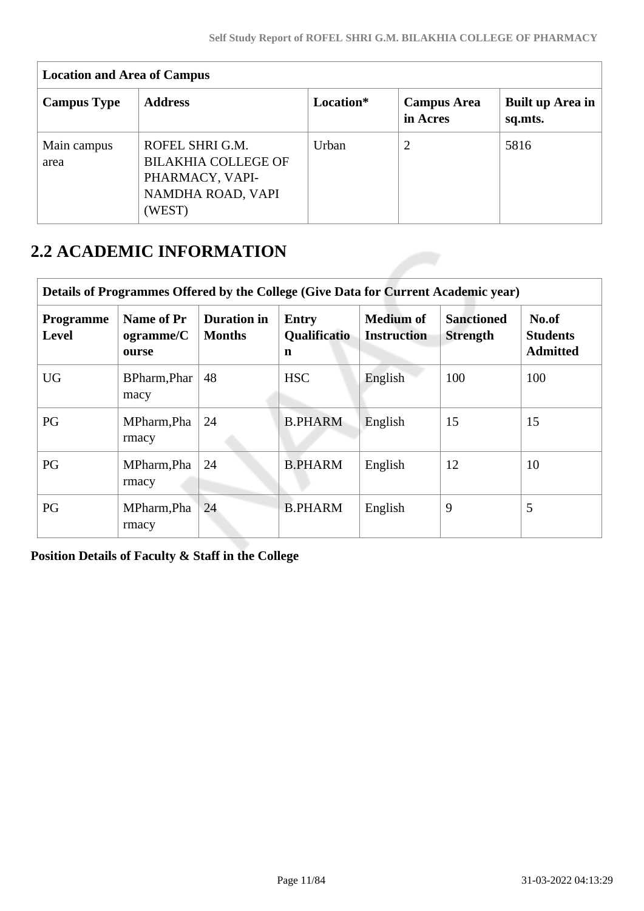| Location and Area of Campus | | | | |
|---|---|---|---|---|
| **Campus Type** | **Address** | **Location*** | **Campus Area in Acres** | **Built up Area in sq.mts.** |
| Main campus area | ROFEL SHRI G.M. BILAKHIA COLLEGE OF PHARMACY, VAPI-NAMDHA ROAD, VAPI (WEST) | Urban | 2 | 5816 |

## 2.2 ACADEMIC INFORMATION

| Details of Programmes Offered by the College (Give Data for Current Academic year) | | | | | | |
|---|---|---|---|---|---|---|
| **Programme Level** | **Name of Programme/Course** | **Duration in Months** | **Entry Qualification** | **Medium of Instruction** | **Sanctioned Strength** | **No.of Students Admitted** |
| UG | BPharm,Pharmacy | 48 | HSC | English | 100 | 100 |
| PG | MPharm,Pharmacy | 24 | B.PHARM | English | 15 | 15 |
| PG | MPharm,Pharmacy | 24 | B.PHARM | English | 12 | 10 |
| PG | MPharm,Pharmacy | 24 | B.PHARM | English | 9 | 5 |

**Position Details of Faculty & Staff in the College**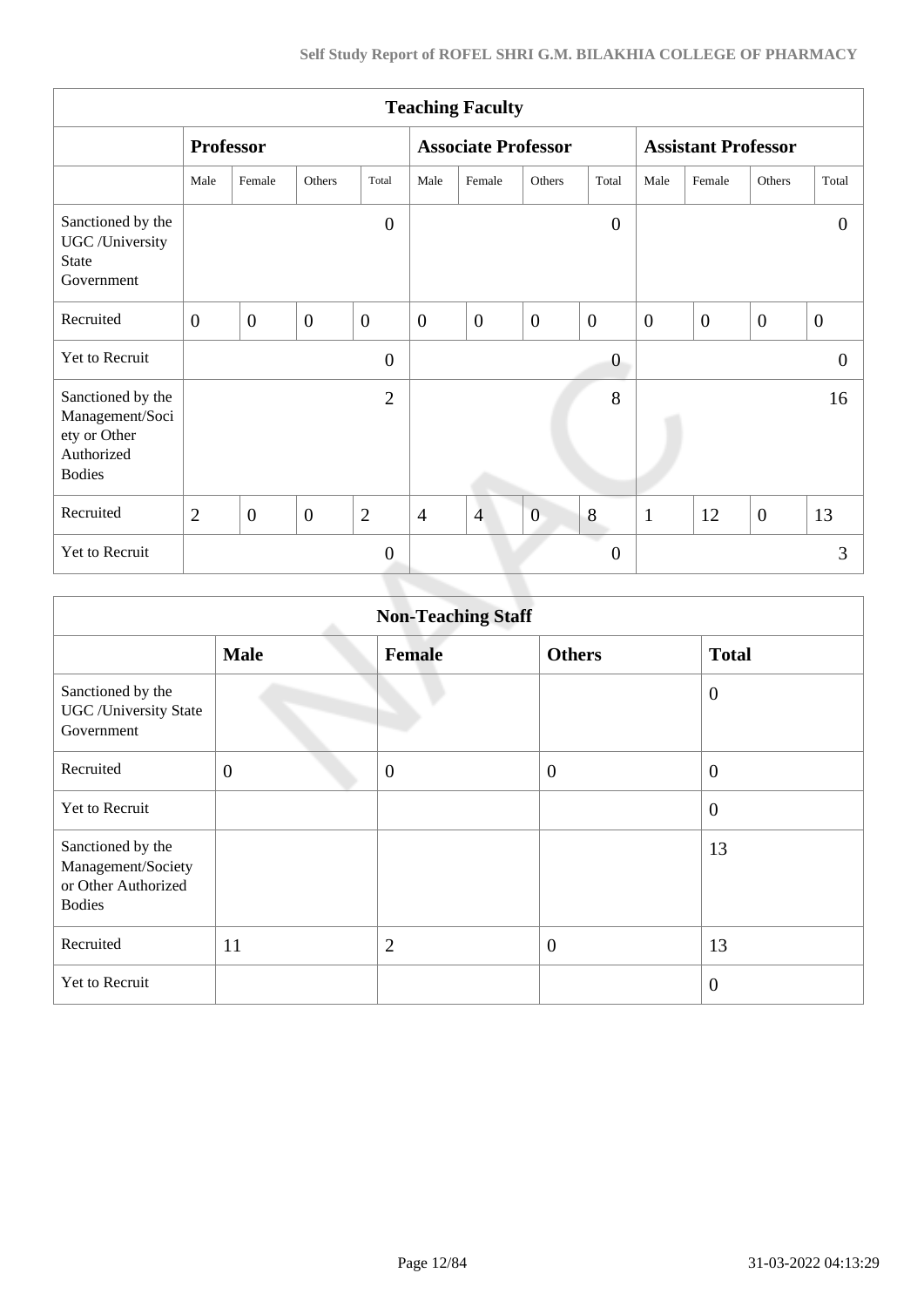| Teaching Faculty | | | | | | | | | | | | |
|---|---|---|---|---|---|---|---|---|---|---|---|---|
| | **Professor** | | | | **Associate Professor** | | | | **Assistant Professor** | | | |
| | Male | Female | Others | Total | Male | Female | Others | Total | Male | Female | Others | Total |
| Sanctioned by the UGC /University State Government | | | | 0 | | | | 0 | | | | 0 |
| Recruited | 0 | 0 | 0 | 0 | 0 | 0 | 0 | 0 | 0 | 0 | 0 | 0 |
| Yet to Recruit | | | | 0 | | | | 0 | | | | 0 |
| Sanctioned by the Management/Society or Other Authorized Bodies | | | | 2 | | | | 8 | | | | 16 |
| Recruited | 2 | 0 | 0 | 2 | 4 | 4 | 0 | 8 | 1 | 12 | 0 | 13 |
| Yet to Recruit | | | | 0 | | | | 0 | | | | 3 |

| Non-Teaching Staff | | | | |
|---|---|---|---|---|
| | **Male** | **Female** | **Others** | **Total** |
| Sanctioned by the UGC /University State Government | | | | 0 |
| Recruited | 0 | 0 | 0 | 0 |
| Yet to Recruit | | | | 0 |
| Sanctioned by the Management/Society or Other Authorized Bodies | | | | 13 |
| Recruited | 11 | 2 | 0 | 13 |
| Yet to Recruit | | | | 0 |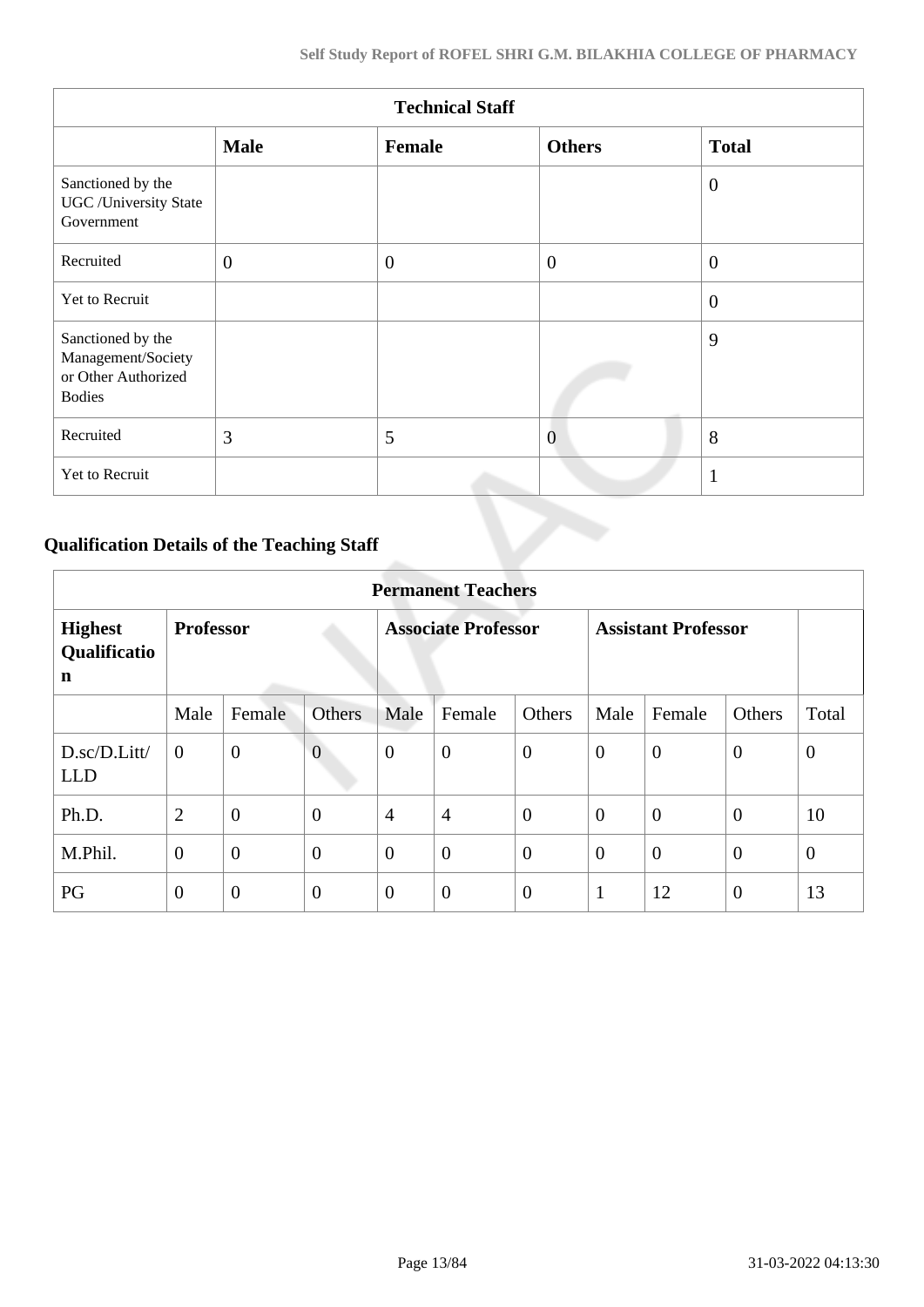| Technical Staff | | | | |
|---|---|---|---|---|
| | **Male** | **Female** | **Others** | **Total** |
| Sanctioned by the UGC /University State Government | | | | 0 |
| Recruited | 0 | 0 | 0 | 0 |
| Yet to Recruit | | | | 0 |
| Sanctioned by the Management/Society or Other Authorized Bodies | | | | 9 |
| Recruited | 3 | 5 | 0 | 8 |
| Yet to Recruit | | | | 1 |

### Qualification Details of the Teaching Staff

| Permanent Teachers | | | | | | | | | | |
|---|---|---|---|---|---|---|---|---|---|---|
| **Highest Qualification** | **Professor** | | | **Associate Professor** | | | **Assistant Professor** | | | |
| | Male | Female | Others | Male | Female | Others | Male | Female | Others | Total |
| D.sc/D.Litt/LLD | 0 | 0 | 0 | 0 | 0 | 0 | 0 | 0 | 0 | 0 |
| Ph.D. | 2 | 0 | 0 | 4 | 4 | 0 | 0 | 0 | 0 | 10 |
| M.Phil. | 0 | 0 | 0 | 0 | 0 | 0 | 0 | 0 | 0 | 0 |
| PG | 0 | 0 | 0 | 0 | 0 | 0 | 1 | 12 | 0 | 13 |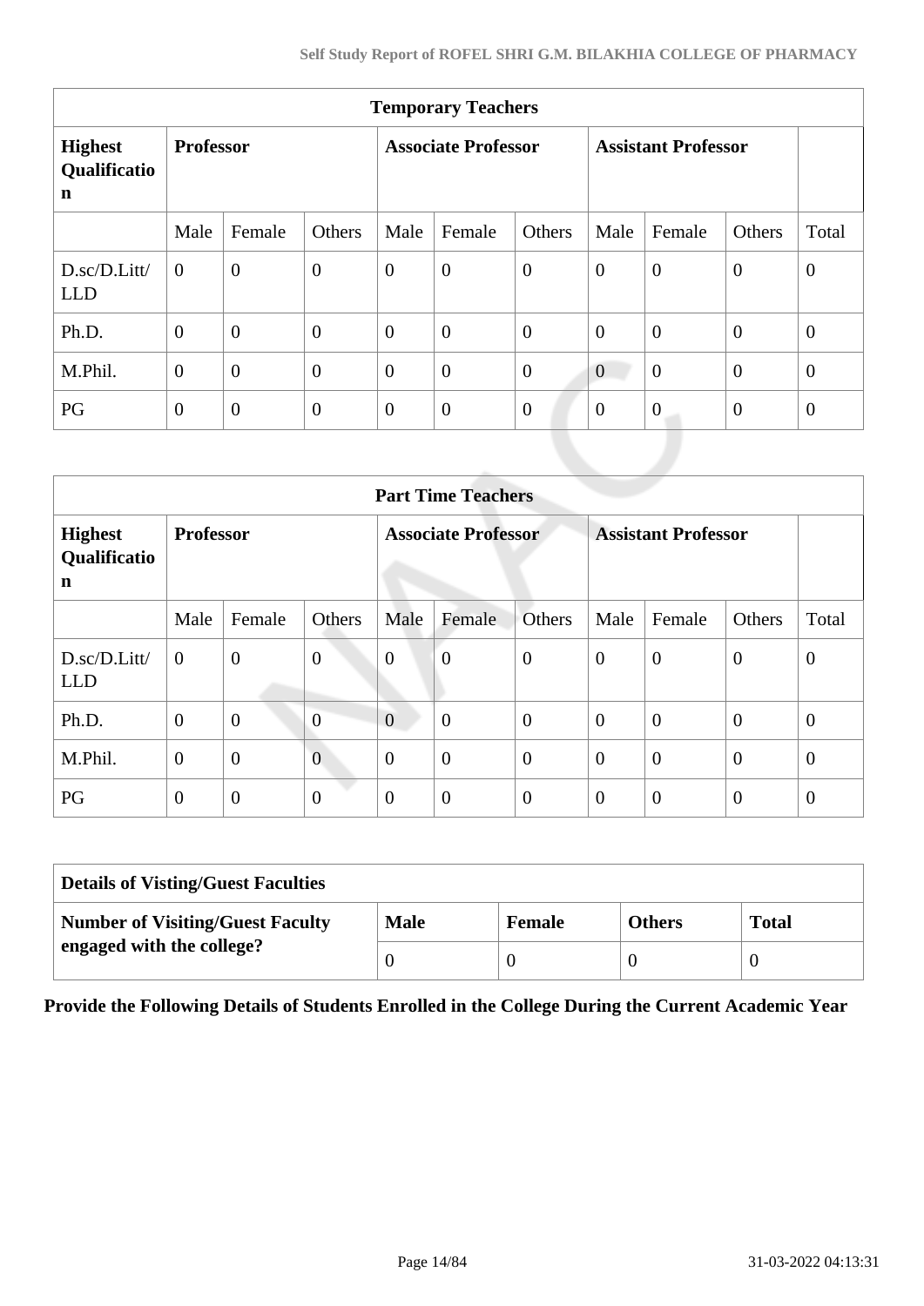| Temporary Teachers | | | | | | | | | | |
|---|---|---|---|---|---|---|---|---|---|---|
| **Highest Qualification** | **Professor** | | | **Associate Professor** | | | **Assistant Professor** | | | |
| | Male | Female | Others | Male | Female | Others | Male | Female | Others | Total |
| D.sc/D.Litt/LLD | 0 | 0 | 0 | 0 | 0 | 0 | 0 | 0 | 0 | 0 |
| Ph.D. | 0 | 0 | 0 | 0 | 0 | 0 | 0 | 0 | 0 | 0 |
| M.Phil. | 0 | 0 | 0 | 0 | 0 | 0 | 0 | 0 | 0 | 0 |
| PG | 0 | 0 | 0 | 0 | 0 | 0 | 0 | 0 | 0 | 0 |

| Part Time Teachers | | | | | | | | | | |
|---|---|---|---|---|---|---|---|---|---|---|
| **Highest Qualification** | **Professor** | | | **Associate Professor** | | | **Assistant Professor** | | | |
| | Male | Female | Others | Male | Female | Others | Male | Female | Others | Total |
| D.sc/D.Litt/LLD | 0 | 0 | 0 | 0 | 0 | 0 | 0 | 0 | 0 | 0 |
| Ph.D. | 0 | 0 | 0 | 0 | 0 | 0 | 0 | 0 | 0 | 0 |
| M.Phil. | 0 | 0 | 0 | 0 | 0 | 0 | 0 | 0 | 0 | 0 |
| PG | 0 | 0 | 0 | 0 | 0 | 0 | 0 | 0 | 0 | 0 |

| Details of Visting/Guest Faculties | | | | |
|---|---|---|---|---|
| **Number of Visiting/Guest Faculty engaged with the college?** | **Male** | **Female** | **Others** | **Total** |
| | 0 | 0 | 0 | 0 |

**Provide the Following Details of Students Enrolled in the College During the Current Academic Year**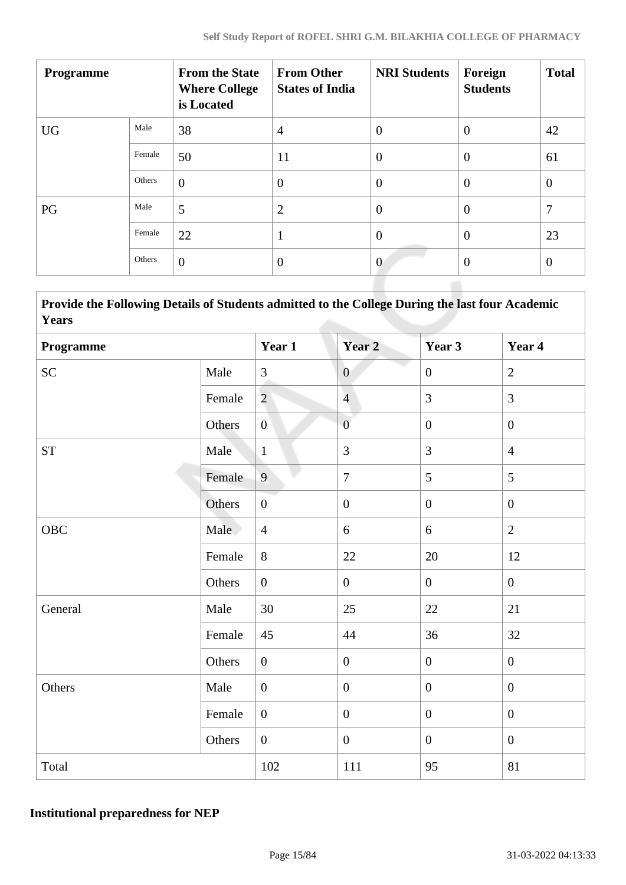| Programme | | From the State Where College is Located | From Other States of India | NRI Students | Foreign Students | Total |
|---|---|---|---|---|---|---|
| UG | Male | 38 | 4 | 0 | 0 | 42 |
| | Female | 50 | 11 | 0 | 0 | 61 |
| | Others | 0 | 0 | 0 | 0 | 0 |
| PG | Male | 5 | 2 | 0 | 0 | 7 |
| | Female | 22 | 1 | 0 | 0 | 23 |
| | Others | 0 | 0 | 0 | 0 | 0 |

| Provide the Following Details of Students admitted to the College During the last four Academic Years | | | | | |
|---|---|---|---|---|---|
| **Programme** | | **Year 1** | **Year 2** | **Year 3** | **Year 4** |
| SC | Male | 3 | 0 | 0 | 2 |
| | Female | 2 | 4 | 3 | 3 |
| | Others | 0 | 0 | 0 | 0 |
| ST | Male | 1 | 3 | 3 | 4 |
| | Female | 9 | 7 | 5 | 5 |
| | Others | 0 | 0 | 0 | 0 |
| OBC | Male | 4 | 6 | 6 | 2 |
| | Female | 8 | 22 | 20 | 12 |
| | Others | 0 | 0 | 0 | 0 |
| General | Male | 30 | 25 | 22 | 21 |
| | Female | 45 | 44 | 36 | 32 |
| | Others | 0 | 0 | 0 | 0 |
| Others | Male | 0 | 0 | 0 | 0 |
| | Female | 0 | 0 | 0 | 0 |
| | Others | 0 | 0 | 0 | 0 |
| Total | | 102 | 111 | 95 | 81 |

**Institutional preparedness for NEP**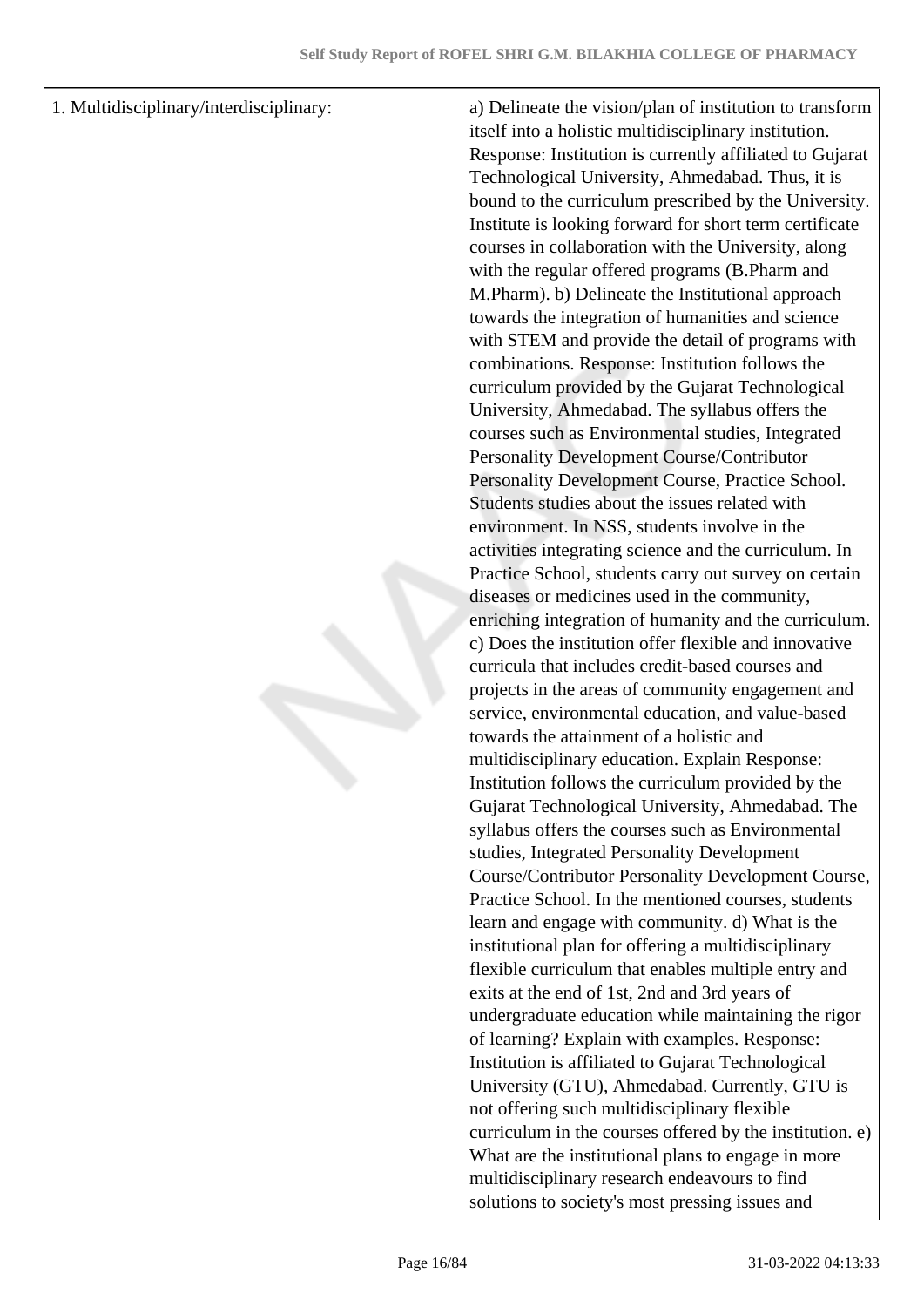| 1. Multidisciplinary/interdisciplinary: | a) Delineate the vision/plan of institution to transform itself into a holistic multidisciplinary institution. Response: Institution is currently affiliated to Gujarat Technological University, Ahmedabad. Thus, it is bound to the curriculum prescribed by the University. Institute is looking forward for short term certificate courses in collaboration with the University, along with the regular offered programs (B.Pharm and M.Pharm). b) Delineate the Institutional approach towards the integration of humanities and science with STEM and provide the detail of programs with combinations. Response: Institution follows the curriculum provided by the Gujarat Technological University, Ahmedabad. The syllabus offers the courses such as Environmental studies, Integrated Personality Development Course/Contributor Personality Development Course, Practice School. Students studies about the issues related with environment. In NSS, students involve in the activities integrating science and the curriculum. In Practice School, students carry out survey on certain diseases or medicines used in the community, enriching integration of humanity and the curriculum. c) Does the institution offer flexible and innovative curricula that includes credit-based courses and projects in the areas of community engagement and service, environmental education, and value-based towards the attainment of a holistic and multidisciplinary education. Explain Response: Institution follows the curriculum provided by the Gujarat Technological University, Ahmedabad. The syllabus offers the courses such as Environmental studies, Integrated Personality Development Course/Contributor Personality Development Course, Practice School. In the mentioned courses, students learn and engage with community. d) What is the institutional plan for offering a multidisciplinary flexible curriculum that enables multiple entry and exits at the end of 1st, 2nd and 3rd years of undergraduate education while maintaining the rigor of learning? Explain with examples. Response: Institution is affiliated to Gujarat Technological University (GTU), Ahmedabad. Currently, GTU is not offering such multidisciplinary flexible curriculum in the courses offered by the institution. e) What are the institutional plans to engage in more multidisciplinary research endeavours to find solutions to society's most pressing issues and |
|---|---|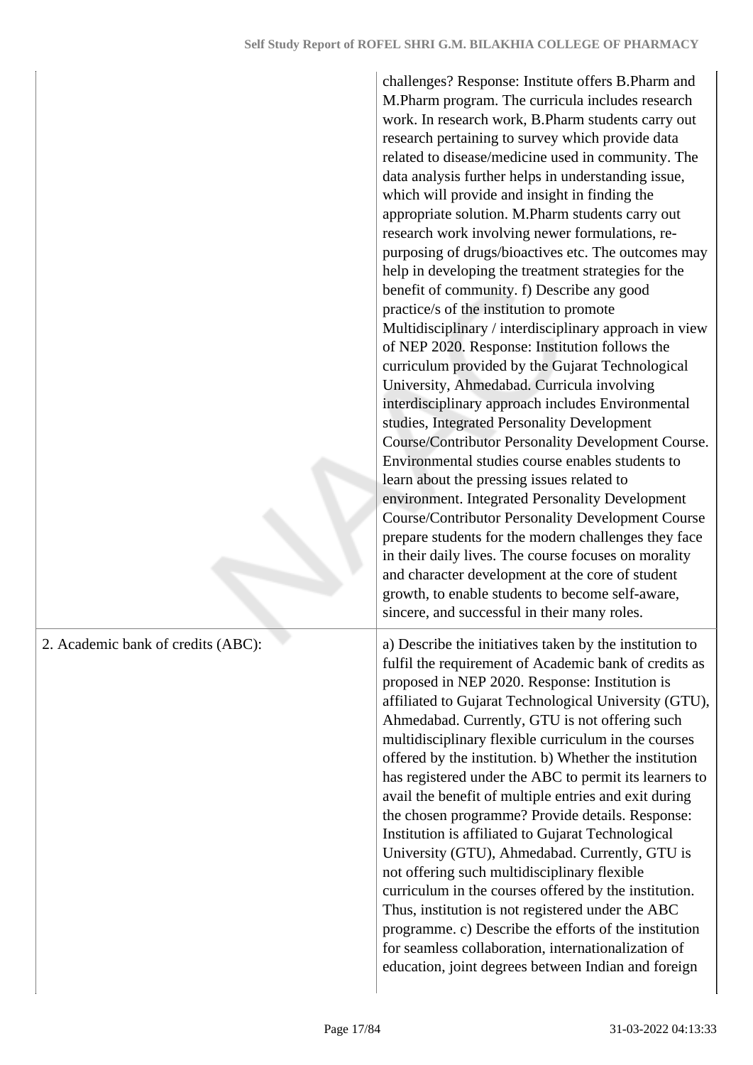| | |
|---|---|
| | challenges? Response: Institute offers B.Pharm and M.Pharm program. The curricula includes research work. In research work, B.Pharm students carry out research pertaining to survey which provide data related to disease/medicine used in community. The data analysis further helps in understanding issue, which will provide and insight in finding the appropriate solution. M.Pharm students carry out research work involving newer formulations, re-purposing of drugs/bioactives etc. The outcomes may help in developing the treatment strategies for the benefit of community. f) Describe any good practice/s of the institution to promote Multidisciplinary / interdisciplinary approach in view of NEP 2020. Response: Institution follows the curriculum provided by the Gujarat Technological University, Ahmedabad. Curricula involving interdisciplinary approach includes Environmental studies, Integrated Personality Development Course/Contributor Personality Development Course. Environmental studies course enables students to learn about the pressing issues related to environment. Integrated Personality Development Course/Contributor Personality Development Course prepare students for the modern challenges they face in their daily lives. The course focuses on morality and character development at the core of student growth, to enable students to become self-aware, sincere, and successful in their many roles. |
| 2. Academic bank of credits (ABC): | a) Describe the initiatives taken by the institution to fulfil the requirement of Academic bank of credits as proposed in NEP 2020. Response: Institution is affiliated to Gujarat Technological University (GTU), Ahmedabad. Currently, GTU is not offering such multidisciplinary flexible curriculum in the courses offered by the institution. b) Whether the institution has registered under the ABC to permit its learners to avail the benefit of multiple entries and exit during the chosen programme? Provide details. Response: Institution is affiliated to Gujarat Technological University (GTU), Ahmedabad. Currently, GTU is not offering such multidisciplinary flexible curriculum in the courses offered by the institution. Thus, institution is not registered under the ABC programme. c) Describe the efforts of the institution for seamless collaboration, internationalization of education, joint degrees between Indian and foreign |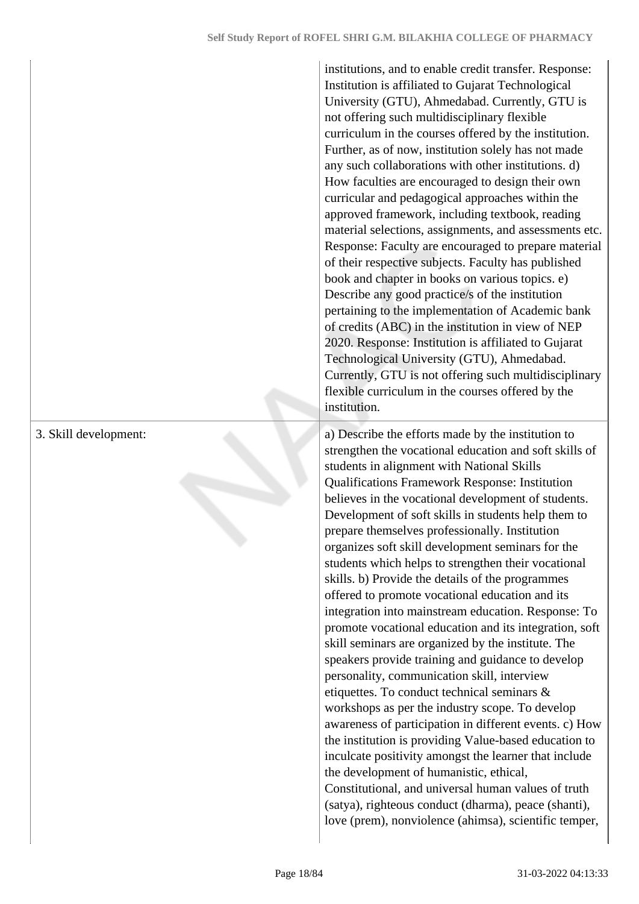| | |
|---|---|
| | institutions, and to enable credit transfer. Response: Institution is affiliated to Gujarat Technological University (GTU), Ahmedabad. Currently, GTU is not offering such multidisciplinary flexible curriculum in the courses offered by the institution. Further, as of now, institution solely has not made any such collaborations with other institutions. d) How faculties are encouraged to design their own curricular and pedagogical approaches within the approved framework, including textbook, reading material selections, assignments, and assessments etc. Response: Faculty are encouraged to prepare material of their respective subjects. Faculty has published book and chapter in books on various topics. e) Describe any good practice/s of the institution pertaining to the implementation of Academic bank of credits (ABC) in the institution in view of NEP 2020. Response: Institution is affiliated to Gujarat Technological University (GTU), Ahmedabad. Currently, GTU is not offering such multidisciplinary flexible curriculum in the courses offered by the institution. |
| 3. Skill development: | a) Describe the efforts made by the institution to strengthen the vocational education and soft skills of students in alignment with National Skills Qualifications Framework Response: Institution believes in the vocational development of students. Development of soft skills in students help them to prepare themselves professionally. Institution organizes soft skill development seminars for the students which helps to strengthen their vocational skills. b) Provide the details of the programmes offered to promote vocational education and its integration into mainstream education. Response: To promote vocational education and its integration, soft skill seminars are organized by the institute. The speakers provide training and guidance to develop personality, communication skill, interview etiquettes. To conduct technical seminars & workshops as per the industry scope. To develop awareness of participation in different events. c) How the institution is providing Value-based education to inculcate positivity amongst the learner that include the development of humanistic, ethical, Constitutional, and universal human values of truth (satya), righteous conduct (dharma), peace (shanti), love (prem), nonviolence (ahimsa), scientific temper, |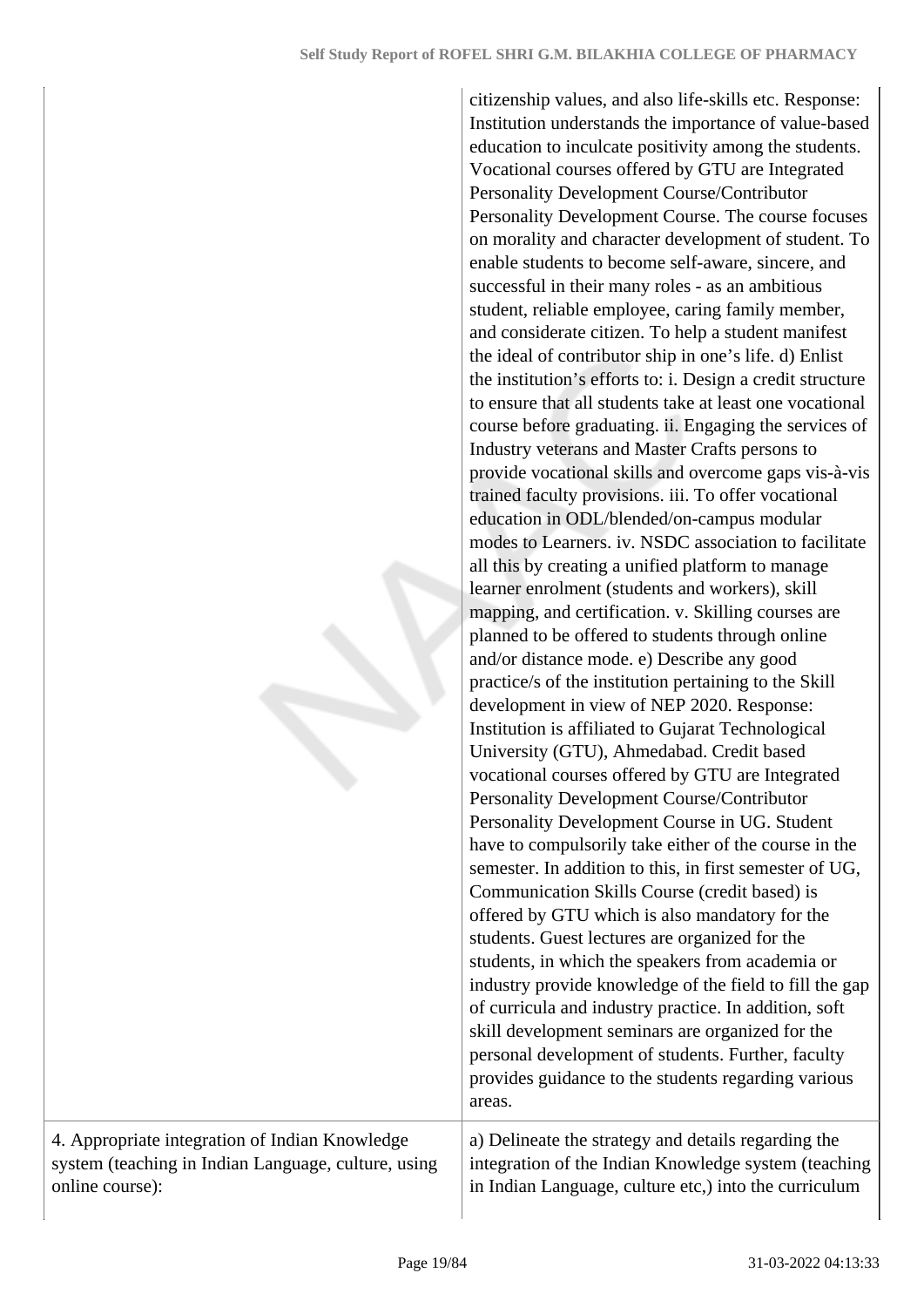| | |
|---|---|
| | citizenship values, and also life-skills etc. Response: Institution understands the importance of value-based education to inculcate positivity among the students. Vocational courses offered by GTU are Integrated Personality Development Course/Contributor Personality Development Course. The course focuses on morality and character development of student. To enable students to become self-aware, sincere, and successful in their many roles - as an ambitious student, reliable employee, caring family member, and considerate citizen. To help a student manifest the ideal of contributor ship in one's life. d) Enlist the institution's efforts to: i. Design a credit structure to ensure that all students take at least one vocational course before graduating. ii. Engaging the services of Industry veterans and Master Crafts persons to provide vocational skills and overcome gaps vis-à-vis trained faculty provisions. iii. To offer vocational education in ODL/blended/on-campus modular modes to Learners. iv. NSDC association to facilitate all this by creating a unified platform to manage learner enrolment (students and workers), skill mapping, and certification. v. Skilling courses are planned to be offered to students through online and/or distance mode. e) Describe any good practice/s of the institution pertaining to the Skill development in view of NEP 2020. Response: Institution is affiliated to Gujarat Technological University (GTU), Ahmedabad. Credit based vocational courses offered by GTU are Integrated Personality Development Course/Contributor Personality Development Course in UG. Student have to compulsorily take either of the course in the semester. In addition to this, in first semester of UG, Communication Skills Course (credit based) is offered by GTU which is also mandatory for the students. Guest lectures are organized for the students, in which the speakers from academia or industry provide knowledge of the field to fill the gap of curricula and industry practice. In addition, soft skill development seminars are organized for the personal development of students. Further, faculty provides guidance to the students regarding various areas. |
| 4. Appropriate integration of Indian Knowledge system (teaching in Indian Language, culture, using online course): | a) Delineate the strategy and details regarding the integration of the Indian Knowledge system (teaching in Indian Language, culture etc,) into the curriculum |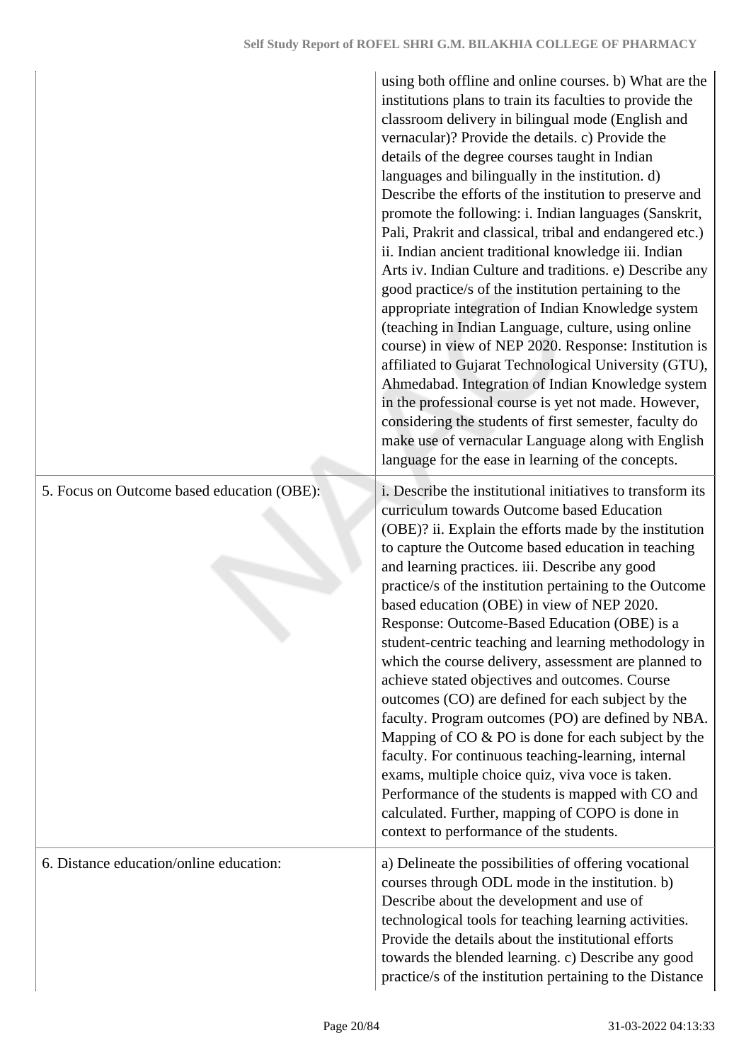| | |
|---|---|
| | using both offline and online courses. b) What are the institutions plans to train its faculties to provide the classroom delivery in bilingual mode (English and vernacular)? Provide the details. c) Provide the details of the degree courses taught in Indian languages and bilingually in the institution. d) Describe the efforts of the institution to preserve and promote the following: i. Indian languages (Sanskrit, Pali, Prakrit and classical, tribal and endangered etc.) ii. Indian ancient traditional knowledge iii. Indian Arts iv. Indian Culture and traditions. e) Describe any good practice/s of the institution pertaining to the appropriate integration of Indian Knowledge system (teaching in Indian Language, culture, using online course) in view of NEP 2020. Response: Institution is affiliated to Gujarat Technological University (GTU), Ahmedabad. Integration of Indian Knowledge system in the professional course is yet not made. However, considering the students of first semester, faculty do make use of vernacular Language along with English language for the ease in learning of the concepts. |
| 5. Focus on Outcome based education (OBE): | i. Describe the institutional initiatives to transform its curriculum towards Outcome based Education (OBE)? ii. Explain the efforts made by the institution to capture the Outcome based education in teaching and learning practices. iii. Describe any good practice/s of the institution pertaining to the Outcome based education (OBE) in view of NEP 2020. Response: Outcome-Based Education (OBE) is a student-centric teaching and learning methodology in which the course delivery, assessment are planned to achieve stated objectives and outcomes. Course outcomes (CO) are defined for each subject by the faculty. Program outcomes (PO) are defined by NBA. Mapping of CO & PO is done for each subject by the faculty. For continuous teaching-learning, internal exams, multiple choice quiz, viva voce is taken. Performance of the students is mapped with CO and calculated. Further, mapping of COPO is done in context to performance of the students. |
| 6. Distance education/online education: | a) Delineate the possibilities of offering vocational courses through ODL mode in the institution. b) Describe about the development and use of technological tools for teaching learning activities. Provide the details about the institutional efforts towards the blended learning. c) Describe any good practice/s of the institution pertaining to the Distance |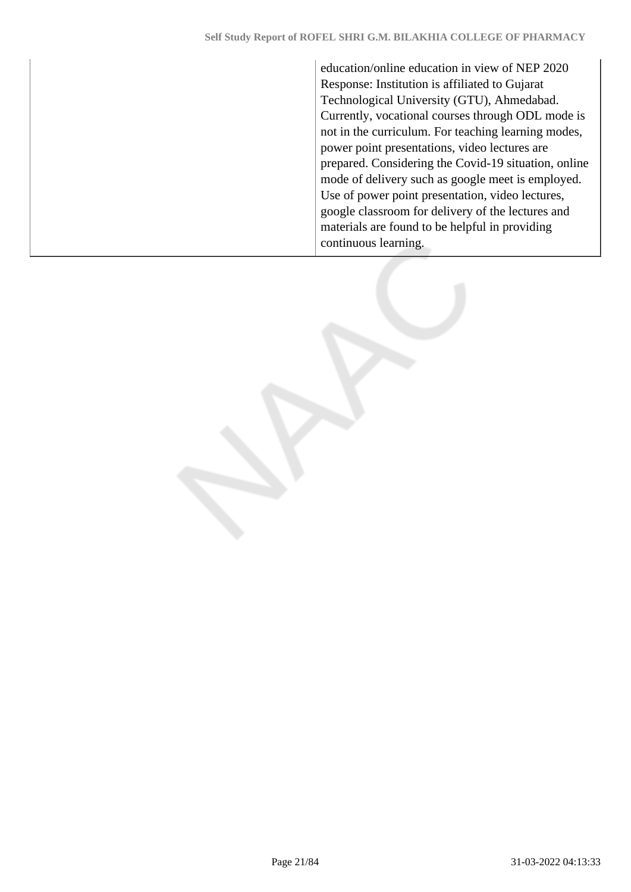| | education/online education in view of NEP 2020<br>Response: Institution is affiliated to Gujarat Technological University (GTU), Ahmedabad. Currently, vocational courses through ODL mode is not in the curriculum. For teaching learning modes, power point presentations, video lectures are prepared. Considering the Covid-19 situation, online mode of delivery such as google meet is employed. Use of power point presentation, video lectures, google classroom for delivery of the lectures and materials are found to be helpful in providing continuous learning. |
|---|---|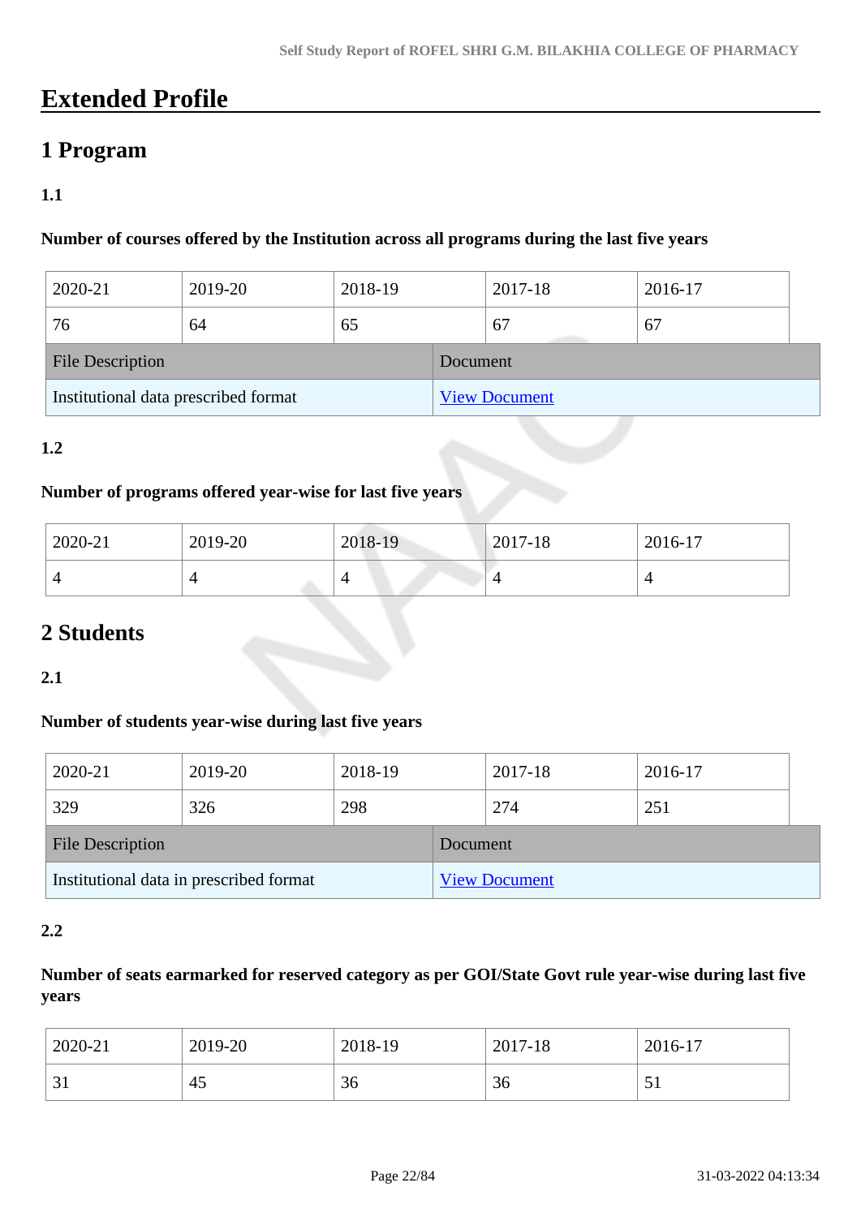# Extended Profile

## 1 Program

### 1.1

**Number of courses offered by the Institution across all programs during the last five years**

| 2020-21 | 2019-20 | 2018-19 | 2017-18 | 2016-17 |
|---|---|---|---|---|
| 76 | 64 | 65 | 67 | 67 |

| File Description | Document |
|---|---|
| Institutional data prescribed format | View Document |

### 1.2

**Number of programs offered year-wise for last five years**

| 2020-21 | 2019-20 | 2018-19 | 2017-18 | 2016-17 |
|---|---|---|---|---|
| 4 | 4 | 4 | 4 | 4 |

## 2 Students

### 2.1

**Number of students year-wise during last five years**

| 2020-21 | 2019-20 | 2018-19 | 2017-18 | 2016-17 |
|---|---|---|---|---|
| 329 | 326 | 298 | 274 | 251 |

| File Description | Document |
|---|---|
| Institutional data in prescribed format | View Document |

### 2.2

**Number of seats earmarked for reserved category as per GOI/State Govt rule year-wise during last five years**

| 2020-21 | 2019-20 | 2018-19 | 2017-18 | 2016-17 |
|---|---|---|---|---|
| 31 | 45 | 36 | 36 | 51 |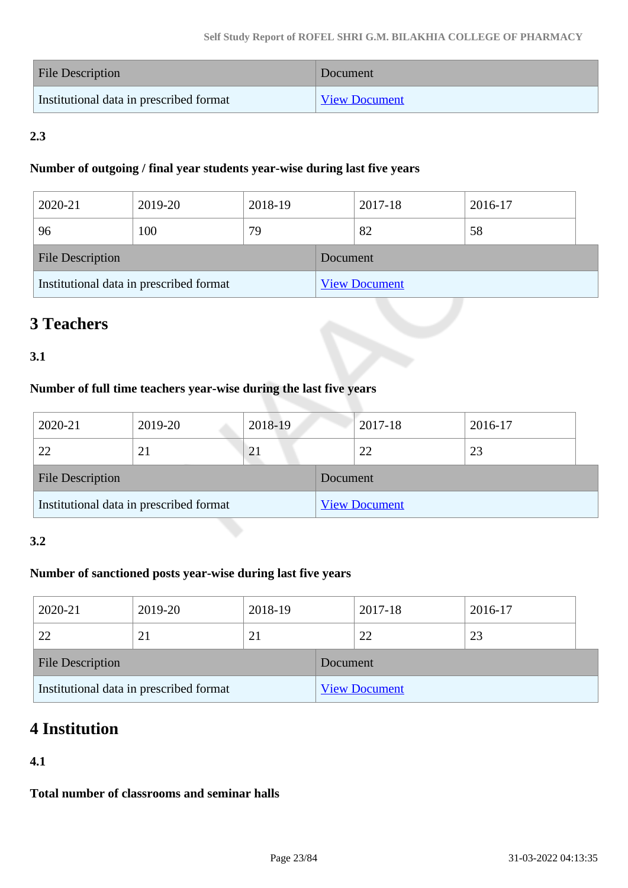| File Description | Document |
| --- | --- |
| Institutional data in prescribed format | View Document |

**2.3**

**Number of outgoing / final year students year-wise during last five years**

| 2020-21 | 2019-20 | 2018-19 | 2017-18 | 2016-17 |
| --- | --- | --- | --- | --- |
| 96 | 100 | 79 | 82 | 58 |

| File Description | Document |
| --- | --- |
| Institutional data in prescribed format | View Document |

## 3 Teachers

**3.1**

**Number of full time teachers year-wise during the last five years**

| 2020-21 | 2019-20 | 2018-19 | 2017-18 | 2016-17 |
| --- | --- | --- | --- | --- |
| 22 | 21 | 21 | 22 | 23 |

| File Description | Document |
| --- | --- |
| Institutional data in prescribed format | View Document |

**3.2**

**Number of sanctioned posts year-wise during last five years**

| 2020-21 | 2019-20 | 2018-19 | 2017-18 | 2016-17 |
| --- | --- | --- | --- | --- |
| 22 | 21 | 21 | 22 | 23 |

| File Description | Document |
| --- | --- |
| Institutional data in prescribed format | View Document |

## 4 Institution

**4.1**

**Total number of classrooms and seminar halls**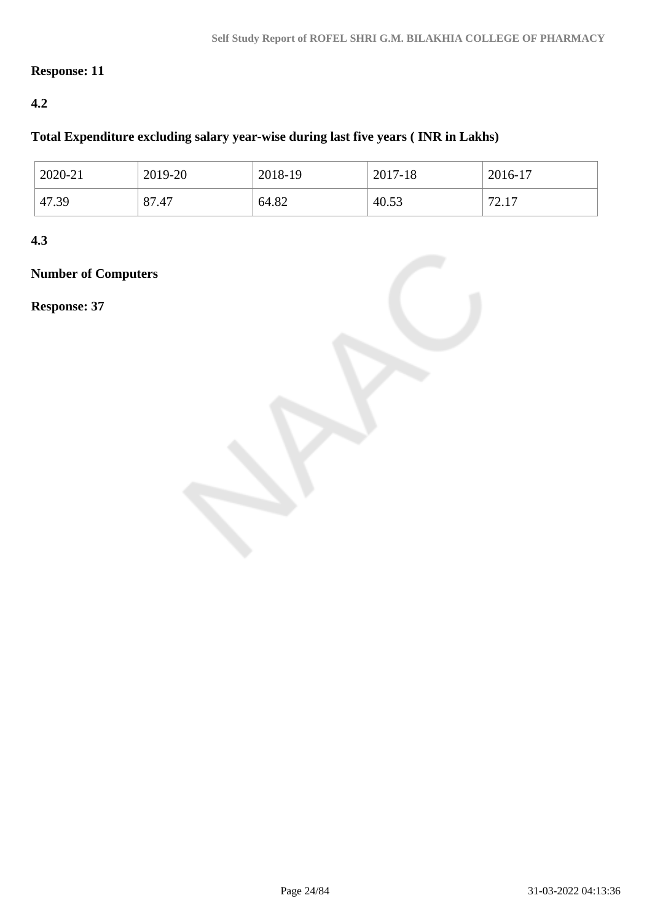**Response: 11**

**4.2**

**Total Expenditure excluding salary year-wise during last five years ( INR in Lakhs)**

| 2020-21 | 2019-20 | 2018-19 | 2017-18 | 2016-17 |
|---|---|---|---|---|
| 47.39 | 87.47 | 64.82 | 40.53 | 72.17 |

**4.3**

**Number of Computers**

**Response: 37**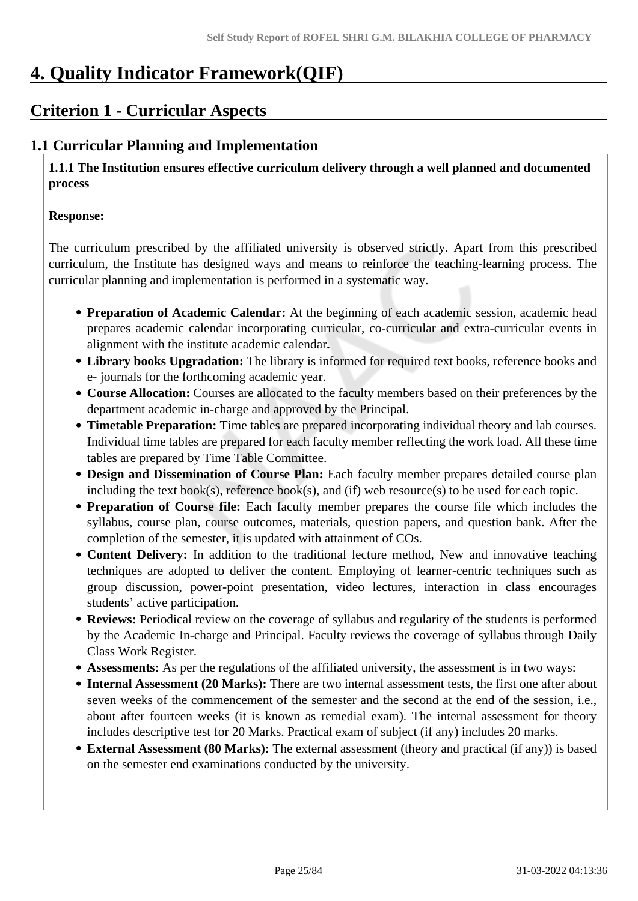# 4. Quality Indicator Framework(QIF)

## Criterion 1 - Curricular Aspects

### 1.1 Curricular Planning and Implementation

**1.1.1 The Institution ensures effective curriculum delivery through a well planned and documented process**

**Response:**

The curriculum prescribed by the affiliated university is observed strictly. Apart from this prescribed curriculum, the Institute has designed ways and means to reinforce the teaching-learning process. The curricular planning and implementation is performed in a systematic way.

- **Preparation of Academic Calendar:** At the beginning of each academic session, academic head prepares academic calendar incorporating curricular, co-curricular and extra-curricular events in alignment with the institute academic calendar**.**
- **Library books Upgradation:** The library is informed for required text books, reference books and e- journals for the forthcoming academic year.
- **Course Allocation:** Courses are allocated to the faculty members based on their preferences by the department academic in-charge and approved by the Principal.
- **Timetable Preparation:** Time tables are prepared incorporating individual theory and lab courses. Individual time tables are prepared for each faculty member reflecting the work load. All these time tables are prepared by Time Table Committee.
- **Design and Dissemination of Course Plan:** Each faculty member prepares detailed course plan including the text book(s), reference book(s), and (if) web resource(s) to be used for each topic.
- **Preparation of Course file:** Each faculty member prepares the course file which includes the syllabus, course plan, course outcomes, materials, question papers, and question bank. After the completion of the semester, it is updated with attainment of COs.
- **Content Delivery:** In addition to the traditional lecture method, New and innovative teaching techniques are adopted to deliver the content. Employing of learner-centric techniques such as group discussion, power-point presentation, video lectures, interaction in class encourages students' active participation.
- **Reviews:** Periodical review on the coverage of syllabus and regularity of the students is performed by the Academic In-charge and Principal. Faculty reviews the coverage of syllabus through Daily Class Work Register.
- **Assessments:** As per the regulations of the affiliated university, the assessment is in two ways:
- **Internal Assessment (20 Marks):** There are two internal assessment tests, the first one after about seven weeks of the commencement of the semester and the second at the end of the session, i.e., about after fourteen weeks (it is known as remedial exam). The internal assessment for theory includes descriptive test for 20 Marks. Practical exam of subject (if any) includes 20 marks.
- **External Assessment (80 Marks):** The external assessment (theory and practical (if any)) is based on the semester end examinations conducted by the university.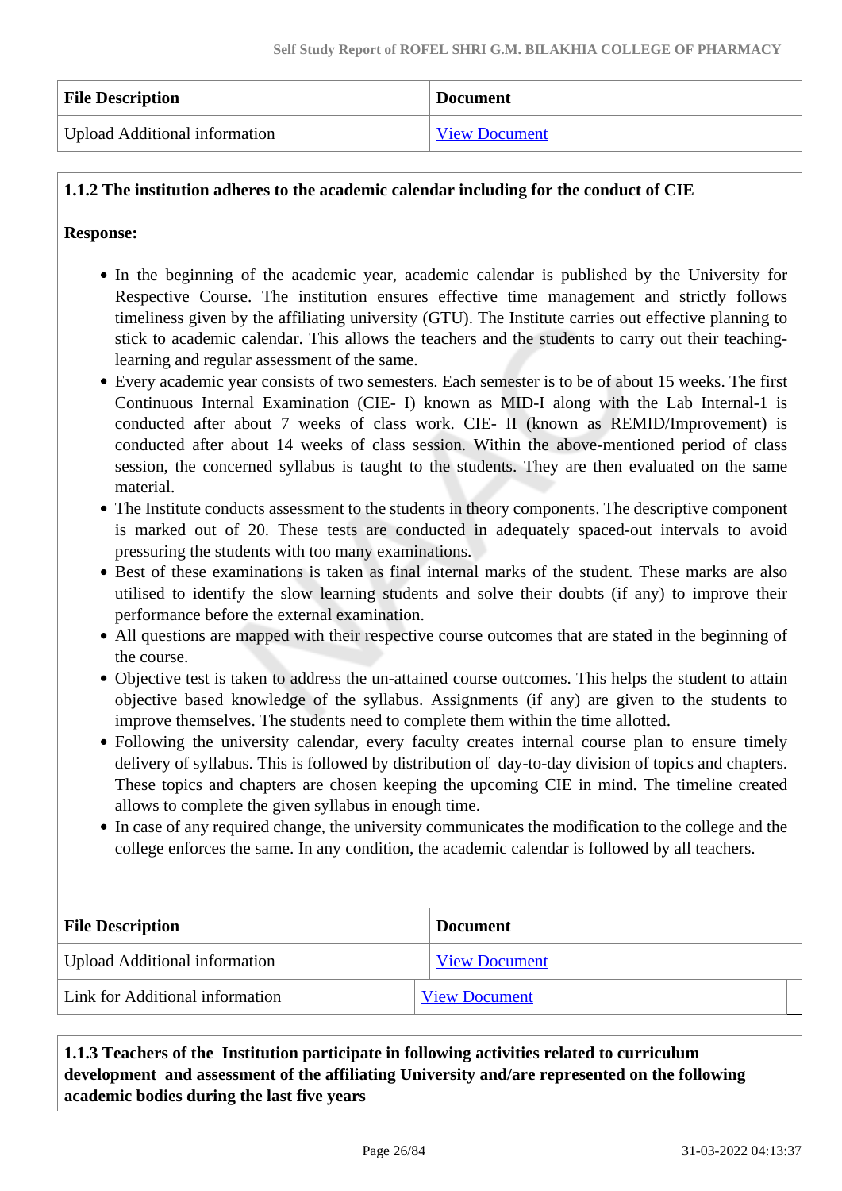| File Description | Document |
|---|---|
| Upload Additional information | View Document |

**1.1.2 The institution adheres to the academic calendar including for the conduct of CIE**

**Response:**

- In the beginning of the academic year, academic calendar is published by the University for Respective Course. The institution ensures effective time management and strictly follows timeliness given by the affiliating university (GTU). The Institute carries out effective planning to stick to academic calendar. This allows the teachers and the students to carry out their teaching-learning and regular assessment of the same.
- Every academic year consists of two semesters. Each semester is to be of about 15 weeks. The first Continuous Internal Examination (CIE- I) known as MID-I along with the Lab Internal-1 is conducted after about 7 weeks of class work. CIE- II (known as REMID/Improvement) is conducted after about 14 weeks of class session. Within the above-mentioned period of class session, the concerned syllabus is taught to the students. They are then evaluated on the same material.
- The Institute conducts assessment to the students in theory components. The descriptive component is marked out of 20. These tests are conducted in adequately spaced-out intervals to avoid pressuring the students with too many examinations.
- Best of these examinations is taken as final internal marks of the student. These marks are also utilised to identify the slow learning students and solve their doubts (if any) to improve their performance before the external examination.
- All questions are mapped with their respective course outcomes that are stated in the beginning of the course.
- Objective test is taken to address the un-attained course outcomes. This helps the student to attain objective based knowledge of the syllabus. Assignments (if any) are given to the students to improve themselves. The students need to complete them within the time allotted.
- Following the university calendar, every faculty creates internal course plan to ensure timely delivery of syllabus. This is followed by distribution of day-to-day division of topics and chapters. These topics and chapters are chosen keeping the upcoming CIE in mind. The timeline created allows to complete the given syllabus in enough time.
- In case of any required change, the university communicates the modification to the college and the college enforces the same. In any condition, the academic calendar is followed by all teachers.

| File Description | Document |
|---|---|
| Upload Additional information | View Document |
| Link for Additional information | View Document |

**1.1.3 Teachers of the Institution participate in following activities related to curriculum development and assessment of the affiliating University and/are represented on the following academic bodies during the last five years**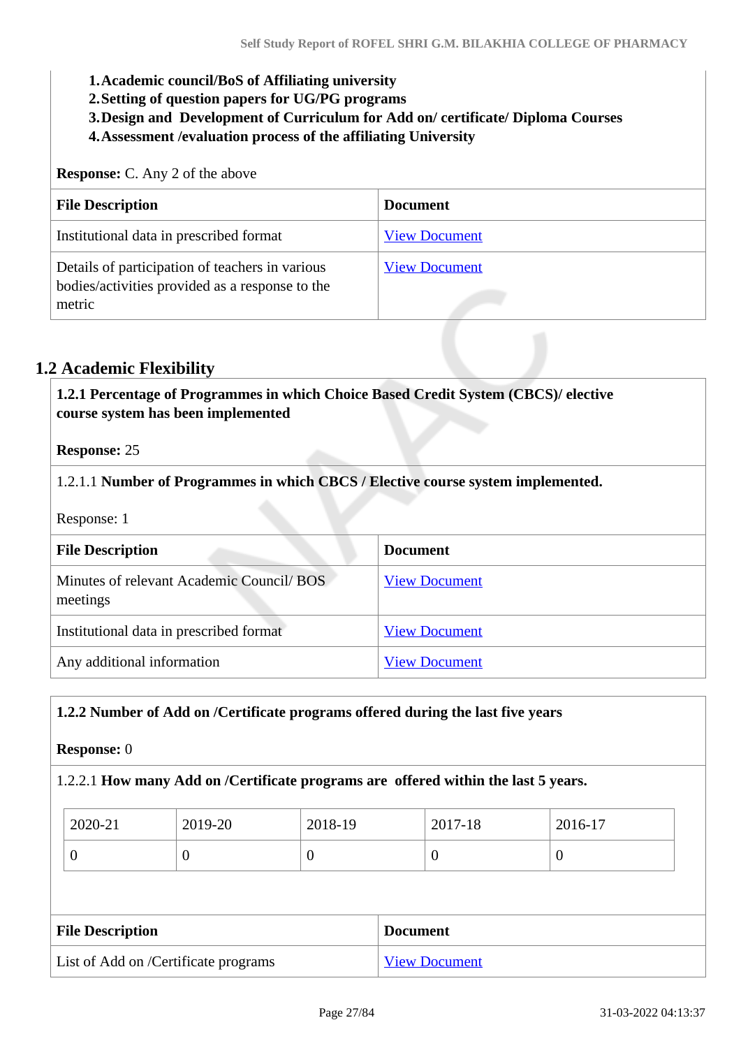1. **Academic council/BoS of Affiliating university**
2. **Setting of question papers for UG/PG programs**
3. **Design and Development of Curriculum for Add on/ certificate/ Diploma Courses**
4. **Assessment /evaluation process of the affiliating University**

**Response:** C. Any 2 of the above

| File Description | Document |
|---|---|
| Institutional data in prescribed format | View Document |
| Details of participation of teachers in various bodies/activities provided as a response to the metric | View Document |

## 1.2 Academic Flexibility

**1.2.1 Percentage of Programmes in which Choice Based Credit System (CBCS)/ elective course system has been implemented**

**Response:** 25

1.2.1.1 **Number of Programmes in which CBCS / Elective course system implemented.**

Response: 1

| File Description | Document |
|---|---|
| Minutes of relevant Academic Council/ BOS meetings | View Document |
| Institutional data in prescribed format | View Document |
| Any additional information | View Document |

**1.2.2 Number of Add on /Certificate programs offered during the last five years**

**Response:** 0

1.2.2.1 **How many Add on /Certificate programs are offered within the last 5 years.**

| 2020-21 | 2019-20 | 2018-19 | 2017-18 | 2016-17 |
|---|---|---|---|---|
| 0 | 0 | 0 | 0 | 0 |

| File Description | Document |
|---|---|
| List of Add on /Certificate programs | View Document |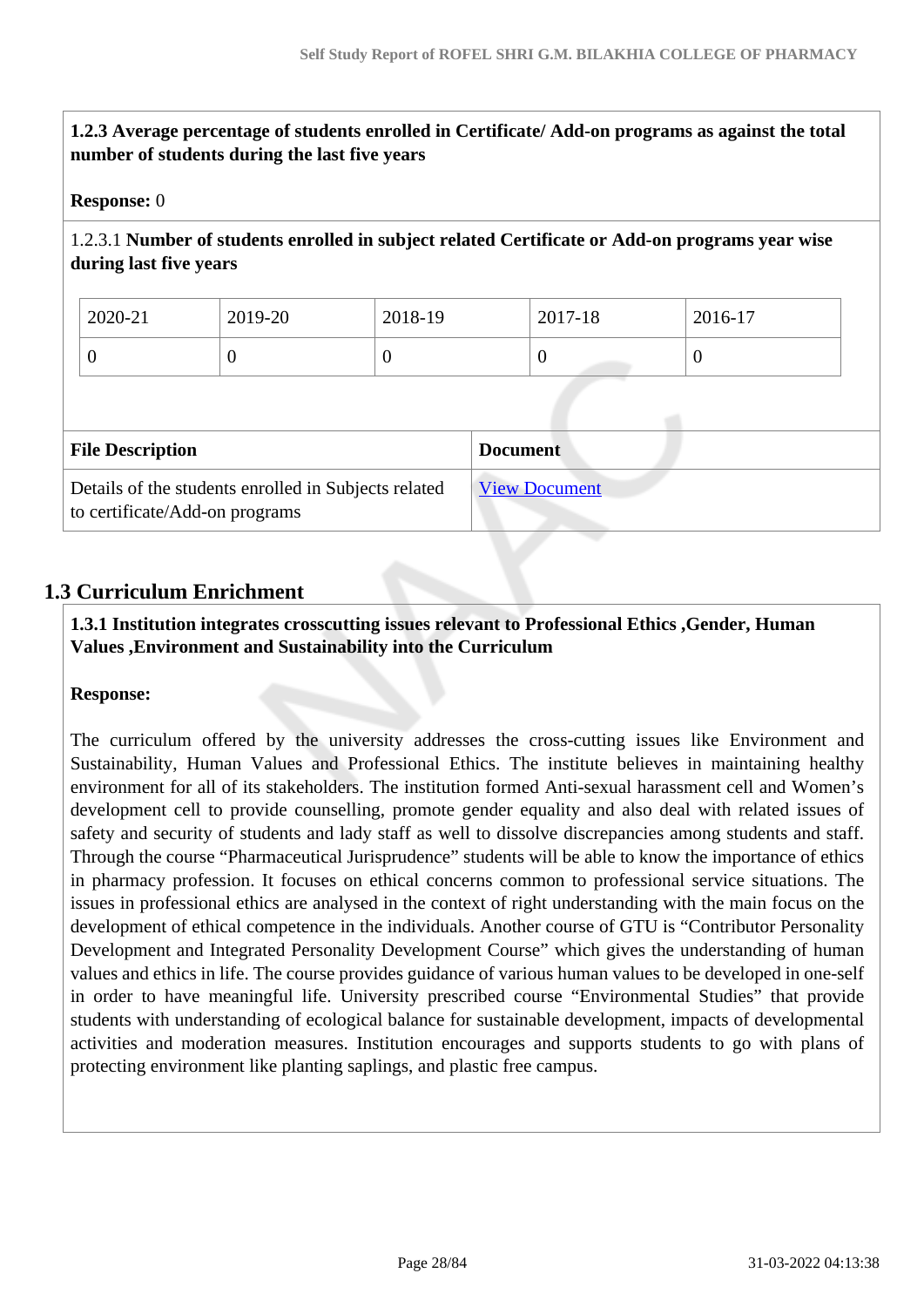**1.2.3 Average percentage of students enrolled in Certificate/ Add-on programs as against the total number of students during the last five years**

**Response:** 0

1.2.3.1 **Number of students enrolled in subject related Certificate or Add-on programs year wise during last five years**

| 2020-21 | 2019-20 | 2018-19 | 2017-18 | 2016-17 |
|---|---|---|---|---|
| 0 | 0 | 0 | 0 | 0 |

| File Description | Document |
|---|---|
| Details of the students enrolled in Subjects related to certificate/Add-on programs | View Document |

## 1.3 Curriculum Enrichment

**1.3.1 Institution integrates crosscutting issues relevant to Professional Ethics ,Gender, Human Values ,Environment and Sustainability into the Curriculum**

**Response:**

The curriculum offered by the university addresses the cross-cutting issues like Environment and Sustainability, Human Values and Professional Ethics. The institute believes in maintaining healthy environment for all of its stakeholders. The institution formed Anti-sexual harassment cell and Women's development cell to provide counselling, promote gender equality and also deal with related issues of safety and security of students and lady staff as well to dissolve discrepancies among students and staff. Through the course "Pharmaceutical Jurisprudence" students will be able to know the importance of ethics in pharmacy profession. It focuses on ethical concerns common to professional service situations. The issues in professional ethics are analysed in the context of right understanding with the main focus on the development of ethical competence in the individuals. Another course of GTU is "Contributor Personality Development and Integrated Personality Development Course" which gives the understanding of human values and ethics in life. The course provides guidance of various human values to be developed in one-self in order to have meaningful life. University prescribed course "Environmental Studies" that provide students with understanding of ecological balance for sustainable development, impacts of developmental activities and moderation measures. Institution encourages and supports students to go with plans of protecting environment like planting saplings, and plastic free campus.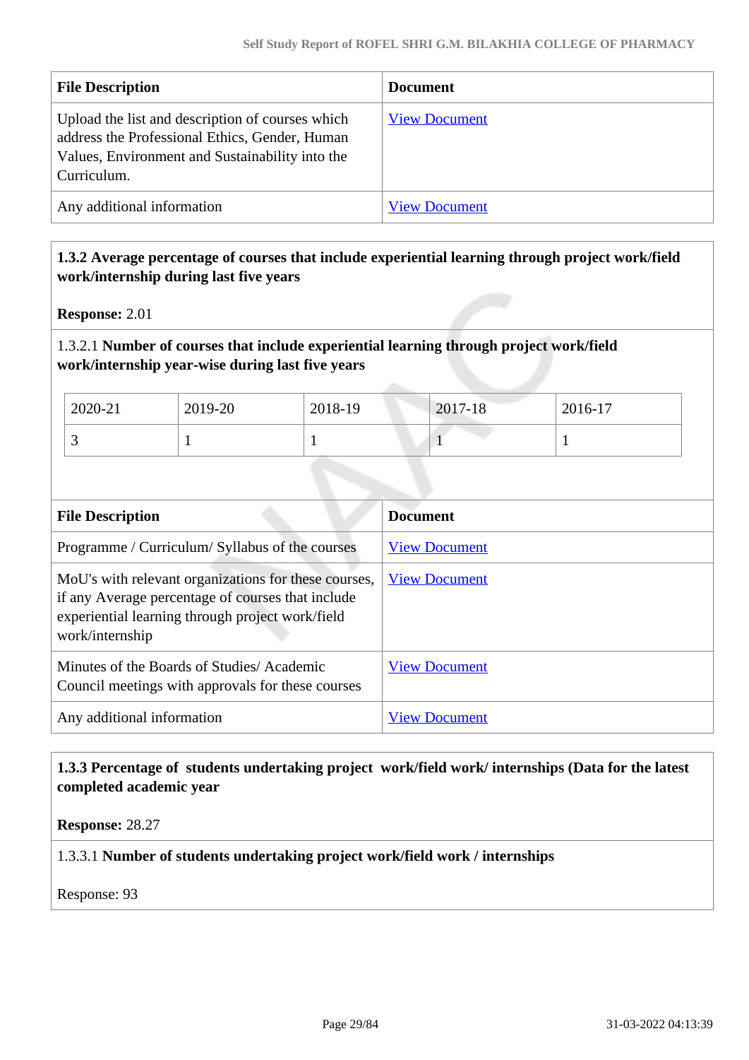| File Description | Document |
|---|---|
| Upload the list and description of courses which address the Professional Ethics, Gender, Human Values, Environment and Sustainability into the Curriculum. | View Document |
| Any additional information | View Document |

**1.3.2 Average percentage of courses that include experiential learning through project work/field work/internship during last five years**

**Response:** 2.01

1.3.2.1 **Number of courses that include experiential learning through project work/field work/internship year-wise during last five years**

| 2020-21 | 2019-20 | 2018-19 | 2017-18 | 2016-17 |
|---|---|---|---|---|
| 3 | 1 | 1 | 1 | 1 |

| File Description | Document |
|---|---|
| Programme / Curriculum/ Syllabus of the courses | View Document |
| MoU's with relevant organizations for these courses, if any Average percentage of courses that include experiential learning through project work/field work/internship | View Document |
| Minutes of the Boards of Studies/ Academic Council meetings with approvals for these courses | View Document |
| Any additional information | View Document |

**1.3.3 Percentage of students undertaking project work/field work/ internships (Data for the latest completed academic year**

**Response:** 28.27

1.3.3.1 **Number of students undertaking project work/field work / internships**

Response: 93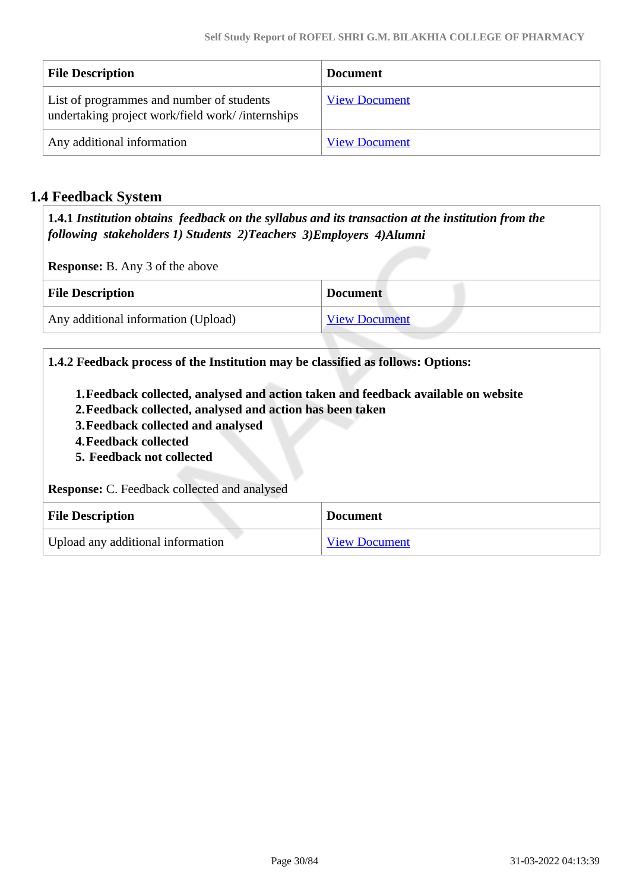| File Description | Document |
| --- | --- |
| List of programmes and number of students undertaking project work/field work/ /internships | View Document |
| Any additional information | View Document |

## 1.4 Feedback System

**1.4.1** ***Institution obtains feedback on the syllabus and its transaction at the institution from the following stakeholders 1) Students 2)Teachers 3)Employers 4)Alumni***

**Response:** B. Any 3 of the above

| File Description | Document |
| --- | --- |
| Any additional information (Upload) | View Document |

**1.4.2 Feedback process of the Institution may be classified as follows: Options:**

1. **Feedback collected, analysed and action taken and feedback available on website**
2. **Feedback collected, analysed and action has been taken**
3. **Feedback collected and analysed**
4. **Feedback collected**
5. **Feedback not collected**

**Response:** C. Feedback collected and analysed

| File Description | Document |
| --- | --- |
| Upload any additional information | View Document |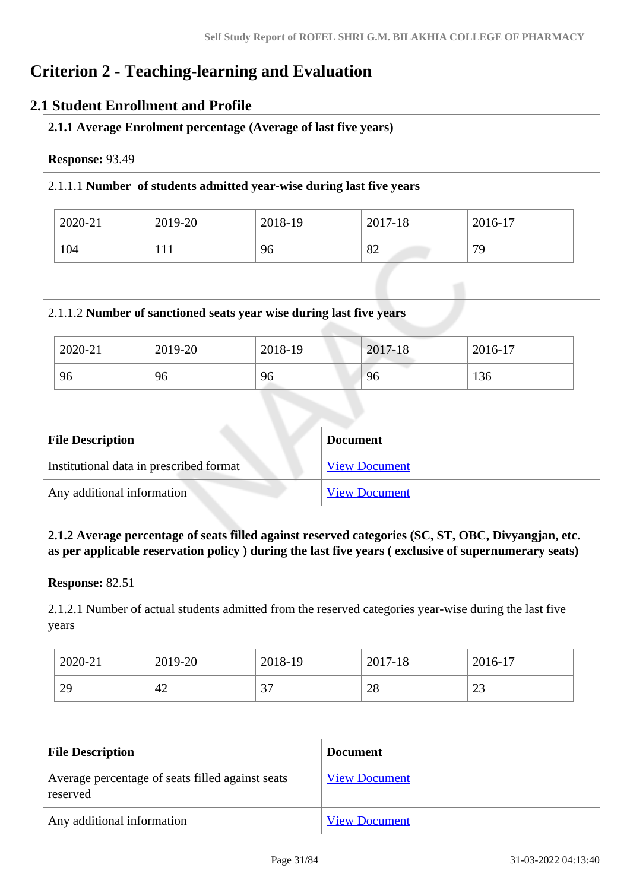# Criterion 2 - Teaching-learning and Evaluation

## 2.1 Student Enrollment and Profile

**2.1.1 Average Enrolment percentage (Average of last five years)**

**Response:** 93.49

2.1.1.1 **Number of students admitted year-wise during last five years**

| 2020-21 | 2019-20 | 2018-19 | 2017-18 | 2016-17 |
|---|---|---|---|---|
| 104 | 111 | 96 | 82 | 79 |

2.1.1.2 **Number of sanctioned seats year wise during last five years**

| 2020-21 | 2019-20 | 2018-19 | 2017-18 | 2016-17 |
|---|---|---|---|---|
| 96 | 96 | 96 | 96 | 136 |

| File Description | Document |
|---|---|
| Institutional data in prescribed format | View Document |
| Any additional information | View Document |

**2.1.2 Average percentage of seats filled against reserved categories (SC, ST, OBC, Divyangjan, etc. as per applicable reservation policy ) during the last five years ( exclusive of supernumerary seats)**

**Response:** 82.51

2.1.2.1 Number of actual students admitted from the reserved categories year-wise during the last five years

| 2020-21 | 2019-20 | 2018-19 | 2017-18 | 2016-17 |
|---|---|---|---|---|
| 29 | 42 | 37 | 28 | 23 |

| File Description | Document |
|---|---|
| Average percentage of seats filled against seats reserved | View Document |
| Any additional information | View Document |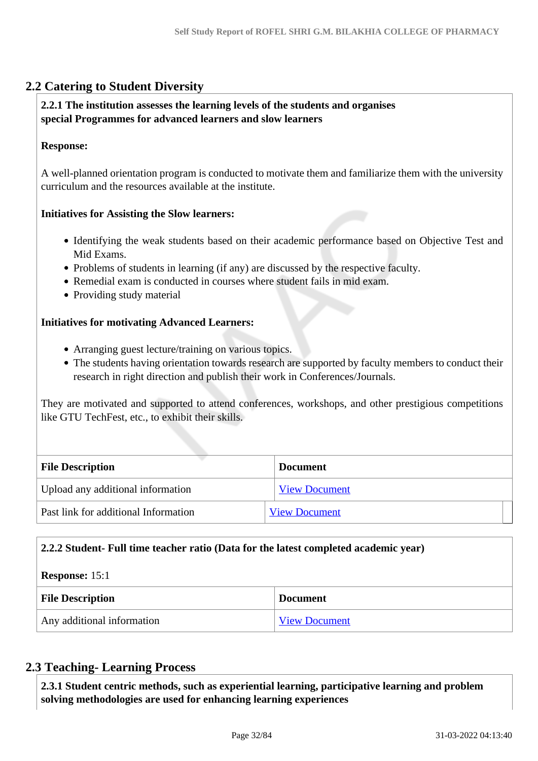## 2.2 Catering to Student Diversity

**2.2.1 The institution assesses the learning levels of the students and organises special Programmes for advanced learners and slow learners**

**Response:**

A well-planned orientation program is conducted to motivate them and familiarize them with the university curriculum and the resources available at the institute.

**Initiatives for Assisting the Slow learners:**

- Identifying the weak students based on their academic performance based on Objective Test and Mid Exams.
- Problems of students in learning (if any) are discussed by the respective faculty.
- Remedial exam is conducted in courses where student fails in mid exam.
- Providing study material

**Initiatives for motivating Advanced Learners:**

- Arranging guest lecture/training on various topics.
- The students having orientation towards research are supported by faculty members to conduct their research in right direction and publish their work in Conferences/Journals.

They are motivated and supported to attend conferences, workshops, and other prestigious competitions like GTU TechFest, etc., to exhibit their skills.

| File Description | Document |
| --- | --- |
| Upload any additional information | View Document |
| Past link for additional Information | View Document |

**2.2.2 Student- Full time teacher ratio (Data for the latest completed academic year)**

**Response:** 15:1

| File Description | Document |
| --- | --- |
| Any additional information | View Document |

## 2.3 Teaching- Learning Process

**2.3.1 Student centric methods, such as experiential learning, participative learning and problem solving methodologies are used for enhancing learning experiences**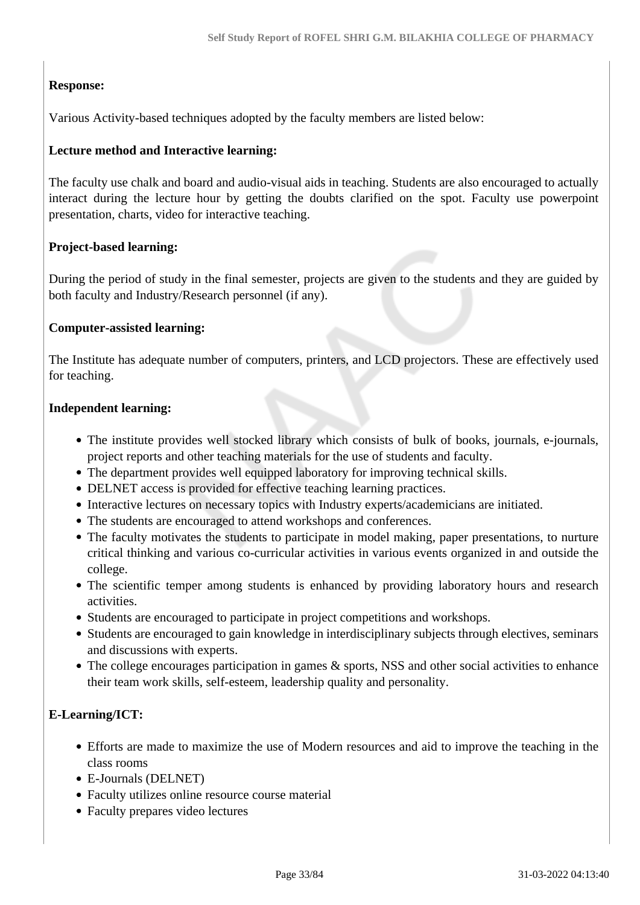**Response:**

Various Activity-based techniques adopted by the faculty members are listed below:

**Lecture method and Interactive learning:**

The faculty use chalk and board and audio-visual aids in teaching. Students are also encouraged to actually interact during the lecture hour by getting the doubts clarified on the spot. Faculty use powerpoint presentation, charts, video for interactive teaching.

**Project-based learning:**

During the period of study in the final semester, projects are given to the students and they are guided by both faculty and Industry/Research personnel (if any).

**Computer-assisted learning:**

The Institute has adequate number of computers, printers, and LCD projectors. These are effectively used for teaching.

**Independent learning:**

- The institute provides well stocked library which consists of bulk of books, journals, e-journals, project reports and other teaching materials for the use of students and faculty.
- The department provides well equipped laboratory for improving technical skills.
- DELNET access is provided for effective teaching learning practices.
- Interactive lectures on necessary topics with Industry experts/academicians are initiated.
- The students are encouraged to attend workshops and conferences.
- The faculty motivates the students to participate in model making, paper presentations, to nurture critical thinking and various co-curricular activities in various events organized in and outside the college.
- The scientific temper among students is enhanced by providing laboratory hours and research activities.
- Students are encouraged to participate in project competitions and workshops.
- Students are encouraged to gain knowledge in interdisciplinary subjects through electives, seminars and discussions with experts.
- The college encourages participation in games & sports, NSS and other social activities to enhance their team work skills, self-esteem, leadership quality and personality.

**E-Learning/ICT:**

- Efforts are made to maximize the use of Modern resources and aid to improve the teaching in the class rooms
- E-Journals (DELNET)
- Faculty utilizes online resource course material
- Faculty prepares video lectures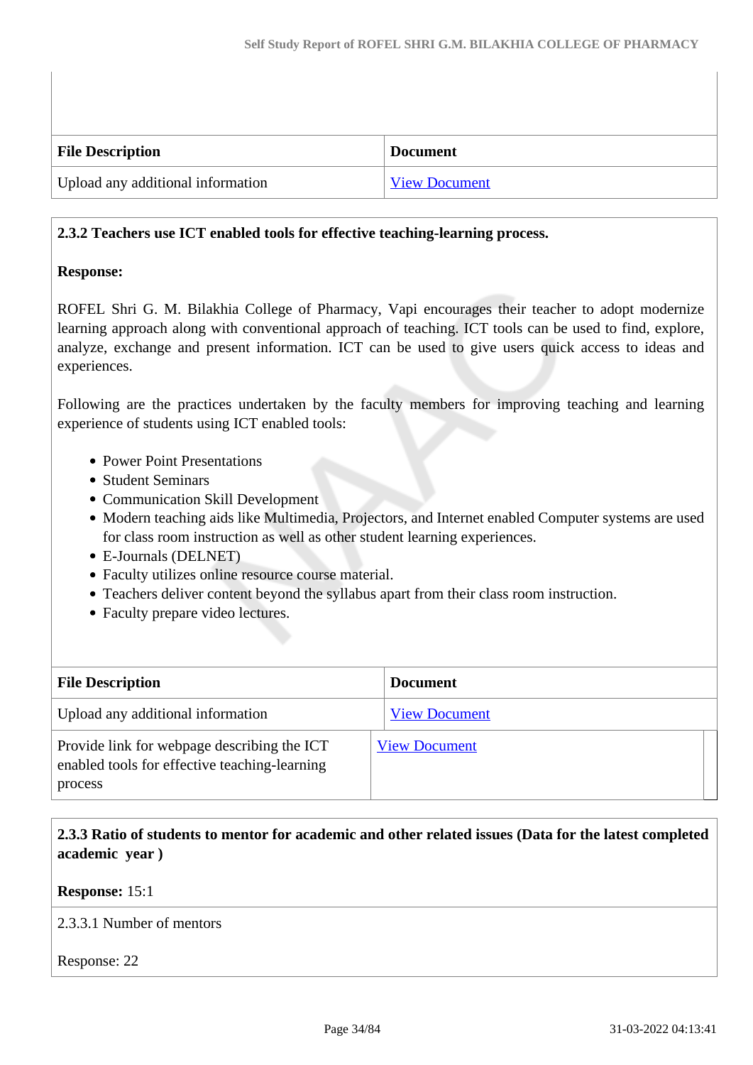| File Description | Document |
|---|---|
| Upload any additional information | View Document |

**2.3.2 Teachers use ICT enabled tools for effective teaching-learning process.**

**Response:**

ROFEL Shri G. M. Bilakhia College of Pharmacy, Vapi encourages their teacher to adopt modernize learning approach along with conventional approach of teaching. ICT tools can be used to find, explore, analyze, exchange and present information. ICT can be used to give users quick access to ideas and experiences.

Following are the practices undertaken by the faculty members for improving teaching and learning experience of students using ICT enabled tools:

- Power Point Presentations
- Student Seminars
- Communication Skill Development
- Modern teaching aids like Multimedia, Projectors, and Internet enabled Computer systems are used for class room instruction as well as other student learning experiences.
- E-Journals (DELNET)
- Faculty utilizes online resource course material.
- Teachers deliver content beyond the syllabus apart from their class room instruction.
- Faculty prepare video lectures.

| File Description | Document |
|---|---|
| Upload any additional information | View Document |
| Provide link for webpage describing the ICT enabled tools for effective teaching-learning process | View Document |

**2.3.3 Ratio of students to mentor for academic and other related issues (Data for the latest completed academic year )**

**Response:** 15:1

2.3.3.1 Number of mentors

Response: 22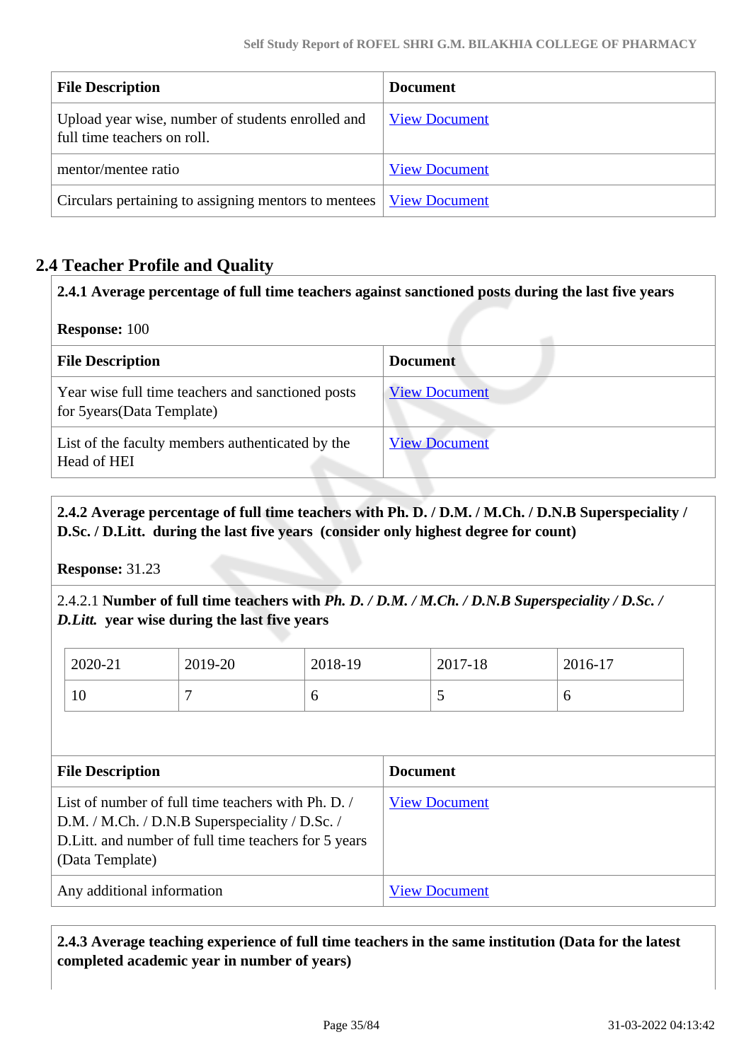| File Description | Document |
|---|---|
| Upload year wise, number of students enrolled and full time teachers on roll. | View Document |
| mentor/mentee ratio | View Document |
| Circulars pertaining to assigning mentors to mentees | View Document |

## 2.4 Teacher Profile and Quality

**2.4.1 Average percentage of full time teachers against sanctioned posts during the last five years**

**Response:** 100

| File Description | Document |
|---|---|
| Year wise full time teachers and sanctioned posts for 5years(Data Template) | View Document |
| List of the faculty members authenticated by the Head of HEI | View Document |

**2.4.2 Average percentage of full time teachers with Ph. D. / D.M. / M.Ch. / D.N.B Superspeciality / D.Sc. / D.Litt. during the last five years (consider only highest degree for count)**

**Response:** 31.23

2.4.2.1 **Number of full time teachers with *Ph. D. / D.M. / M.Ch. / D.N.B Superspeciality / D.Sc. / D.Litt.* year wise during the last five years**

| 2020-21 | 2019-20 | 2018-19 | 2017-18 | 2016-17 |
|---|---|---|---|---|
| 10 | 7 | 6 | 5 | 6 |

| File Description | Document |
|---|---|
| List of number of full time teachers with Ph. D. / D.M. / M.Ch. / D.N.B Superspeciality / D.Sc. / D.Litt. and number of full time teachers for 5 years (Data Template) | View Document |
| Any additional information | View Document |

**2.4.3 Average teaching experience of full time teachers in the same institution (Data for the latest completed academic year in number of years)**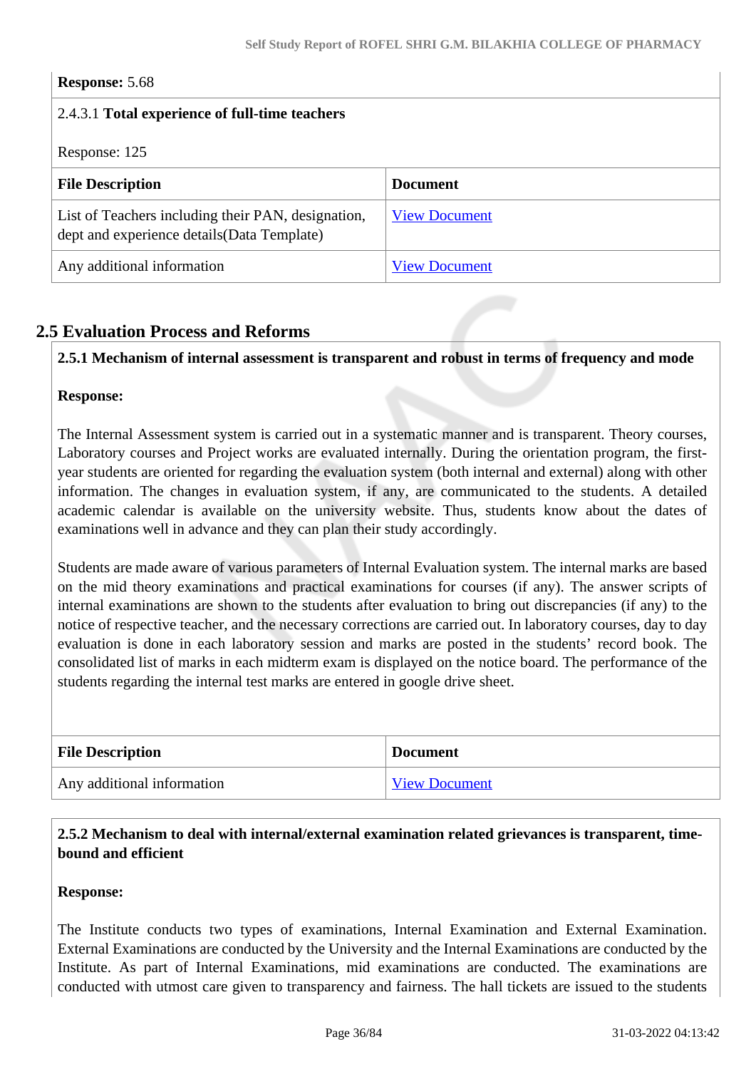**Response:** 5.68

2.4.3.1 **Total experience of full-time teachers**

Response: 125

| File Description | Document |
| --- | --- |
| List of Teachers including their PAN, designation, dept and experience details(Data Template) | View Document |
| Any additional information | View Document |

## 2.5 Evaluation Process and Reforms

**2.5.1 Mechanism of internal assessment is transparent and robust in terms of frequency and mode**

**Response:**

The Internal Assessment system is carried out in a systematic manner and is transparent. Theory courses, Laboratory courses and Project works are evaluated internally. During the orientation program, the first-year students are oriented for regarding the evaluation system (both internal and external) along with other information. The changes in evaluation system, if any, are communicated to the students. A detailed academic calendar is available on the university website. Thus, students know about the dates of examinations well in advance and they can plan their study accordingly.

Students are made aware of various parameters of Internal Evaluation system. The internal marks are based on the mid theory examinations and practical examinations for courses (if any). The answer scripts of internal examinations are shown to the students after evaluation to bring out discrepancies (if any) to the notice of respective teacher, and the necessary corrections are carried out. In laboratory courses, day to day evaluation is done in each laboratory session and marks are posted in the students' record book. The consolidated list of marks in each midterm exam is displayed on the notice board. The performance of the students regarding the internal test marks are entered in google drive sheet.

| File Description | Document |
| --- | --- |
| Any additional information | View Document |

**2.5.2 Mechanism to deal with internal/external examination related grievances is transparent, time-bound and efficient**

**Response:**

The Institute conducts two types of examinations, Internal Examination and External Examination. External Examinations are conducted by the University and the Internal Examinations are conducted by the Institute. As part of Internal Examinations, mid examinations are conducted. The examinations are conducted with utmost care given to transparency and fairness. The hall tickets are issued to the students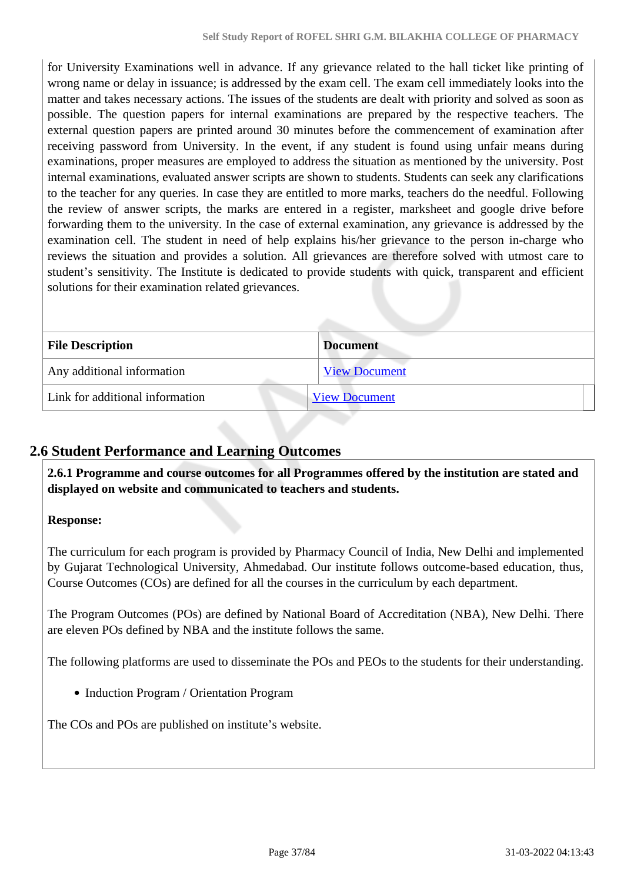for University Examinations well in advance. If any grievance related to the hall ticket like printing of wrong name or delay in issuance; is addressed by the exam cell. The exam cell immediately looks into the matter and takes necessary actions. The issues of the students are dealt with priority and solved as soon as possible. The question papers for internal examinations are prepared by the respective teachers. The external question papers are printed around 30 minutes before the commencement of examination after receiving password from University. In the event, if any student is found using unfair means during examinations, proper measures are employed to address the situation as mentioned by the university. Post internal examinations, evaluated answer scripts are shown to students. Students can seek any clarifications to the teacher for any queries. In case they are entitled to more marks, teachers do the needful. Following the review of answer scripts, the marks are entered in a register, marksheet and google drive before forwarding them to the university. In the case of external examination, any grievance is addressed by the examination cell. The student in need of help explains his/her grievance to the person in-charge who reviews the situation and provides a solution. All grievances are therefore solved with utmost care to student's sensitivity. The Institute is dedicated to provide students with quick, transparent and efficient solutions for their examination related grievances.

| File Description | Document |
|---|---|
| Any additional information | View Document |
| Link for additional information | View Document |

## 2.6 Student Performance and Learning Outcomes

**2.6.1 Programme and course outcomes for all Programmes offered by the institution are stated and displayed on website and communicated to teachers and students.**

**Response:**

The curriculum for each program is provided by Pharmacy Council of India, New Delhi and implemented by Gujarat Technological University, Ahmedabad. Our institute follows outcome-based education, thus, Course Outcomes (COs) are defined for all the courses in the curriculum by each department.

The Program Outcomes (POs) are defined by National Board of Accreditation (NBA), New Delhi. There are eleven POs defined by NBA and the institute follows the same.

The following platforms are used to disseminate the POs and PEOs to the students for their understanding.

- Induction Program / Orientation Program

The COs and POs are published on institute's website.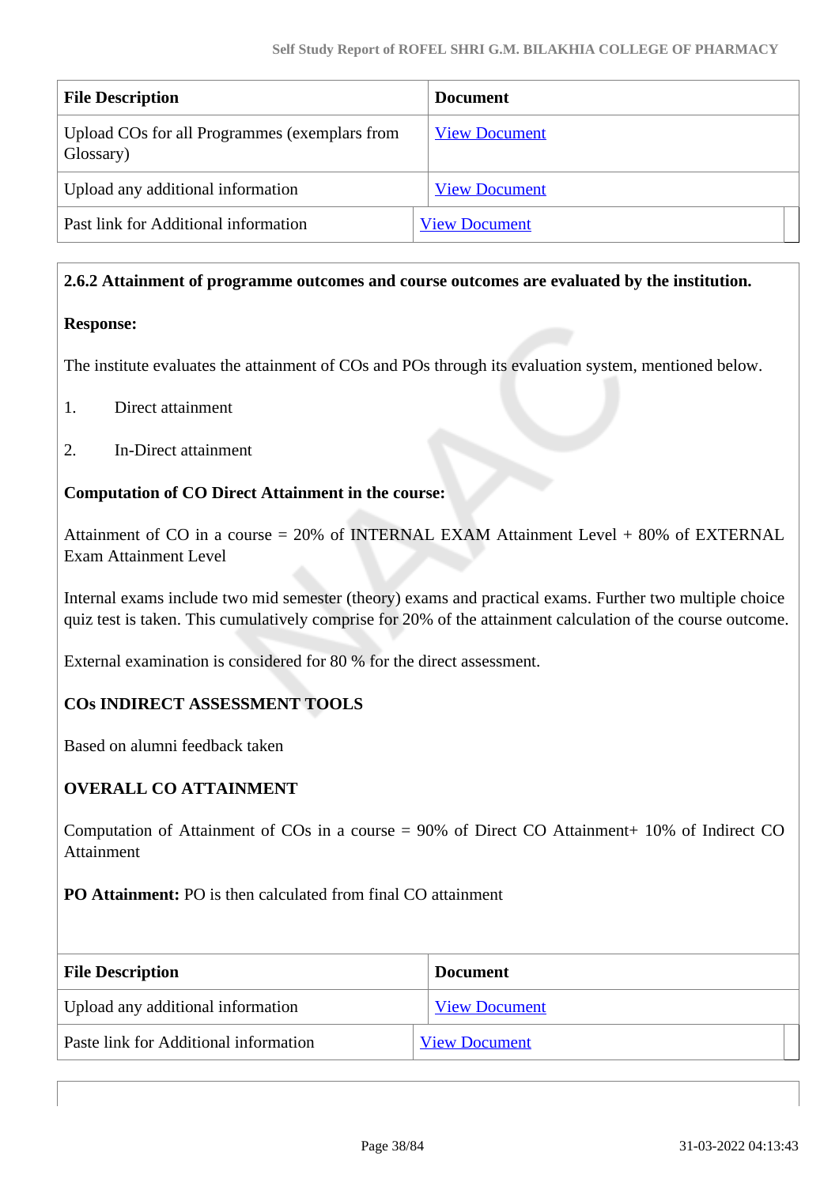| File Description | Document |
| --- | --- |
| Upload COs for all Programmes (exemplars from Glossary) | View Document |
| Upload any additional information | View Document |
| Past link for Additional information | View Document |

**2.6.2 Attainment of programme outcomes and course outcomes are evaluated by the institution.**

**Response:**

The institute evaluates the attainment of COs and POs through its evaluation system, mentioned below.

1. Direct attainment

2. In-Direct attainment

**Computation of CO Direct Attainment in the course:**

Attainment of CO in a course = 20% of INTERNAL EXAM Attainment Level + 80% of EXTERNAL Exam Attainment Level

Internal exams include two mid semester (theory) exams and practical exams. Further two multiple choice quiz test is taken. This cumulatively comprise for 20% of the attainment calculation of the course outcome.

External examination is considered for 80 % for the direct assessment.

**COs INDIRECT ASSESSMENT TOOLS**

Based on alumni feedback taken

**OVERALL CO ATTAINMENT**

Computation of Attainment of COs in a course = 90% of Direct CO Attainment+ 10% of Indirect CO Attainment

**PO Attainment:** PO is then calculated from final CO attainment

| File Description | Document |
| --- | --- |
| Upload any additional information | View Document |
| Paste link for Additional information | View Document |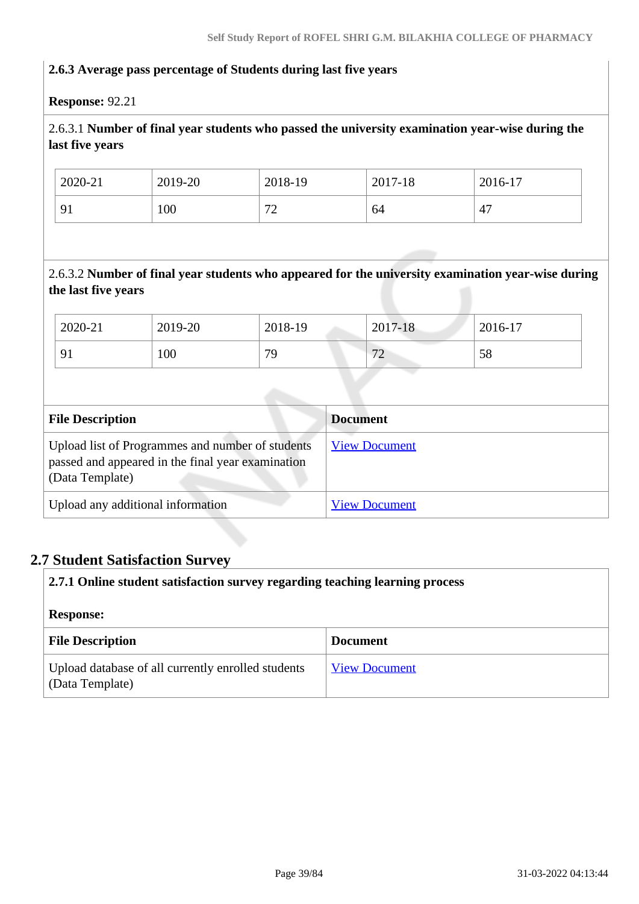**2.6.3 Average pass percentage of Students during last five years**

**Response:** 92.21

2.6.3.1 **Number of final year students who passed the university examination year-wise during the last five years**

| 2020-21 | 2019-20 | 2018-19 | 2017-18 | 2016-17 |
|---|---|---|---|---|
| 91 | 100 | 72 | 64 | 47 |

2.6.3.2 **Number of final year students who appeared for the university examination year-wise during the last five years**

| 2020-21 | 2019-20 | 2018-19 | 2017-18 | 2016-17 |
|---|---|---|---|---|
| 91 | 100 | 79 | 72 | 58 |

| File Description | Document |
|---|---|
| Upload list of Programmes and number of students passed and appeared in the final year examination (Data Template) | View Document |
| Upload any additional information | View Document |

## 2.7 Student Satisfaction Survey

**2.7.1 Online student satisfaction survey regarding teaching learning process**

**Response:**

| File Description | Document |
|---|---|
| Upload database of all currently enrolled students (Data Template) | View Document |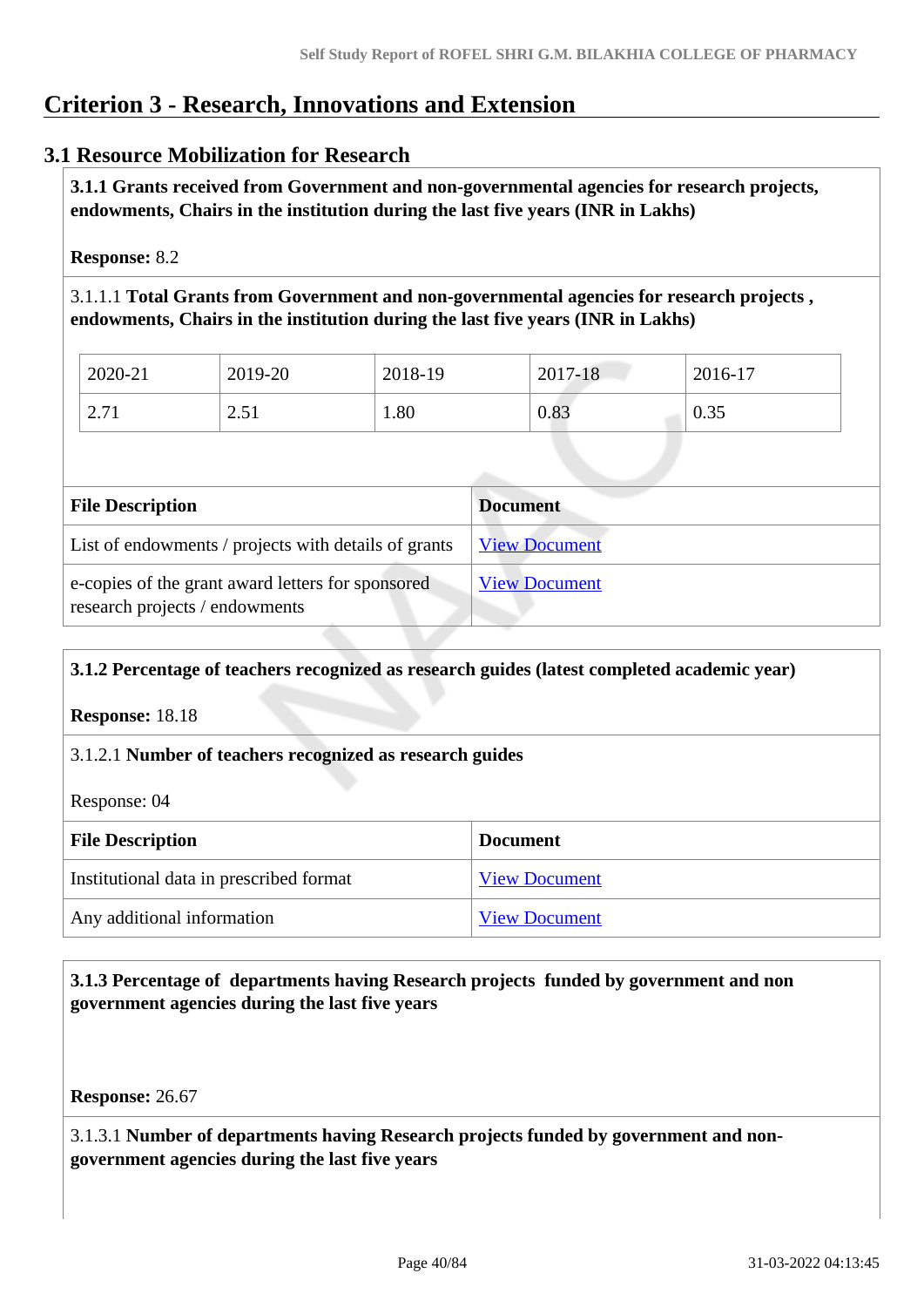# Criterion 3 - Research, Innovations and Extension

## 3.1 Resource Mobilization for Research

**3.1.1 Grants received from Government and non-governmental agencies for research projects, endowments, Chairs in the institution during the last five years (INR in Lakhs)**

**Response:** 8.2

3.1.1.1 **Total Grants from Government and non-governmental agencies for research projects , endowments, Chairs in the institution during the last five years (INR in Lakhs)**

| 2020-21 | 2019-20 | 2018-19 | 2017-18 | 2016-17 |
|---|---|---|---|---|
| 2.71 | 2.51 | 1.80 | 0.83 | 0.35 |

| File Description | Document |
|---|---|
| List of endowments / projects with details of grants | View Document |
| e-copies of the grant award letters for sponsored research projects / endowments | View Document |

**3.1.2 Percentage of teachers recognized as research guides (latest completed academic year)**

**Response:** 18.18

3.1.2.1 **Number of teachers recognized as research guides**

Response: 04

| File Description | Document |
|---|---|
| Institutional data in prescribed format | View Document |
| Any additional information | View Document |

**3.1.3 Percentage of departments having Research projects funded by government and non government agencies during the last five years**

**Response:** 26.67

3.1.3.1 **Number of departments having Research projects funded by government and non-government agencies during the last five years**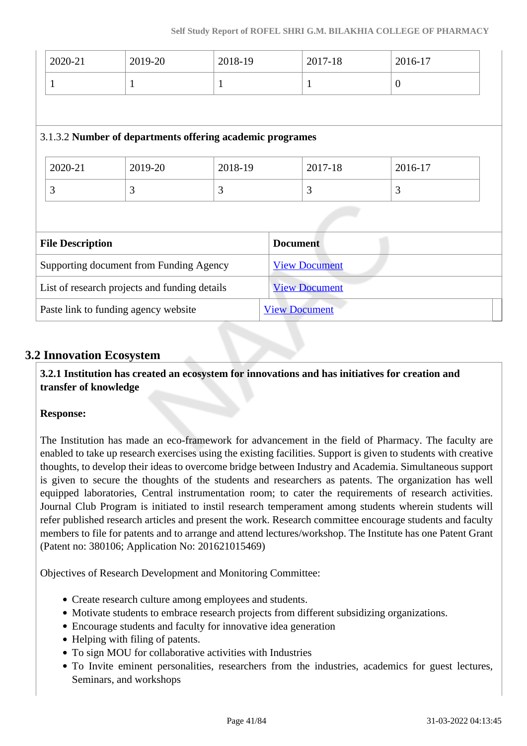| 2020-21 | 2019-20 | 2018-19 | 2017-18 | 2016-17 |
|---|---|---|---|---|
| 1 | 1 | 1 | 1 | 0 |

3.1.3.2 **Number of departments offering academic programes**

| 2020-21 | 2019-20 | 2018-19 | 2017-18 | 2016-17 |
|---|---|---|---|---|
| 3 | 3 | 3 | 3 | 3 |

| File Description | Document |
|---|---|
| Supporting document from Funding Agency | View Document |
| List of research projects and funding details | View Document |
| Paste link to funding agency website | View Document |

## 3.2 Innovation Ecosystem

**3.2.1 Institution has created an ecosystem for innovations and has initiatives for creation and transfer of knowledge**

**Response:**

The Institution has made an eco-framework for advancement in the field of Pharmacy. The faculty are enabled to take up research exercises using the existing facilities. Support is given to students with creative thoughts, to develop their ideas to overcome bridge between Industry and Academia. Simultaneous support is given to secure the thoughts of the students and researchers as patents. The organization has well equipped laboratories, Central instrumentation room; to cater the requirements of research activities. Journal Club Program is initiated to instil research temperament among students wherein students will refer published research articles and present the work. Research committee encourage students and faculty members to file for patents and to arrange and attend lectures/workshop. The Institute has one Patent Grant (Patent no: 380106; Application No: 201621015469)

Objectives of Research Development and Monitoring Committee:

- Create research culture among employees and students.
- Motivate students to embrace research projects from different subsidizing organizations.
- Encourage students and faculty for innovative idea generation
- Helping with filing of patents.
- To sign MOU for collaborative activities with Industries
- To Invite eminent personalities, researchers from the industries, academics for guest lectures, Seminars, and workshops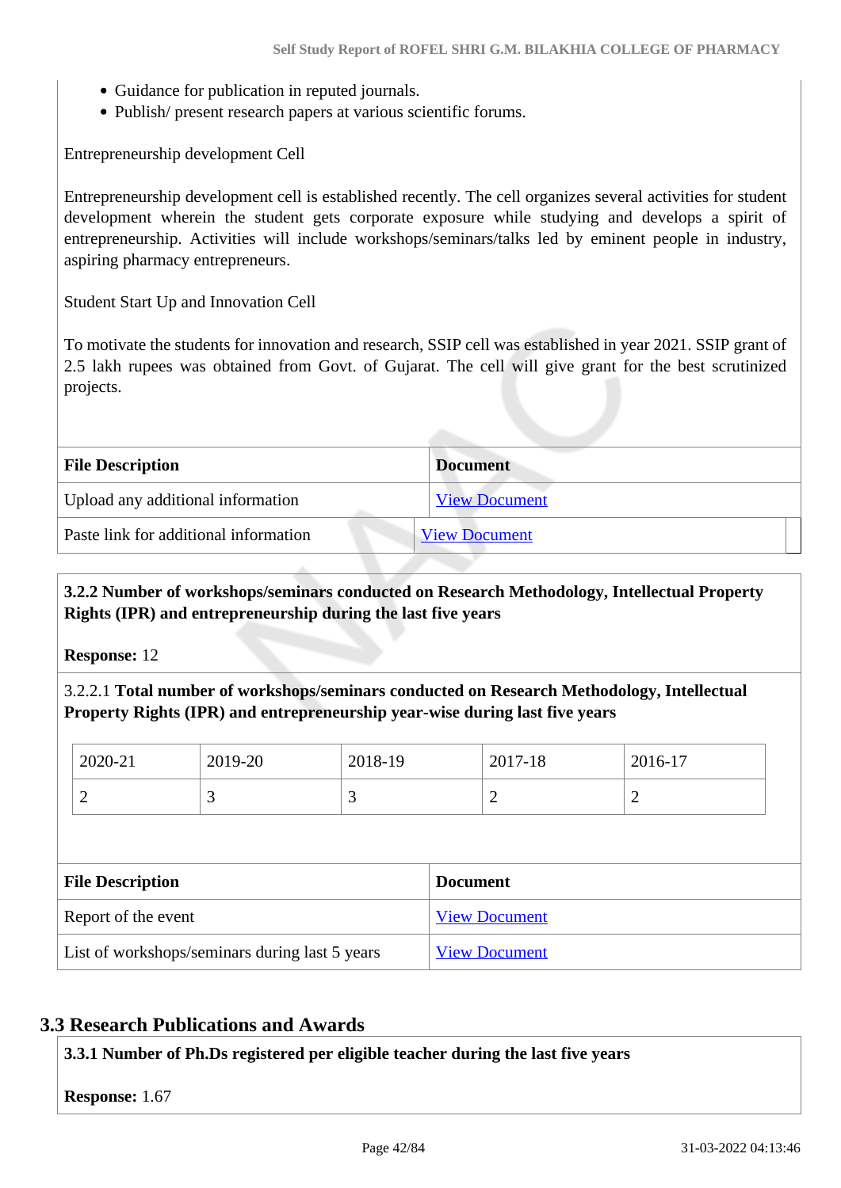- Guidance for publication in reputed journals.
- Publish/ present research papers at various scientific forums.

Entrepreneurship development Cell

Entrepreneurship development cell is established recently. The cell organizes several activities for student development wherein the student gets corporate exposure while studying and develops a spirit of entrepreneurship. Activities will include workshops/seminars/talks led by eminent people in industry, aspiring pharmacy entrepreneurs.

Student Start Up and Innovation Cell

To motivate the students for innovation and research, SSIP cell was established in year 2021. SSIP grant of 2.5 lakh rupees was obtained from Govt. of Gujarat. The cell will give grant for the best scrutinized projects.

| File Description | Document |
|---|---|
| Upload any additional information | View Document |
| Paste link for additional information | View Document |

**3.2.2 Number of workshops/seminars conducted on Research Methodology, Intellectual Property Rights (IPR) and entrepreneurship during the last five years**

**Response:** 12

3.2.2.1 **Total number of workshops/seminars conducted on Research Methodology, Intellectual Property Rights (IPR) and entrepreneurship year-wise during last five years**

| 2020-21 | 2019-20 | 2018-19 | 2017-18 | 2016-17 |
|---|---|---|---|---|
| 2 | 3 | 3 | 2 | 2 |

| File Description | Document |
|---|---|
| Report of the event | View Document |
| List of workshops/seminars during last 5 years | View Document |

## 3.3 Research Publications and Awards

**3.3.1 Number of Ph.Ds registered per eligible teacher during the last five years**

**Response:** 1.67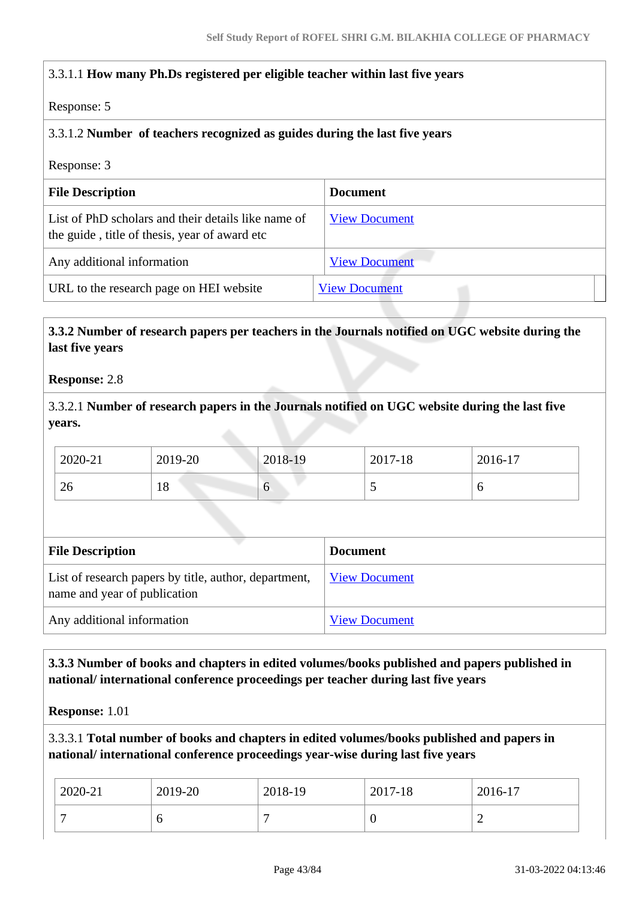3.3.1.1 **How many Ph.Ds registered per eligible teacher within last five years**

Response: 5

3.3.1.2 **Number of teachers recognized as guides during the last five years**

Response: 3

| File Description | Document |
|---|---|
| List of PhD scholars and their details like name of the guide , title of thesis, year of award etc | View Document |
| Any additional information | View Document |
| URL to the research page on HEI website | View Document |

**3.3.2 Number of research papers per teachers in the Journals notified on UGC website during the last five years**

**Response:** 2.8

3.3.2.1 **Number of research papers in the Journals notified on UGC website during the last five years.**

| 2020-21 | 2019-20 | 2018-19 | 2017-18 | 2016-17 |
|---|---|---|---|---|
| 26 | 18 | 6 | 5 | 6 |

| File Description | Document |
|---|---|
| List of research papers by title, author, department, name and year of publication | View Document |
| Any additional information | View Document |

**3.3.3 Number of books and chapters in edited volumes/books published and papers published in national/ international conference proceedings per teacher during last five years**

**Response:** 1.01

3.3.3.1 **Total number of books and chapters in edited volumes/books published and papers in national/ international conference proceedings year-wise during last five years**

| 2020-21 | 2019-20 | 2018-19 | 2017-18 | 2016-17 |
|---|---|---|---|---|
| 7 | 6 | 7 | 0 | 2 |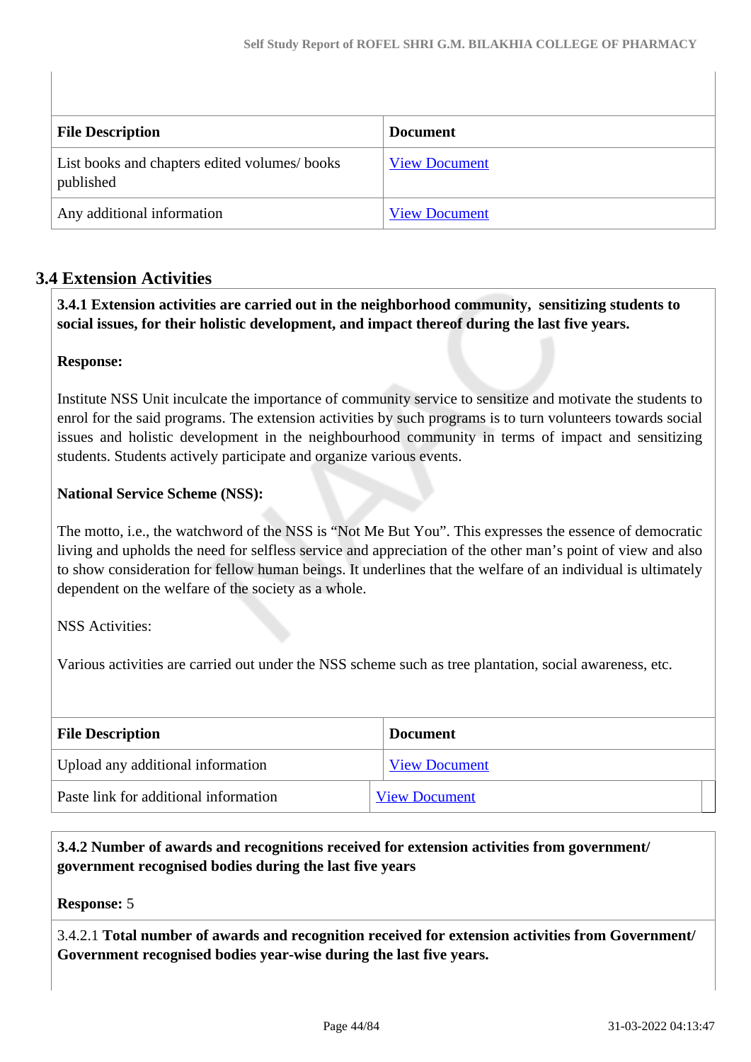| File Description | Document |
|---|---|
| List books and chapters edited volumes/ books published | View Document |
| Any additional information | View Document |

## 3.4 Extension Activities

**3.4.1 Extension activities are carried out in the neighborhood community, sensitizing students to social issues, for their holistic development, and impact thereof during the last five years.**

**Response:**

Institute NSS Unit inculcate the importance of community service to sensitize and motivate the students to enrol for the said programs. The extension activities by such programs is to turn volunteers towards social issues and holistic development in the neighbourhood community in terms of impact and sensitizing students. Students actively participate and organize various events.

**National Service Scheme (NSS):**

The motto, i.e., the watchword of the NSS is "Not Me But You". This expresses the essence of democratic living and upholds the need for selfless service and appreciation of the other man's point of view and also to show consideration for fellow human beings. It underlines that the welfare of an individual is ultimately dependent on the welfare of the society as a whole.

NSS Activities:

Various activities are carried out under the NSS scheme such as tree plantation, social awareness, etc.

| File Description | Document |
|---|---|
| Upload any additional information | View Document |
| Paste link for additional information | View Document |

**3.4.2 Number of awards and recognitions received for extension activities from government/ government recognised bodies during the last five years**

**Response:** 5

3.4.2.1 **Total number of awards and recognition received for extension activities from Government/ Government recognised bodies year-wise during the last five years.**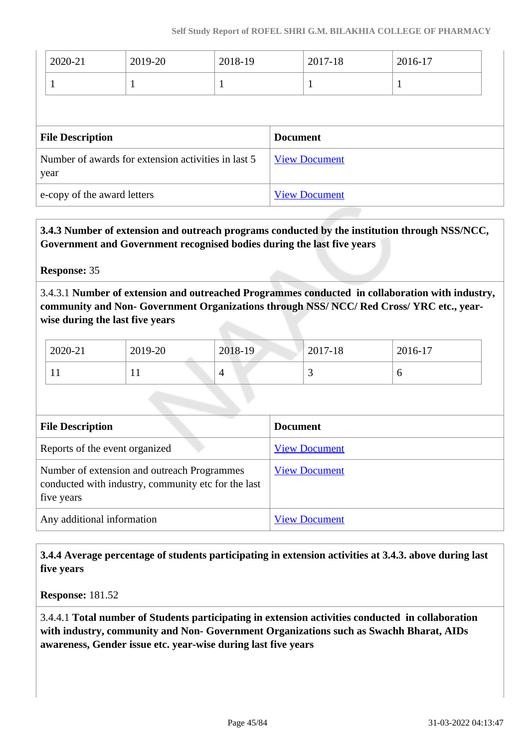| 2020-21 | 2019-20 | 2018-19 | 2017-18 | 2016-17 |
|---|---|---|---|---|
| 1 | 1 | 1 | 1 | 1 |

| File Description | Document |
|---|---|
| Number of awards for extension activities in last 5 year | View Document |
| e-copy of the award letters | View Document |

**3.4.3 Number of extension and outreach programs conducted by the institution through NSS/NCC, Government and Government recognised bodies during the last five years**

**Response:** 35

3.4.3.1 **Number of extension and outreached Programmes conducted in collaboration with industry, community and Non- Government Organizations through NSS/ NCC/ Red Cross/ YRC etc., year-wise during the last five years**

| 2020-21 | 2019-20 | 2018-19 | 2017-18 | 2016-17 |
|---|---|---|---|---|
| 11 | 11 | 4 | 3 | 6 |

| File Description | Document |
|---|---|
| Reports of the event organized | View Document |
| Number of extension and outreach Programmes conducted with industry, community etc for the last five years | View Document |
| Any additional information | View Document |

**3.4.4 Average percentage of students participating in extension activities at 3.4.3. above during last five years**

**Response:** 181.52

3.4.4.1 **Total number of Students participating in extension activities conducted in collaboration with industry, community and Non- Government Organizations such as Swachh Bharat, AIDs awareness, Gender issue etc. year-wise during last five years**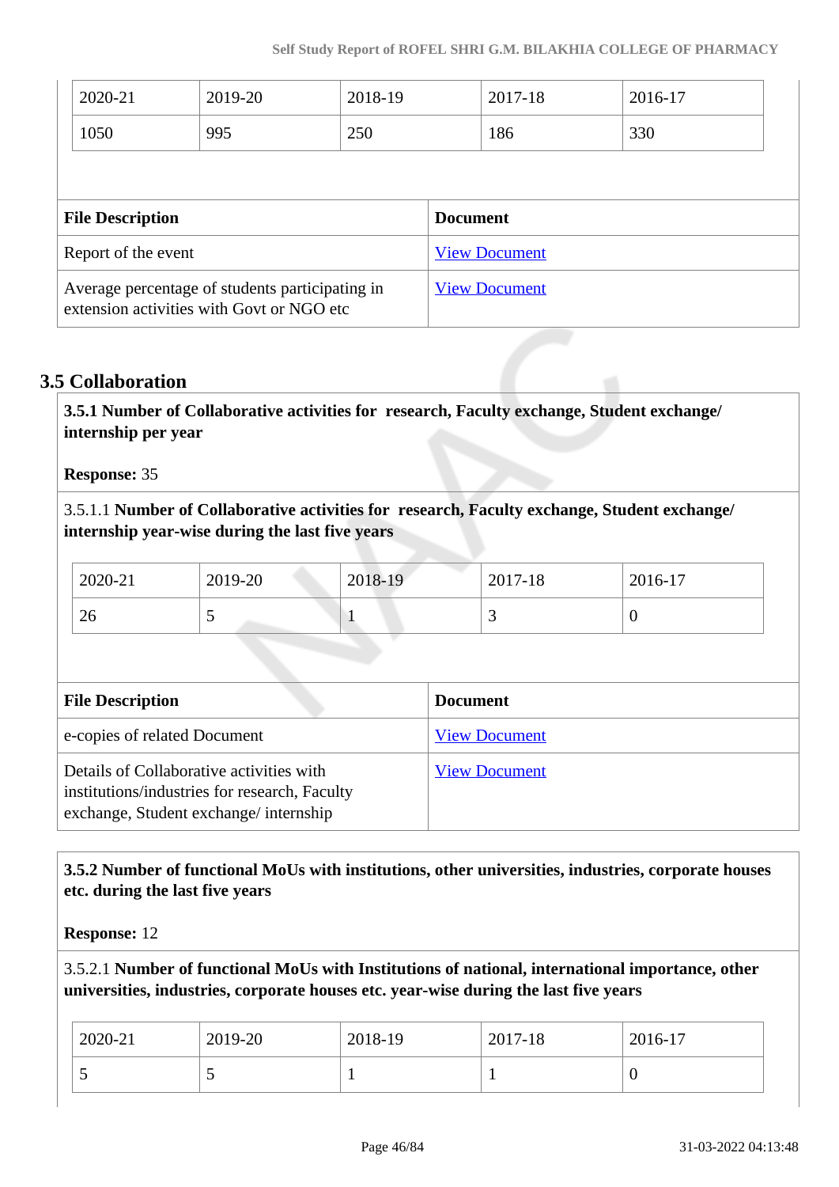| 2020-21 | 2019-20 | 2018-19 | 2017-18 | 2016-17 |
|---|---|---|---|---|
| 1050 | 995 | 250 | 186 | 330 |

| File Description | Document |
|---|---|
| Report of the event | View Document |
| Average percentage of students participating in extension activities with Govt or NGO etc | View Document |

## 3.5 Collaboration

**3.5.1 Number of Collaborative activities for research, Faculty exchange, Student exchange/ internship per year**

**Response:** 35

3.5.1.1 **Number of Collaborative activities for research, Faculty exchange, Student exchange/ internship year-wise during the last five years**

| 2020-21 | 2019-20 | 2018-19 | 2017-18 | 2016-17 |
|---|---|---|---|---|
| 26 | 5 | 1 | 3 | 0 |

| File Description | Document |
|---|---|
| e-copies of related Document | View Document |
| Details of Collaborative activities with institutions/industries for research, Faculty exchange, Student exchange/ internship | View Document |

**3.5.2 Number of functional MoUs with institutions, other universities, industries, corporate houses etc. during the last five years**

**Response:** 12

3.5.2.1 **Number of functional MoUs with Institutions of national, international importance, other universities, industries, corporate houses etc. year-wise during the last five years**

| 2020-21 | 2019-20 | 2018-19 | 2017-18 | 2016-17 |
|---|---|---|---|---|
| 5 | 5 | 1 | 1 | 0 |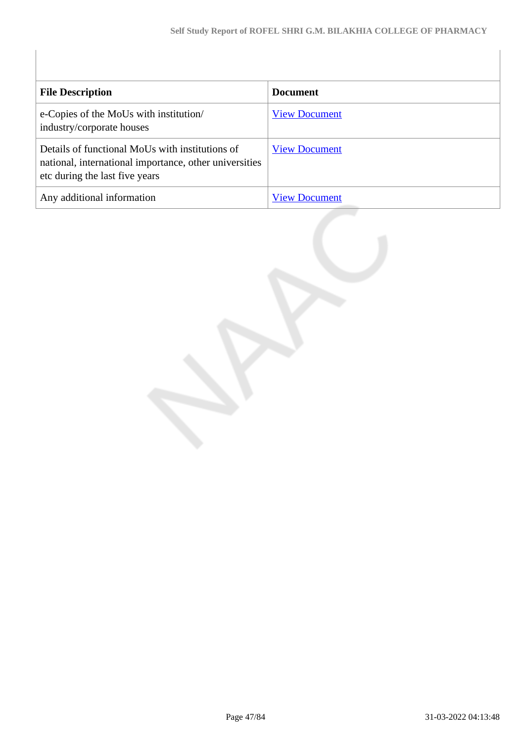| File Description | Document |
|---|---|
| e-Copies of the MoUs with institution/ industry/corporate houses | View Document |
| Details of functional MoUs with institutions of national, international importance, other universities etc during the last five years | View Document |
| Any additional information | View Document |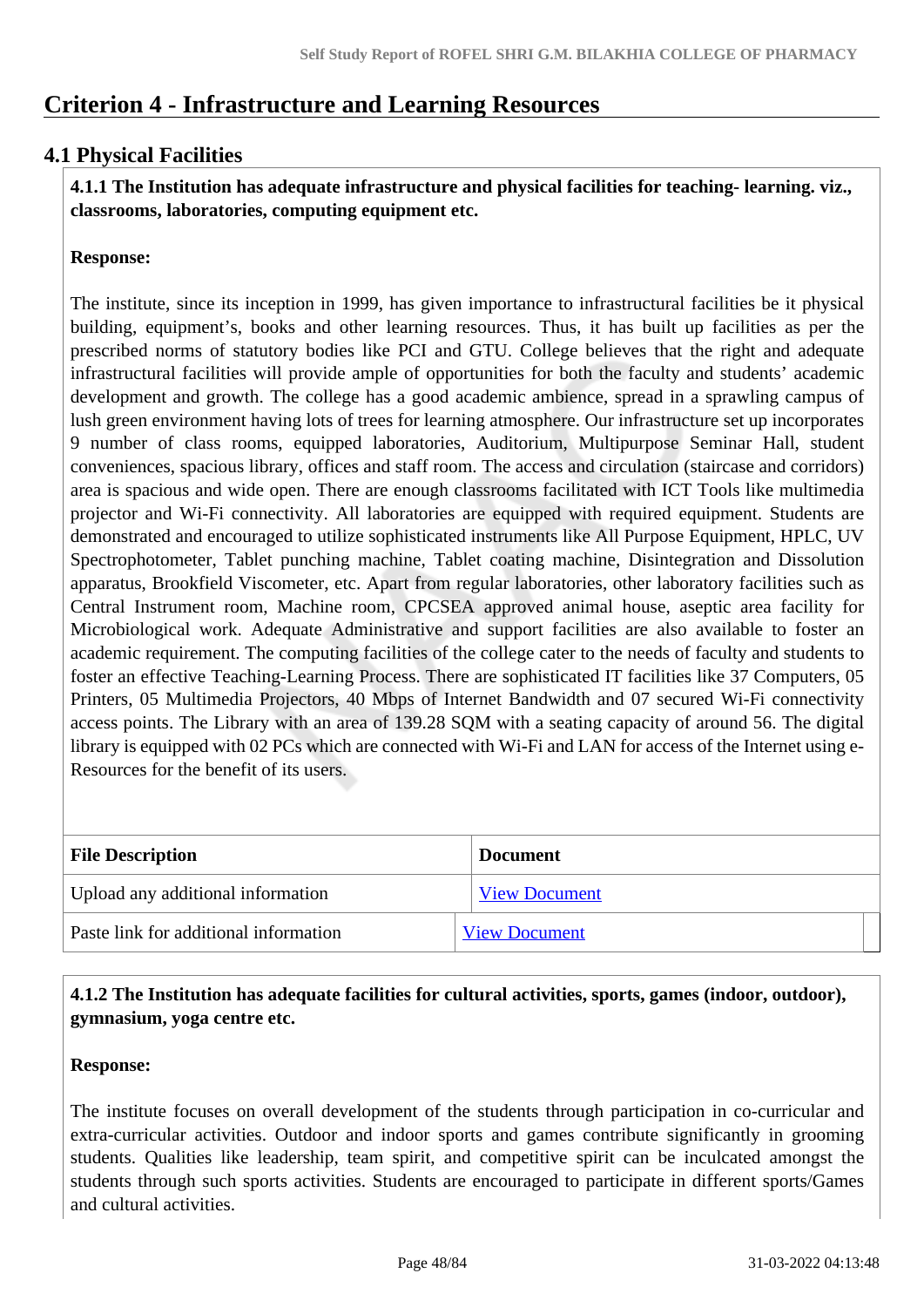# Criterion 4 - Infrastructure and Learning Resources

## 4.1 Physical Facilities

**4.1.1 The Institution has adequate infrastructure and physical facilities for teaching- learning. viz., classrooms, laboratories, computing equipment etc.**

**Response:**

The institute, since its inception in 1999, has given importance to infrastructural facilities be it physical building, equipment's, books and other learning resources. Thus, it has built up facilities as per the prescribed norms of statutory bodies like PCI and GTU. College believes that the right and adequate infrastructural facilities will provide ample of opportunities for both the faculty and students' academic development and growth. The college has a good academic ambience, spread in a sprawling campus of lush green environment having lots of trees for learning atmosphere. Our infrastructure set up incorporates 9 number of class rooms, equipped laboratories, Auditorium, Multipurpose Seminar Hall, student conveniences, spacious library, offices and staff room. The access and circulation (staircase and corridors) area is spacious and wide open. There are enough classrooms facilitated with ICT Tools like multimedia projector and Wi-Fi connectivity. All laboratories are equipped with required equipment. Students are demonstrated and encouraged to utilize sophisticated instruments like All Purpose Equipment, HPLC, UV Spectrophotometer, Tablet punching machine, Tablet coating machine, Disintegration and Dissolution apparatus, Brookfield Viscometer, etc. Apart from regular laboratories, other laboratory facilities such as Central Instrument room, Machine room, CPCSEA approved animal house, aseptic area facility for Microbiological work. Adequate Administrative and support facilities are also available to foster an academic requirement. The computing facilities of the college cater to the needs of faculty and students to foster an effective Teaching-Learning Process. There are sophisticated IT facilities like 37 Computers, 05 Printers, 05 Multimedia Projectors, 40 Mbps of Internet Bandwidth and 07 secured Wi-Fi connectivity access points. The Library with an area of 139.28 SQM with a seating capacity of around 56. The digital library is equipped with 02 PCs which are connected with Wi-Fi and LAN for access of the Internet using e-Resources for the benefit of its users.

| File Description | Document |
|---|---|
| Upload any additional information | View Document |
| Paste link for additional information | View Document |

**4.1.2 The Institution has adequate facilities for cultural activities, sports, games (indoor, outdoor), gymnasium, yoga centre etc.**

**Response:**

The institute focuses on overall development of the students through participation in co-curricular and extra-curricular activities. Outdoor and indoor sports and games contribute significantly in grooming students. Qualities like leadership, team spirit, and competitive spirit can be inculcated amongst the students through such sports activities. Students are encouraged to participate in different sports/Games and cultural activities.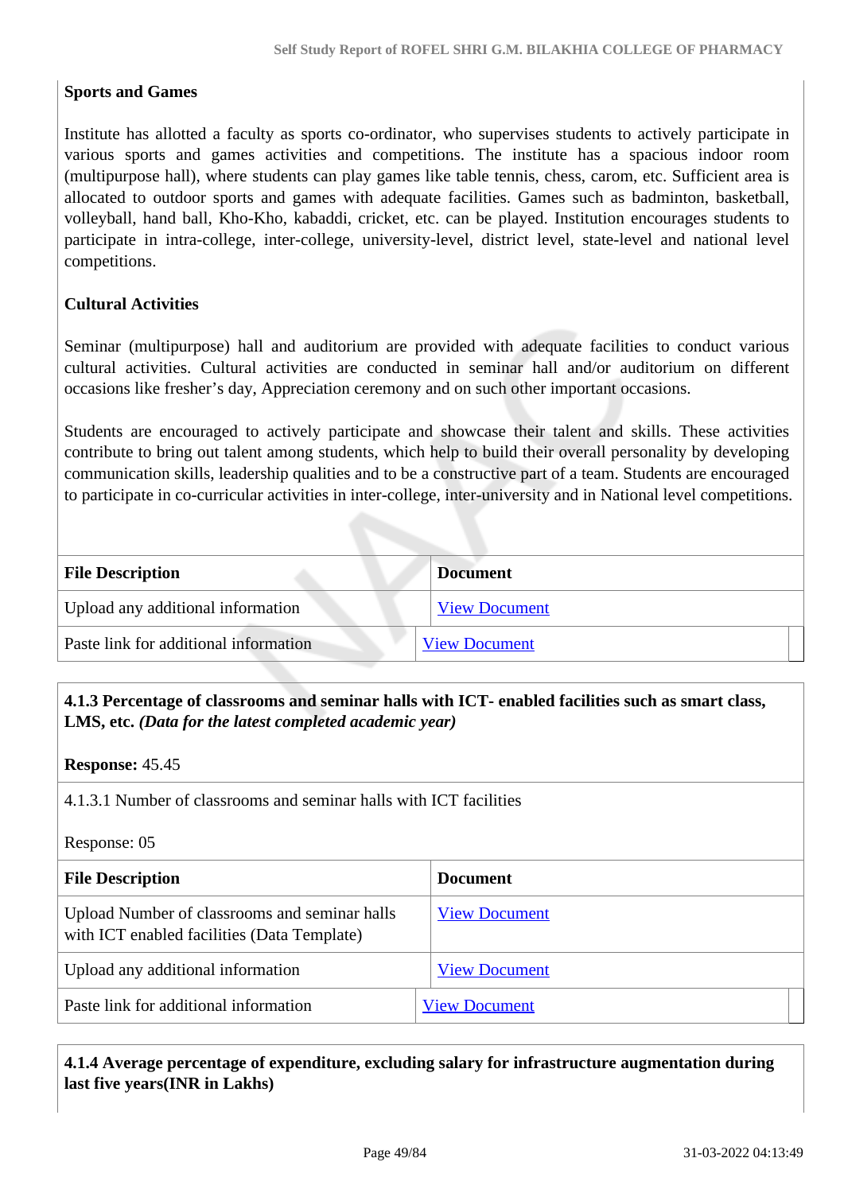**Sports and Games**

Institute has allotted a faculty as sports co-ordinator, who supervises students to actively participate in various sports and games activities and competitions. The institute has a spacious indoor room (multipurpose hall), where students can play games like table tennis, chess, carom, etc. Sufficient area is allocated to outdoor sports and games with adequate facilities. Games such as badminton, basketball, volleyball, hand ball, Kho-Kho, kabaddi, cricket, etc. can be played. Institution encourages students to participate in intra-college, inter-college, university-level, district level, state-level and national level competitions.

**Cultural Activities**

Seminar (multipurpose) hall and auditorium are provided with adequate facilities to conduct various cultural activities. Cultural activities are conducted in seminar hall and/or auditorium on different occasions like fresher's day, Appreciation ceremony and on such other important occasions.

Students are encouraged to actively participate and showcase their talent and skills. These activities contribute to bring out talent among students, which help to build their overall personality by developing communication skills, leadership qualities and to be a constructive part of a team. Students are encouraged to participate in co-curricular activities in inter-college, inter-university and in National level competitions.

| File Description | Document |
|---|---|
| Upload any additional information | View Document |
| Paste link for additional information | View Document |

**4.1.3 Percentage of classrooms and seminar halls with ICT- enabled facilities such as smart class, LMS, etc.** ***(Data for the latest completed academic year)***

**Response:** 45.45

4.1.3.1 Number of classrooms and seminar halls with ICT facilities

Response: 05

| File Description | Document |
|---|---|
| Upload Number of classrooms and seminar halls with ICT enabled facilities (Data Template) | View Document |
| Upload any additional information | View Document |
| Paste link for additional information | View Document |

**4.1.4 Average percentage of expenditure, excluding salary for infrastructure augmentation during last five years(INR in Lakhs)**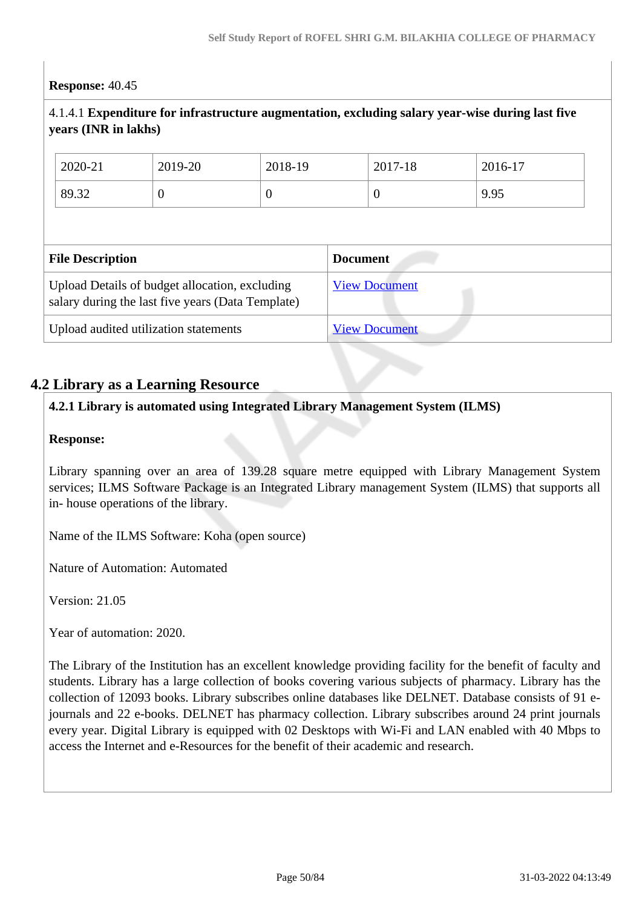**Response:** 40.45

4.1.4.1 **Expenditure for infrastructure augmentation, excluding salary year-wise during last five years (INR in lakhs)**

| 2020-21 | 2019-20 | 2018-19 | 2017-18 | 2016-17 |
|---|---|---|---|---|
| 89.32 | 0 | 0 | 0 | 9.95 |

| File Description | Document |
|---|---|
| Upload Details of budget allocation, excluding salary during the last five years (Data Template) | View Document |
| Upload audited utilization statements | View Document |

## 4.2 Library as a Learning Resource

**4.2.1 Library is automated using Integrated Library Management System (ILMS)**

**Response:**

Library spanning over an area of 139.28 square metre equipped with Library Management System services; ILMS Software Package is an Integrated Library management System (ILMS) that supports all in- house operations of the library.

Name of the ILMS Software: Koha (open source)

Nature of Automation: Automated

Version: 21.05

Year of automation: 2020.

The Library of the Institution has an excellent knowledge providing facility for the benefit of faculty and students. Library has a large collection of books covering various subjects of pharmacy. Library has the collection of 12093 books. Library subscribes online databases like DELNET. Database consists of 91 e-journals and 22 e-books. DELNET has pharmacy collection. Library subscribes around 24 print journals every year. Digital Library is equipped with 02 Desktops with Wi-Fi and LAN enabled with 40 Mbps to access the Internet and e-Resources for the benefit of their academic and research.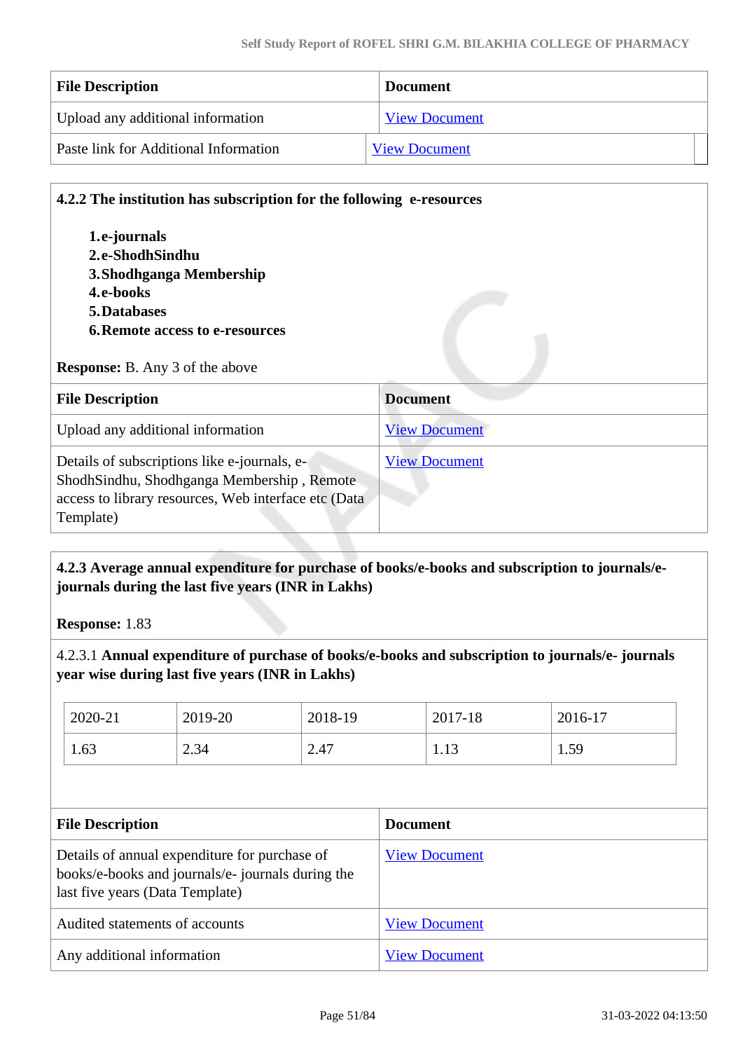| File Description | Document |
| --- | --- |
| Upload any additional information | View Document |
| Paste link for Additional Information | View Document |

**4.2.2 The institution has subscription for the following e-resources**

1. **e-journals**
2. **e-ShodhSindhu**
3. **Shodhganga Membership**
4. **e-books**
5. **Databases**
6. **Remote access to e-resources**

**Response:** B. Any 3 of the above

| File Description | Document |
| --- | --- |
| Upload any additional information | View Document |
| Details of subscriptions like e-journals, e-ShodhSindhu, Shodhganga Membership , Remote access to library resources, Web interface etc (Data Template) | View Document |

**4.2.3 Average annual expenditure for purchase of books/e-books and subscription to journals/e-journals during the last five years (INR in Lakhs)**

**Response:** 1.83

4.2.3.1 **Annual expenditure of purchase of books/e-books and subscription to journals/e- journals year wise during last five years (INR in Lakhs)**

| 2020-21 | 2019-20 | 2018-19 | 2017-18 | 2016-17 |
| --- | --- | --- | --- | --- |
| 1.63 | 2.34 | 2.47 | 1.13 | 1.59 |

| File Description | Document |
| --- | --- |
| Details of annual expenditure for purchase of books/e-books and journals/e- journals during the last five years (Data Template) | View Document |
| Audited statements of accounts | View Document |
| Any additional information | View Document |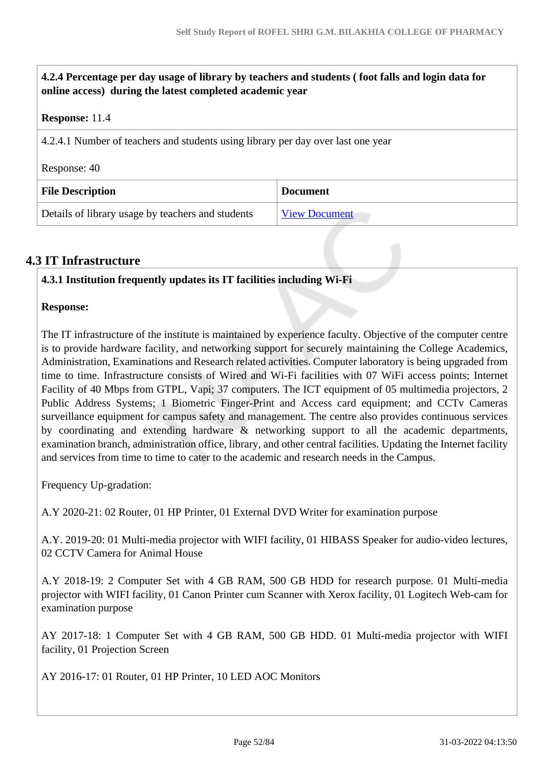**4.2.4 Percentage per day usage of library by teachers and students ( foot falls and login data for online access) during the latest completed academic year**

**Response:** 11.4

4.2.4.1 Number of teachers and students using library per day over last one year

Response: 40

| File Description | Document |
|---|---|
| Details of library usage by teachers and students | View Document |

## 4.3 IT Infrastructure

**4.3.1 Institution frequently updates its IT facilities including Wi-Fi**

**Response:**

The IT infrastructure of the institute is maintained by experience faculty. Objective of the computer centre is to provide hardware facility, and networking support for securely maintaining the College Academics, Administration, Examinations and Research related activities. Computer laboratory is being upgraded from time to time. Infrastructure consists of Wired and Wi-Fi facilities with 07 WiFi access points; Internet Facility of 40 Mbps from GTPL, Vapi; 37 computers. The ICT equipment of 05 multimedia projectors, 2 Public Address Systems; 1 Biometric Finger-Print and Access card equipment; and CCTv Cameras surveillance equipment for campus safety and management. The centre also provides continuous services by coordinating and extending hardware & networking support to all the academic departments, examination branch, administration office, library, and other central facilities. Updating the Internet facility and services from time to time to cater to the academic and research needs in the Campus.

Frequency Up-gradation:

A.Y 2020-21: 02 Router, 01 HP Printer, 01 External DVD Writer for examination purpose

A.Y. 2019-20: 01 Multi-media projector with WIFI facility, 01 HIBASS Speaker for audio-video lectures, 02 CCTV Camera for Animal House

A.Y 2018-19: 2 Computer Set with 4 GB RAM, 500 GB HDD for research purpose. 01 Multi-media projector with WIFI facility, 01 Canon Printer cum Scanner with Xerox facility, 01 Logitech Web-cam for examination purpose

AY 2017-18: 1 Computer Set with 4 GB RAM, 500 GB HDD. 01 Multi-media projector with WIFI facility, 01 Projection Screen

AY 2016-17: 01 Router, 01 HP Printer, 10 LED AOC Monitors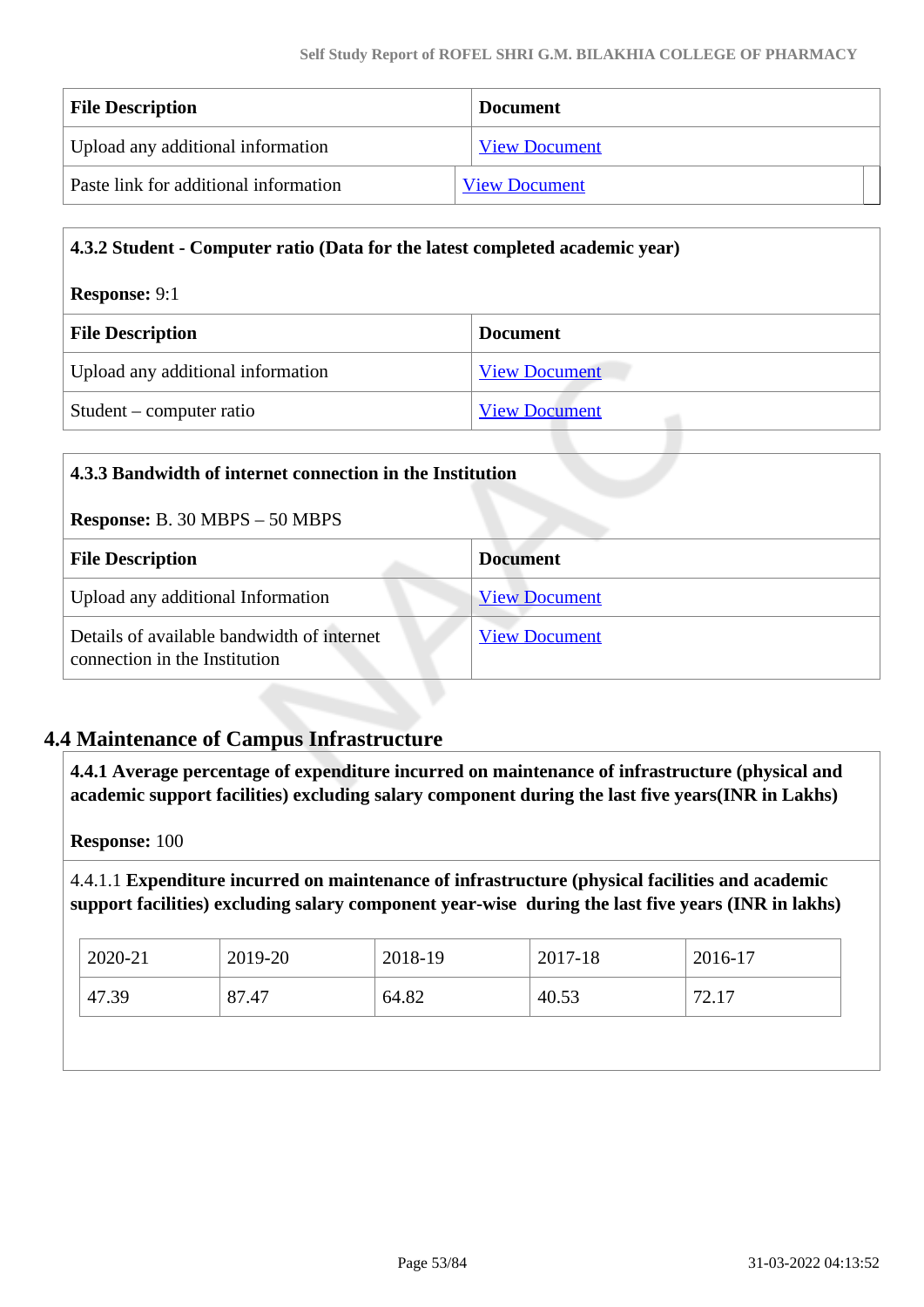| File Description | Document |
|---|---|
| Upload any additional information | View Document |
| Paste link for additional information | View Document |

**4.3.2 Student - Computer ratio (Data for the latest completed academic year)**

**Response:** 9:1

| File Description | Document |
|---|---|
| Upload any additional information | View Document |
| Student – computer ratio | View Document |

**4.3.3 Bandwidth of internet connection in the Institution**

**Response:** B. 30 MBPS – 50 MBPS

| File Description | Document |
|---|---|
| Upload any additional Information | View Document |
| Details of available bandwidth of internet connection in the Institution | View Document |

## 4.4 Maintenance of Campus Infrastructure

**4.4.1 Average percentage of expenditure incurred on maintenance of infrastructure (physical and academic support facilities) excluding salary component during the last five years(INR in Lakhs)**

**Response:** 100

4.4.1.1 **Expenditure incurred on maintenance of infrastructure (physical facilities and academic support facilities) excluding salary component year-wise during the last five years (INR in lakhs)**

| 2020-21 | 2019-20 | 2018-19 | 2017-18 | 2016-17 |
|---|---|---|---|---|
| 47.39 | 87.47 | 64.82 | 40.53 | 72.17 |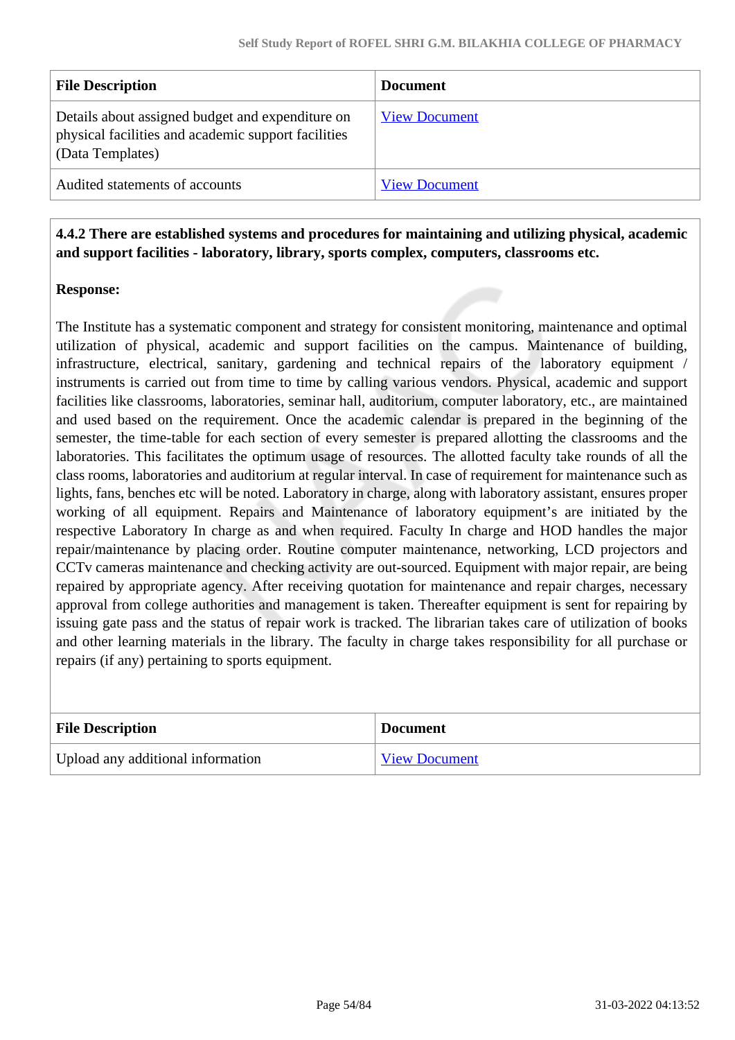| File Description | Document |
|---|---|
| Details about assigned budget and expenditure on physical facilities and academic support facilities (Data Templates) | View Document |
| Audited statements of accounts | View Document |

**4.4.2 There are established systems and procedures for maintaining and utilizing physical, academic and support facilities - laboratory, library, sports complex, computers, classrooms etc.**

**Response:**

The Institute has a systematic component and strategy for consistent monitoring, maintenance and optimal utilization of physical, academic and support facilities on the campus. Maintenance of building, infrastructure, electrical, sanitary, gardening and technical repairs of the laboratory equipment / instruments is carried out from time to time by calling various vendors. Physical, academic and support facilities like classrooms, laboratories, seminar hall, auditorium, computer laboratory, etc., are maintained and used based on the requirement. Once the academic calendar is prepared in the beginning of the semester, the time-table for each section of every semester is prepared allotting the classrooms and the laboratories. This facilitates the optimum usage of resources. The allotted faculty take rounds of all the class rooms, laboratories and auditorium at regular interval. In case of requirement for maintenance such as lights, fans, benches etc will be noted. Laboratory in charge, along with laboratory assistant, ensures proper working of all equipment. Repairs and Maintenance of laboratory equipment's are initiated by the respective Laboratory In charge as and when required. Faculty In charge and HOD handles the major repair/maintenance by placing order. Routine computer maintenance, networking, LCD projectors and CCTv cameras maintenance and checking activity are out-sourced. Equipment with major repair, are being repaired by appropriate agency. After receiving quotation for maintenance and repair charges, necessary approval from college authorities and management is taken. Thereafter equipment is sent for repairing by issuing gate pass and the status of repair work is tracked. The librarian takes care of utilization of books and other learning materials in the library. The faculty in charge takes responsibility for all purchase or repairs (if any) pertaining to sports equipment.

| File Description | Document |
|---|---|
| Upload any additional information | View Document |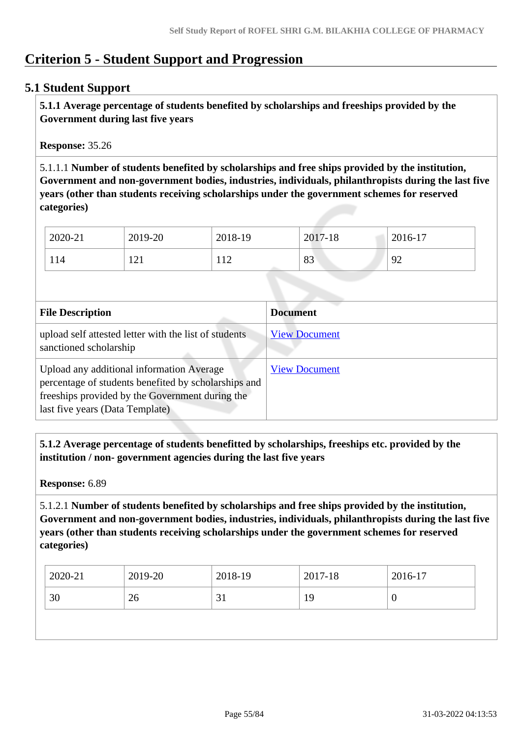# Criterion 5 - Student Support and Progression

## 5.1 Student Support

**5.1.1 Average percentage of students benefited by scholarships and freeships provided by the Government during last five years**

**Response:** 35.26

5.1.1.1 **Number of students benefited by scholarships and free ships provided by the institution, Government and non-government bodies, industries, individuals, philanthropists during the last five years (other than students receiving scholarships under the government schemes for reserved categories)**

| 2020-21 | 2019-20 | 2018-19 | 2017-18 | 2016-17 |
|---|---|---|---|---|
| 114 | 121 | 112 | 83 | 92 |

| File Description | Document |
|---|---|
| upload self attested letter with the list of students sanctioned scholarship | View Document |
| Upload any additional information Average percentage of students benefited by scholarships and freeships provided by the Government during the last five years (Data Template) | View Document |

**5.1.2 Average percentage of students benefitted by scholarships, freeships etc. provided by the institution / non- government agencies during the last five years**

**Response:** 6.89

5.1.2.1 **Number of students benefited by scholarships and free ships provided by the institution, Government and non-government bodies, industries, individuals, philanthropists during the last five years (other than students receiving scholarships under the government schemes for reserved categories)**

| 2020-21 | 2019-20 | 2018-19 | 2017-18 | 2016-17 |
|---|---|---|---|---|
| 30 | 26 | 31 | 19 | 0 |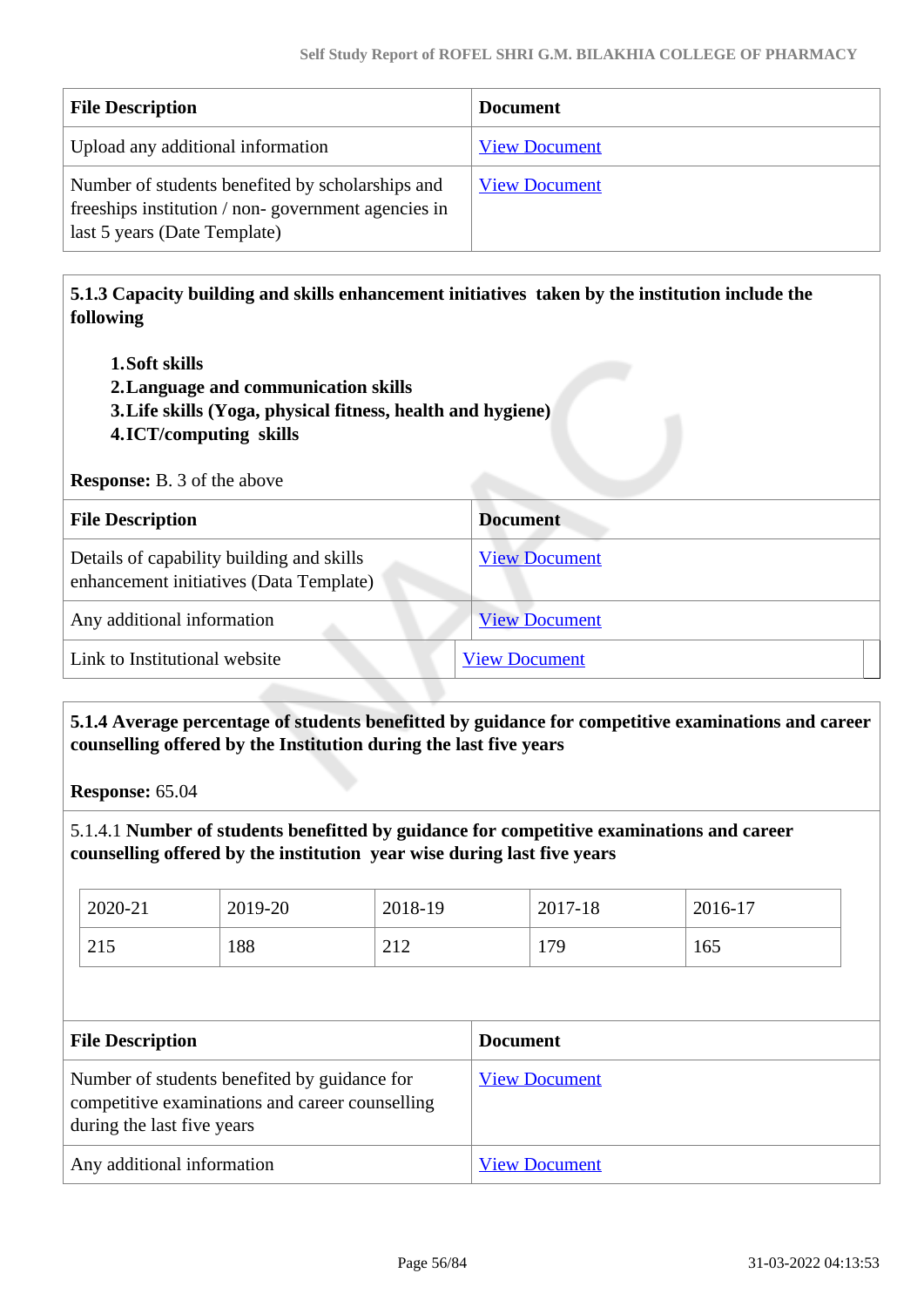| File Description | Document |
|---|---|
| Upload any additional information | View Document |
| Number of students benefited by scholarships and freeships institution / non- government agencies in last 5 years (Date Template) | View Document |

**5.1.3 Capacity building and skills enhancement initiatives taken by the institution include the following**

1. **Soft skills**
2. **Language and communication skills**
3. **Life skills (Yoga, physical fitness, health and hygiene)**
4. **ICT/computing skills**

**Response:** B. 3 of the above

| File Description | Document |
|---|---|
| Details of capability building and skills enhancement initiatives (Data Template) | View Document |
| Any additional information | View Document |
| Link to Institutional website | View Document |

**5.1.4 Average percentage of students benefitted by guidance for competitive examinations and career counselling offered by the Institution during the last five years**

**Response:** 65.04

5.1.4.1 **Number of students benefitted by guidance for competitive examinations and career counselling offered by the institution year wise during last five years**

| 2020-21 | 2019-20 | 2018-19 | 2017-18 | 2016-17 |
|---|---|---|---|---|
| 215 | 188 | 212 | 179 | 165 |

| File Description | Document |
|---|---|
| Number of students benefited by guidance for competitive examinations and career counselling during the last five years | View Document |
| Any additional information | View Document |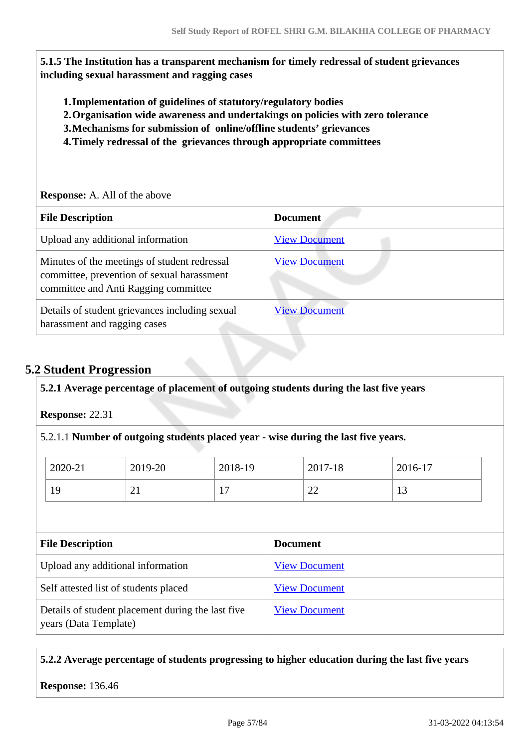**5.1.5 The Institution has a transparent mechanism for timely redressal of student grievances including sexual harassment and ragging cases**

1. **Implementation of guidelines of statutory/regulatory bodies**
2. **Organisation wide awareness and undertakings on policies with zero tolerance**
3. **Mechanisms for submission of online/offline students' grievances**
4. **Timely redressal of the grievances through appropriate committees**

**Response:** A. All of the above

| File Description | Document |
| --- | --- |
| Upload any additional information | View Document |
| Minutes of the meetings of student redressal committee, prevention of sexual harassment committee and Anti Ragging committee | View Document |
| Details of student grievances including sexual harassment and ragging cases | View Document |

## 5.2 Student Progression

**5.2.1 Average percentage of placement of outgoing students during the last five years**

**Response:** 22.31

5.2.1.1 **Number of outgoing students placed year - wise during the last five years.**

| 2020-21 | 2019-20 | 2018-19 | 2017-18 | 2016-17 |
| --- | --- | --- | --- | --- |
| 19 | 21 | 17 | 22 | 13 |

| File Description | Document |
| --- | --- |
| Upload any additional information | View Document |
| Self attested list of students placed | View Document |
| Details of student placement during the last five years (Data Template) | View Document |

**5.2.2 Average percentage of students progressing to higher education during the last five years**

**Response:** 136.46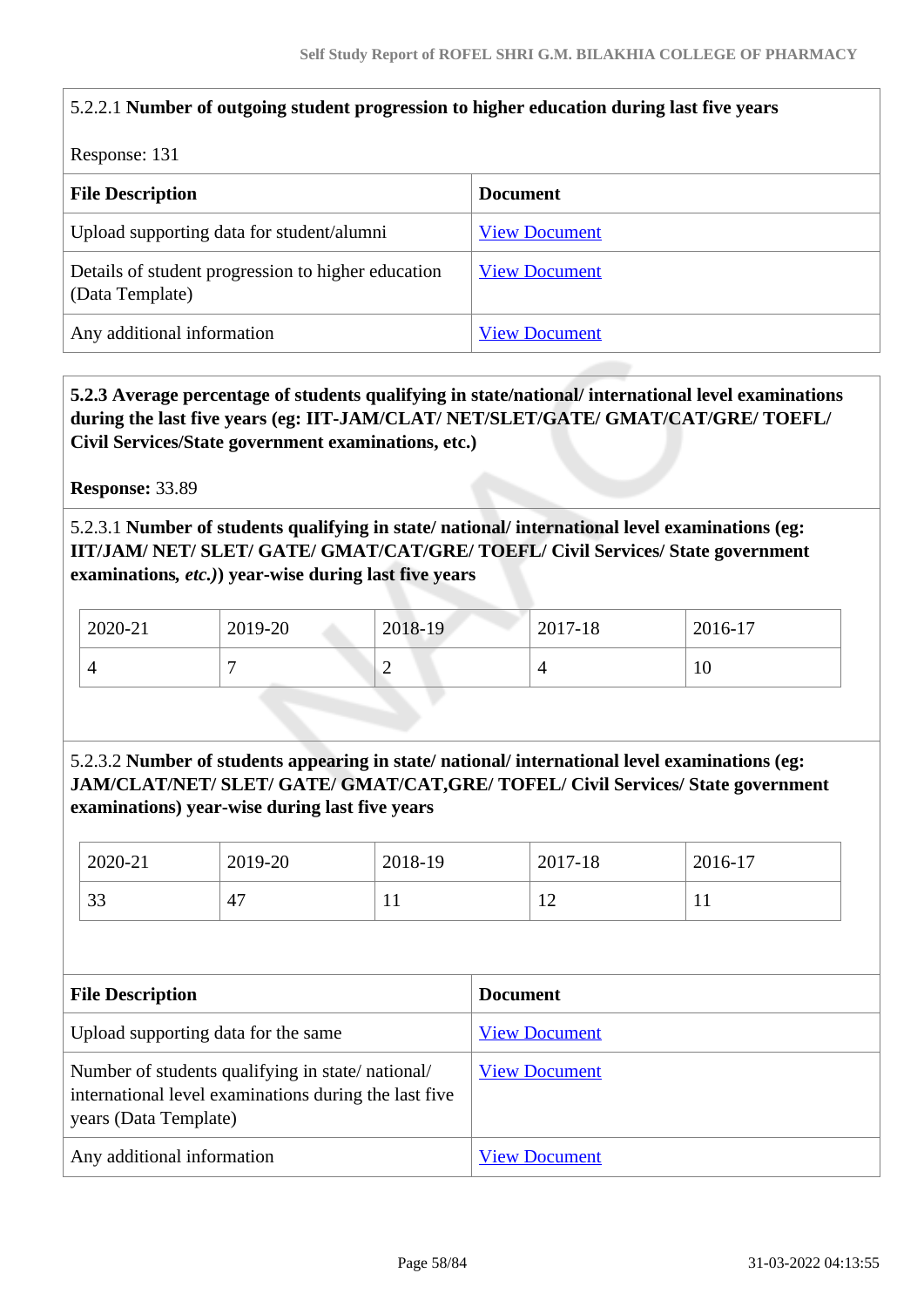5.2.2.1 **Number of outgoing student progression to higher education during last five years**

Response: 131

| File Description | Document |
|---|---|
| Upload supporting data for student/alumni | View Document |
| Details of student progression to higher education (Data Template) | View Document |
| Any additional information | View Document |

**5.2.3 Average percentage of students qualifying in state/national/ international level examinations during the last five years (eg: IIT-JAM/CLAT/ NET/SLET/GATE/ GMAT/CAT/GRE/ TOEFL/ Civil Services/State government examinations, etc.)**

**Response:** 33.89

5.2.3.1 **Number of students qualifying in state/ national/ international level examinations (eg: IIT/JAM/ NET/ SLET/ GATE/ GMAT/CAT/GRE/ TOEFL/ Civil Services/ State government examinations,** ***etc.*****)) year-wise during last five years**

| 2020-21 | 2019-20 | 2018-19 | 2017-18 | 2016-17 |
|---|---|---|---|---|
| 4 | 7 | 2 | 4 | 10 |

5.2.3.2 **Number of students appearing in state/ national/ international level examinations (eg: JAM/CLAT/NET/ SLET/ GATE/ GMAT/CAT,GRE/ TOFEL/ Civil Services/ State government examinations) year-wise during last five years**

| 2020-21 | 2019-20 | 2018-19 | 2017-18 | 2016-17 |
|---|---|---|---|---|
| 33 | 47 | 11 | 12 | 11 |

| File Description | Document |
|---|---|
| Upload supporting data for the same | View Document |
| Number of students qualifying in state/ national/ international level examinations during the last five years (Data Template) | View Document |
| Any additional information | View Document |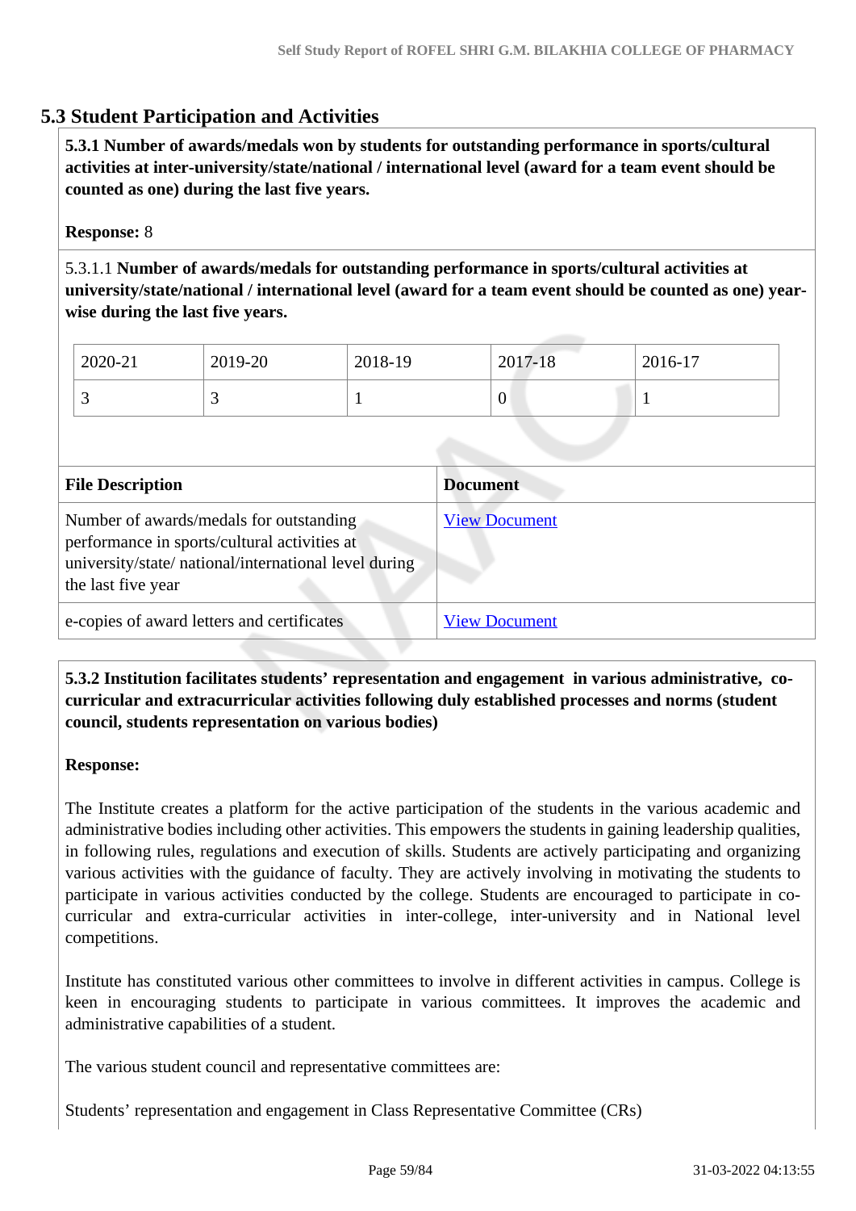## 5.3 Student Participation and Activities

**5.3.1 Number of awards/medals won by students for outstanding performance in sports/cultural activities at inter-university/state/national / international level (award for a team event should be counted as one) during the last five years.**

**Response:** 8

5.3.1.1 **Number of awards/medals for outstanding performance in sports/cultural activities at university/state/national / international level (award for a team event should be counted as one) year-wise during the last five years.**

| 2020-21 | 2019-20 | 2018-19 | 2017-18 | 2016-17 |
|---|---|---|---|---|
| 3 | 3 | 1 | 0 | 1 |

| File Description | Document |
|---|---|
| Number of awards/medals for outstanding performance in sports/cultural activities at university/state/ national/international level during the last five year | View Document |
| e-copies of award letters and certificates | View Document |

**5.3.2 Institution facilitates students' representation and engagement in various administrative, co-curricular and extracurricular activities following duly established processes and norms (student council, students representation on various bodies)**

**Response:**

The Institute creates a platform for the active participation of the students in the various academic and administrative bodies including other activities. This empowers the students in gaining leadership qualities, in following rules, regulations and execution of skills. Students are actively participating and organizing various activities with the guidance of faculty. They are actively involving in motivating the students to participate in various activities conducted by the college. Students are encouraged to participate in co-curricular and extra-curricular activities in inter-college, inter-university and in National level competitions.

Institute has constituted various other committees to involve in different activities in campus. College is keen in encouraging students to participate in various committees. It improves the academic and administrative capabilities of a student.

The various student council and representative committees are:

Students' representation and engagement in Class Representative Committee (CRs)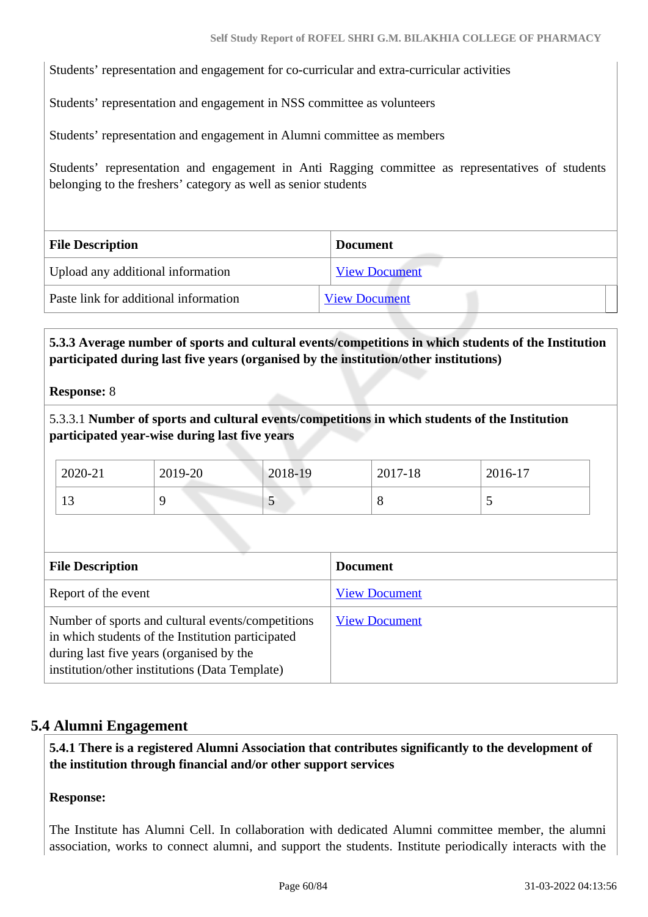Students' representation and engagement for co-curricular and extra-curricular activities

Students' representation and engagement in NSS committee as volunteers

Students' representation and engagement in Alumni committee as members

Students' representation and engagement in Anti Ragging committee as representatives of students belonging to the freshers' category as well as senior students

| File Description | Document |
|---|---|
| Upload any additional information | View Document |
| Paste link for additional information | View Document |

**5.3.3 Average number of sports and cultural events/competitions in which students of the Institution participated during last five years (organised by the institution/other institutions)**

**Response:** 8

5.3.3.1 **Number of sports and cultural events/competitions in which students of the Institution participated year-wise during last five years**

| 2020-21 | 2019-20 | 2018-19 | 2017-18 | 2016-17 |
|---|---|---|---|---|
| 13 | 9 | 5 | 8 | 5 |

| File Description | Document |
|---|---|
| Report of the event | View Document |
| Number of sports and cultural events/competitions in which students of the Institution participated during last five years (organised by the institution/other institutions (Data Template) | View Document |

## 5.4 Alumni Engagement

**5.4.1 There is a registered Alumni Association that contributes significantly to the development of the institution through financial and/or other support services**

**Response:**

The Institute has Alumni Cell. In collaboration with dedicated Alumni committee member, the alumni association, works to connect alumni, and support the students. Institute periodically interacts with the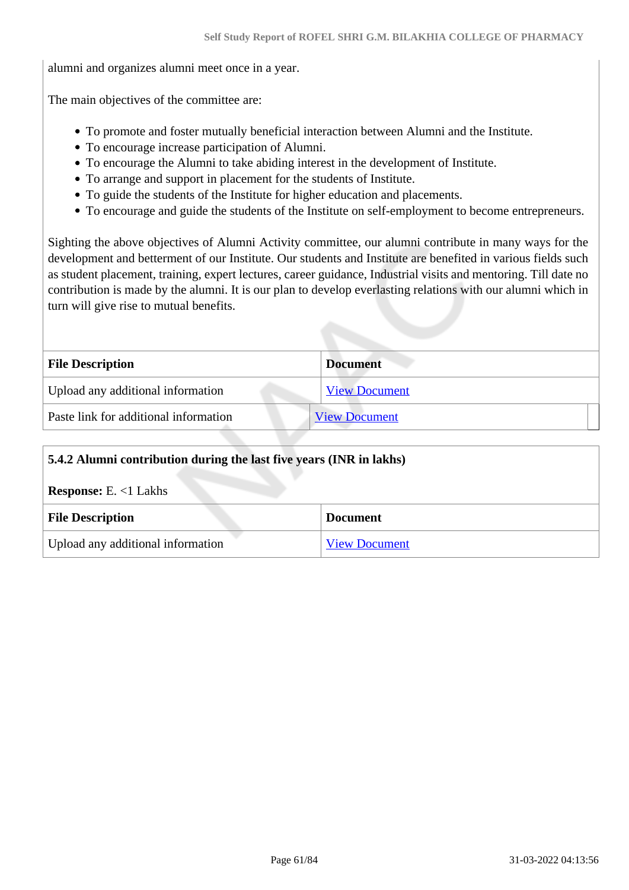alumni and organizes alumni meet once in a year.

The main objectives of the committee are:

- To promote and foster mutually beneficial interaction between Alumni and the Institute.
- To encourage increase participation of Alumni.
- To encourage the Alumni to take abiding interest in the development of Institute.
- To arrange and support in placement for the students of Institute.
- To guide the students of the Institute for higher education and placements.
- To encourage and guide the students of the Institute on self-employment to become entrepreneurs.

Sighting the above objectives of Alumni Activity committee, our alumni contribute in many ways for the development and betterment of our Institute. Our students and Institute are benefited in various fields such as student placement, training, expert lectures, career guidance, Industrial visits and mentoring. Till date no contribution is made by the alumni. It is our plan to develop everlasting relations with our alumni which in turn will give rise to mutual benefits.

| File Description | Document |
|---|---|
| Upload any additional information | View Document |
| Paste link for additional information | View Document |

**5.4.2 Alumni contribution during the last five years (INR in lakhs)**

**Response:** E. <1 Lakhs

| File Description | Document |
|---|---|
| Upload any additional information | View Document |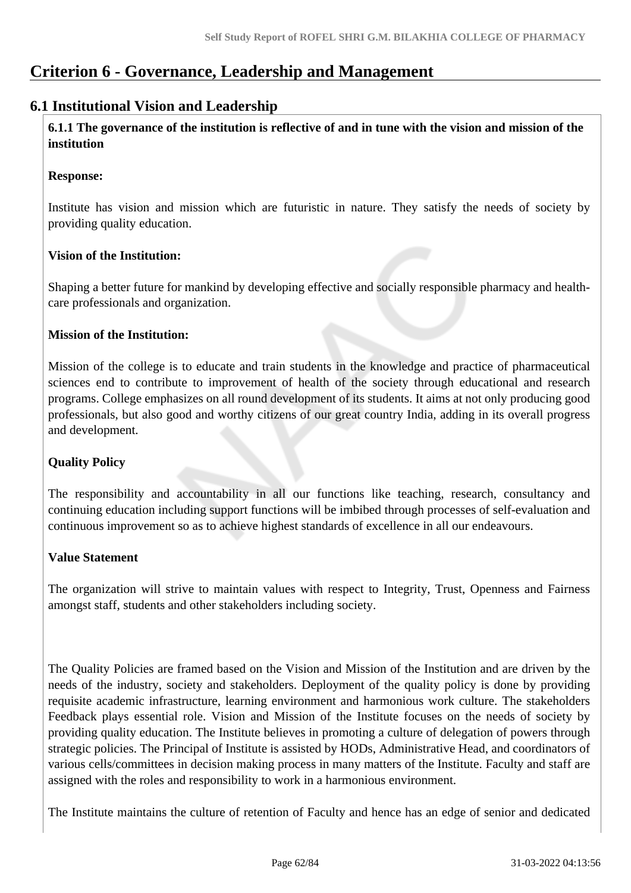# Criterion 6 - Governance, Leadership and Management

## 6.1 Institutional Vision and Leadership

**6.1.1 The governance of the institution is reflective of and in tune with the vision and mission of the institution**

**Response:**

Institute has vision and mission which are futuristic in nature. They satisfy the needs of society by providing quality education.

**Vision of the Institution:**

Shaping a better future for mankind by developing effective and socially responsible pharmacy and health-care professionals and organization.

**Mission of the Institution:**

Mission of the college is to educate and train students in the knowledge and practice of pharmaceutical sciences end to contribute to improvement of health of the society through educational and research programs. College emphasizes on all round development of its students. It aims at not only producing good professionals, but also good and worthy citizens of our great country India, adding in its overall progress and development.

**Quality Policy**

The responsibility and accountability in all our functions like teaching, research, consultancy and continuing education including support functions will be imbibed through processes of self-evaluation and continuous improvement so as to achieve highest standards of excellence in all our endeavours.

**Value Statement**

The organization will strive to maintain values with respect to Integrity, Trust, Openness and Fairness amongst staff, students and other stakeholders including society.

The Quality Policies are framed based on the Vision and Mission of the Institution and are driven by the needs of the industry, society and stakeholders. Deployment of the quality policy is done by providing requisite academic infrastructure, learning environment and harmonious work culture. The stakeholders Feedback plays essential role. Vision and Mission of the Institute focuses on the needs of society by providing quality education. The Institute believes in promoting a culture of delegation of powers through strategic policies. The Principal of Institute is assisted by HODs, Administrative Head, and coordinators of various cells/committees in decision making process in many matters of the Institute. Faculty and staff are assigned with the roles and responsibility to work in a harmonious environment.

The Institute maintains the culture of retention of Faculty and hence has an edge of senior and dedicated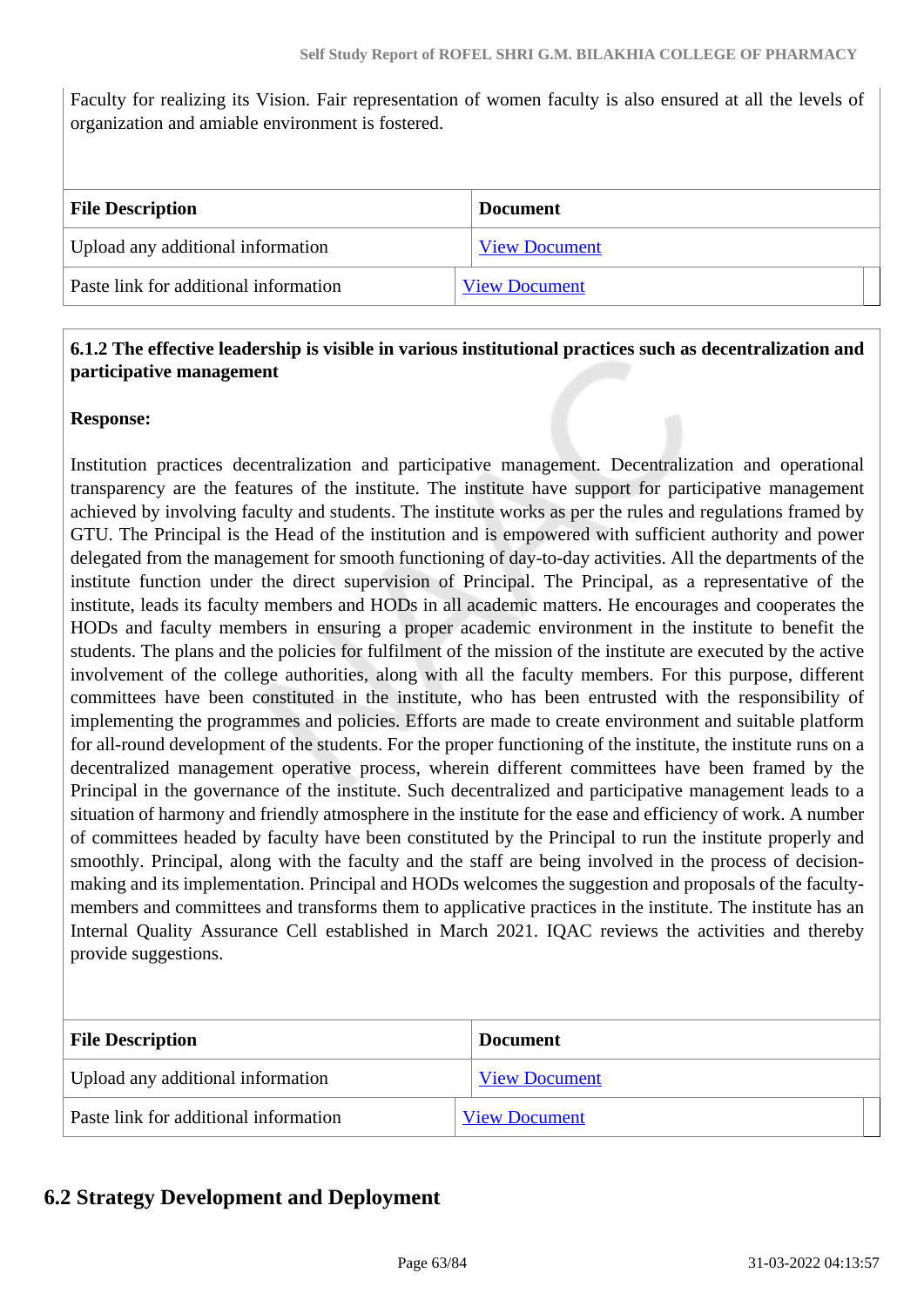Faculty for realizing its Vision. Fair representation of women faculty is also ensured at all the levels of organization and amiable environment is fostered.

| File Description | Document |
| --- | --- |
| Upload any additional information | View Document |
| Paste link for additional information | View Document |

**6.1.2 The effective leadership is visible in various institutional practices such as decentralization and participative management**

**Response:**

Institution practices decentralization and participative management. Decentralization and operational transparency are the features of the institute. The institute have support for participative management achieved by involving faculty and students. The institute works as per the rules and regulations framed by GTU. The Principal is the Head of the institution and is empowered with sufficient authority and power delegated from the management for smooth functioning of day-to-day activities. All the departments of the institute function under the direct supervision of Principal. The Principal, as a representative of the institute, leads its faculty members and HODs in all academic matters. He encourages and cooperates the HODs and faculty members in ensuring a proper academic environment in the institute to benefit the students. The plans and the policies for fulfilment of the mission of the institute are executed by the active involvement of the college authorities, along with all the faculty members. For this purpose, different committees have been constituted in the institute, who has been entrusted with the responsibility of implementing the programmes and policies. Efforts are made to create environment and suitable platform for all-round development of the students. For the proper functioning of the institute, the institute runs on a decentralized management operative process, wherein different committees have been framed by the Principal in the governance of the institute. Such decentralized and participative management leads to a situation of harmony and friendly atmosphere in the institute for the ease and efficiency of work. A number of committees headed by faculty have been constituted by the Principal to run the institute properly and smoothly. Principal, along with the faculty and the staff are being involved in the process of decision-making and its implementation. Principal and HODs welcomes the suggestion and proposals of the faculty-members and committees and transforms them to applicative practices in the institute. The institute has an Internal Quality Assurance Cell established in March 2021. IQAC reviews the activities and thereby provide suggestions.

| File Description | Document |
| --- | --- |
| Upload any additional information | View Document |
| Paste link for additional information | View Document |

## 6.2 Strategy Development and Deployment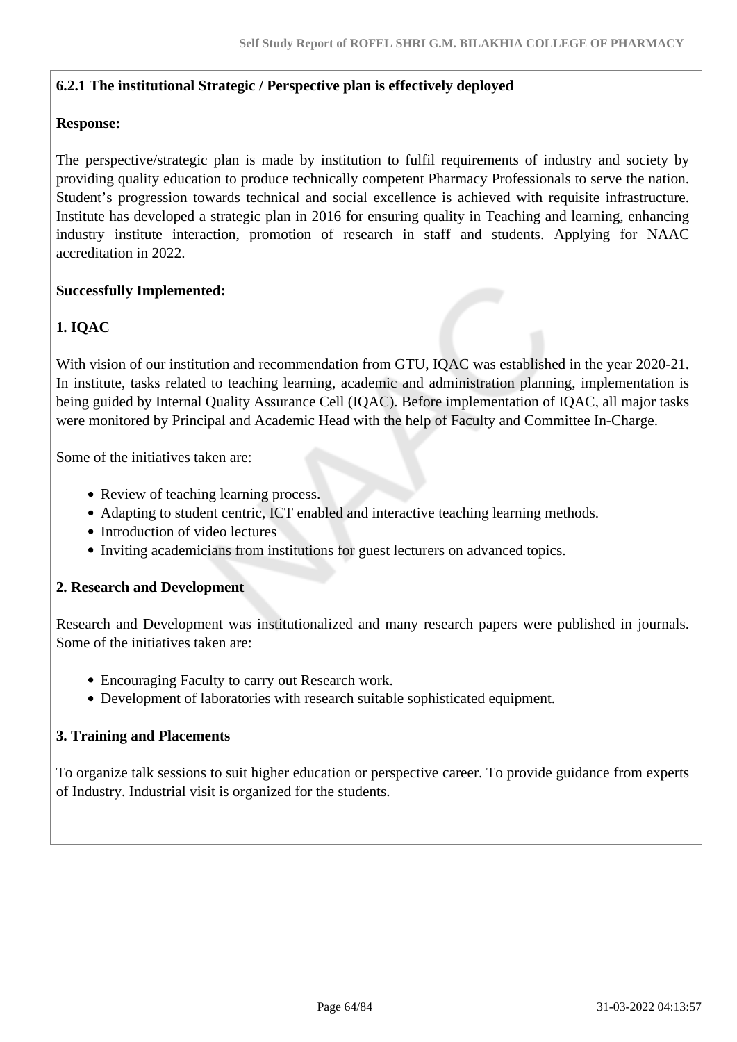**6.2.1 The institutional Strategic / Perspective plan is effectively deployed**

**Response:**

The perspective/strategic plan is made by institution to fulfil requirements of industry and society by providing quality education to produce technically competent Pharmacy Professionals to serve the nation. Student's progression towards technical and social excellence is achieved with requisite infrastructure. Institute has developed a strategic plan in 2016 for ensuring quality in Teaching and learning, enhancing industry institute interaction, promotion of research in staff and students. Applying for NAAC accreditation in 2022.

**Successfully Implemented:**

**1. IQAC**

With vision of our institution and recommendation from GTU, IQAC was established in the year 2020-21. In institute, tasks related to teaching learning, academic and administration planning, implementation is being guided by Internal Quality Assurance Cell (IQAC). Before implementation of IQAC, all major tasks were monitored by Principal and Academic Head with the help of Faculty and Committee In-Charge.

Some of the initiatives taken are:

- Review of teaching learning process.
- Adapting to student centric, ICT enabled and interactive teaching learning methods.
- Introduction of video lectures
- Inviting academicians from institutions for guest lecturers on advanced topics.

**2. Research and Development**

Research and Development was institutionalized and many research papers were published in journals. Some of the initiatives taken are:

- Encouraging Faculty to carry out Research work.
- Development of laboratories with research suitable sophisticated equipment.

**3. Training and Placements**

To organize talk sessions to suit higher education or perspective career. To provide guidance from experts of Industry. Industrial visit is organized for the students.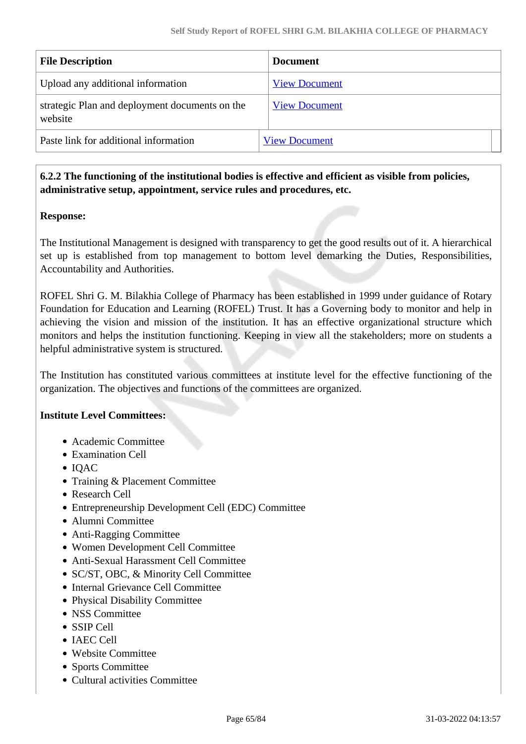| File Description | Document |
|---|---|
| Upload any additional information | View Document |
| strategic Plan and deployment documents on the website | View Document |
| Paste link for additional information | View Document |

**6.2.2 The functioning of the institutional bodies is effective and efficient as visible from policies, administrative setup, appointment, service rules and procedures, etc.**

**Response:**

The Institutional Management is designed with transparency to get the good results out of it. A hierarchical set up is established from top management to bottom level demarking the Duties, Responsibilities, Accountability and Authorities.

ROFEL Shri G. M. Bilakhia College of Pharmacy has been established in 1999 under guidance of Rotary Foundation for Education and Learning (ROFEL) Trust. It has a Governing body to monitor and help in achieving the vision and mission of the institution. It has an effective organizational structure which monitors and helps the institution functioning. Keeping in view all the stakeholders; more on students a helpful administrative system is structured.

The Institution has constituted various committees at institute level for the effective functioning of the organization. The objectives and functions of the committees are organized.

**Institute Level Committees:**

- Academic Committee
- Examination Cell
- IQAC
- Training & Placement Committee
- Research Cell
- Entrepreneurship Development Cell (EDC) Committee
- Alumni Committee
- Anti-Ragging Committee
- Women Development Cell Committee
- Anti-Sexual Harassment Cell Committee
- SC/ST, OBC, & Minority Cell Committee
- Internal Grievance Cell Committee
- Physical Disability Committee
- NSS Committee
- SSIP Cell
- IAEC Cell
- Website Committee
- Sports Committee
- Cultural activities Committee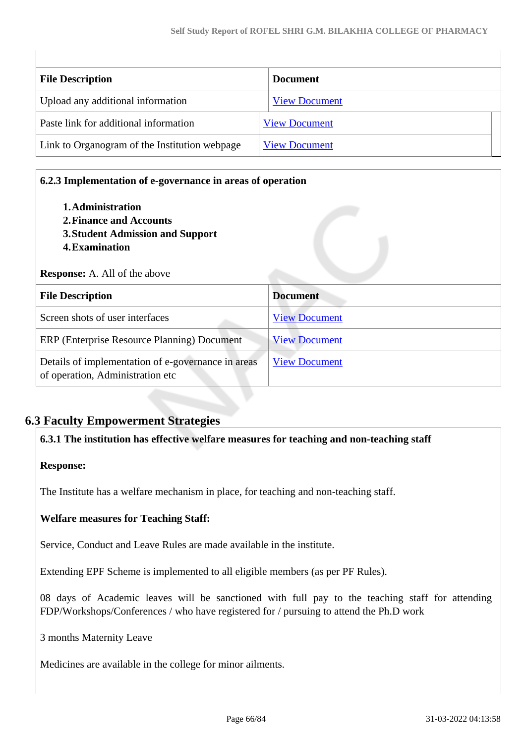| File Description | Document |
|---|---|
| Upload any additional information | View Document |
| Paste link for additional information | View Document |
| Link to Organogram of the Institution webpage | View Document |

**6.2.3 Implementation of e-governance in areas of operation**

1. **Administration**
2. **Finance and Accounts**
3. **Student Admission and Support**
4. **Examination**

**Response:** A. All of the above

| File Description | Document |
|---|---|
| Screen shots of user interfaces | View Document |
| ERP (Enterprise Resource Planning) Document | View Document |
| Details of implementation of e-governance in areas of operation, Administration etc | View Document |

## 6.3 Faculty Empowerment Strategies

**6.3.1 The institution has effective welfare measures for teaching and non-teaching staff**

**Response:**

The Institute has a welfare mechanism in place, for teaching and non-teaching staff.

**Welfare measures for Teaching Staff:**

Service, Conduct and Leave Rules are made available in the institute.

Extending EPF Scheme is implemented to all eligible members (as per PF Rules).

08 days of Academic leaves will be sanctioned with full pay to the teaching staff for attending FDP/Workshops/Conferences / who have registered for / pursuing to attend the Ph.D work

3 months Maternity Leave

Medicines are available in the college for minor ailments.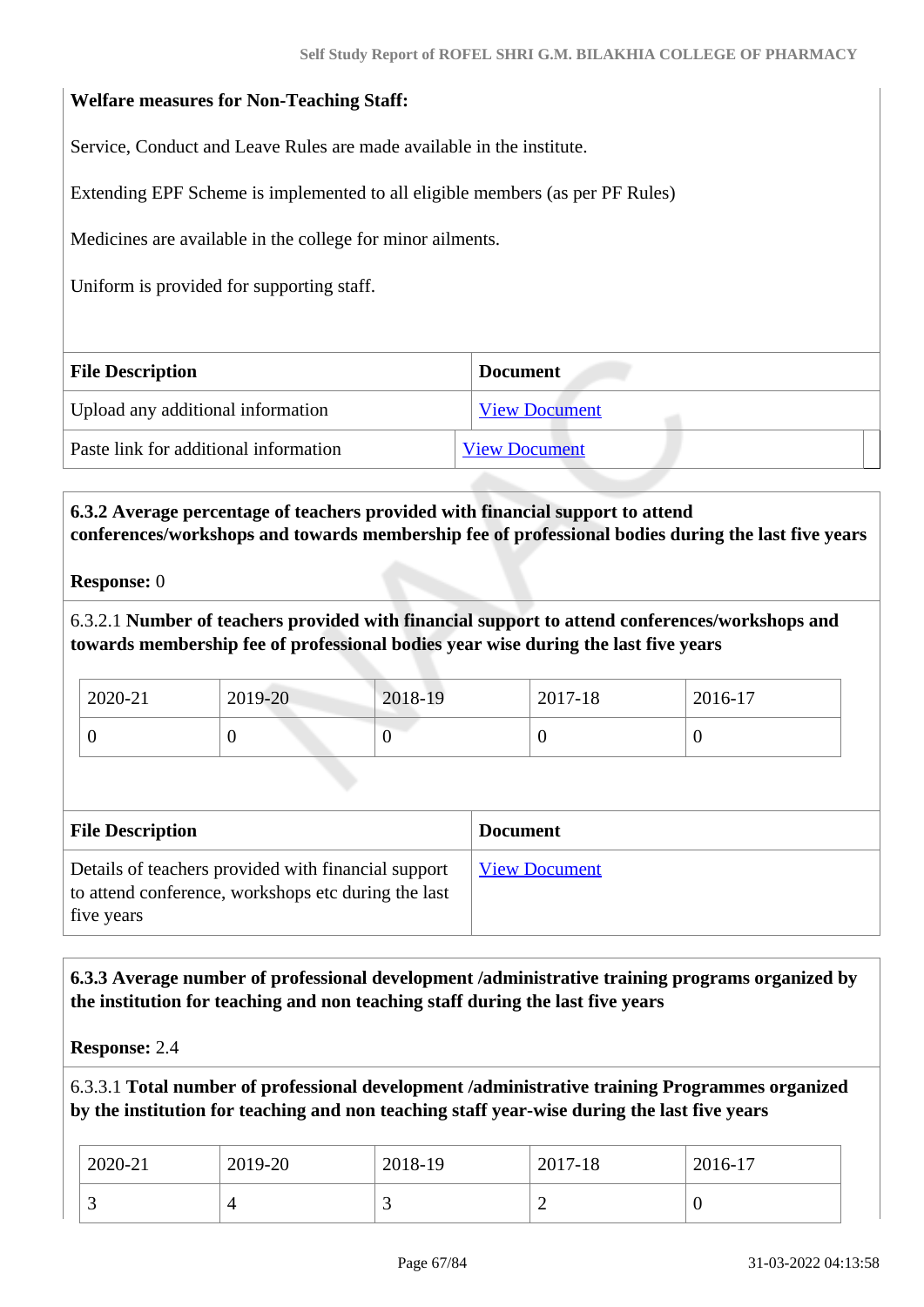**Welfare measures for Non-Teaching Staff:**

Service, Conduct and Leave Rules are made available in the institute.

Extending EPF Scheme is implemented to all eligible members (as per PF Rules)

Medicines are available in the college for minor ailments.

Uniform is provided for supporting staff.

| File Description | Document |
|---|---|
| Upload any additional information | View Document |
| Paste link for additional information | View Document |

**6.3.2 Average percentage of teachers provided with financial support to attend conferences/workshops and towards membership fee of professional bodies during the last five years**

**Response:** 0

6.3.2.1 **Number of teachers provided with financial support to attend conferences/workshops and towards membership fee of professional bodies year wise during the last five years**

| 2020-21 | 2019-20 | 2018-19 | 2017-18 | 2016-17 |
|---|---|---|---|---|
| 0 | 0 | 0 | 0 | 0 |

| File Description | Document |
|---|---|
| Details of teachers provided with financial support to attend conference, workshops etc during the last five years | View Document |

**6.3.3 Average number of professional development /administrative training programs organized by the institution for teaching and non teaching staff during the last five years**

**Response:** 2.4

6.3.3.1 **Total number of professional development /administrative training Programmes organized by the institution for teaching and non teaching staff year-wise during the last five years**

| 2020-21 | 2019-20 | 2018-19 | 2017-18 | 2016-17 |
|---|---|---|---|---|
| 3 | 4 | 3 | 2 | 0 |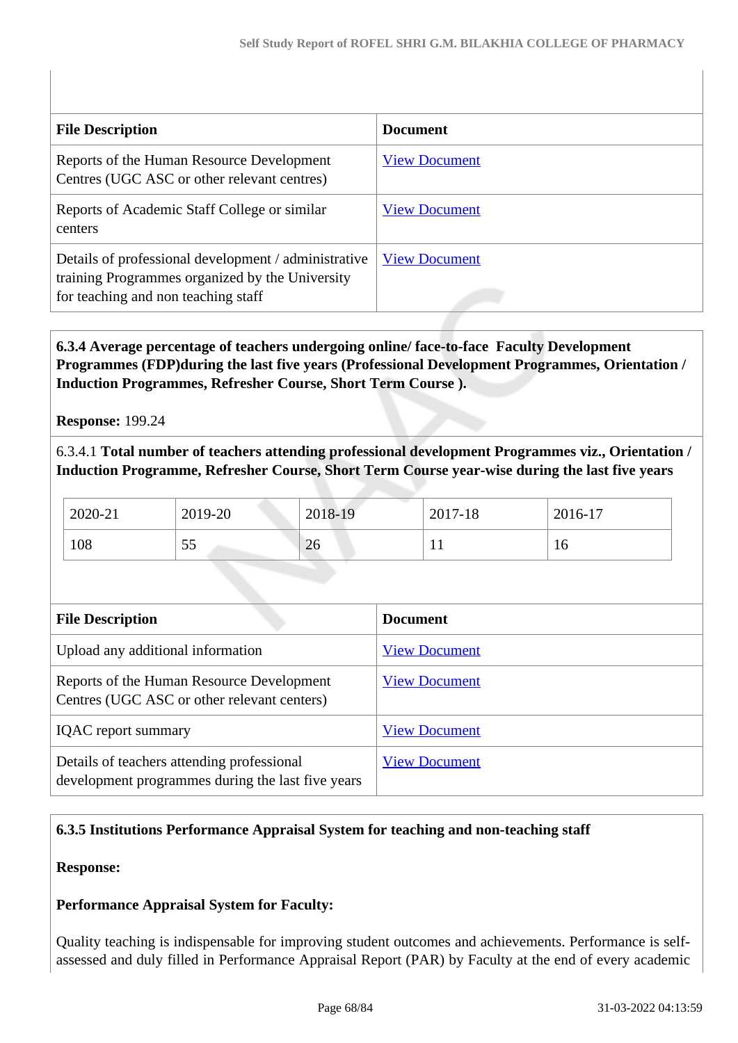| File Description | Document |
|---|---|
| Reports of the Human Resource Development Centres (UGC ASC or other relevant centres) | View Document |
| Reports of Academic Staff College or similar centers | View Document |
| Details of professional development / administrative training Programmes organized by the University for teaching and non teaching staff | View Document |

**6.3.4 Average percentage of teachers undergoing online/ face-to-face Faculty Development Programmes (FDP)during the last five years (Professional Development Programmes, Orientation / Induction Programmes, Refresher Course, Short Term Course ).**

**Response:** 199.24

6.3.4.1 **Total number of teachers attending professional development Programmes viz., Orientation / Induction Programme, Refresher Course, Short Term Course year-wise during the last five years**

| 2020-21 | 2019-20 | 2018-19 | 2017-18 | 2016-17 |
|---|---|---|---|---|
| 108 | 55 | 26 | 11 | 16 |

| File Description | Document |
|---|---|
| Upload any additional information | View Document |
| Reports of the Human Resource Development Centres (UGC ASC or other relevant centers) | View Document |
| IQAC report summary | View Document |
| Details of teachers attending professional development programmes during the last five years | View Document |

**6.3.5 Institutions Performance Appraisal System for teaching and non-teaching staff**

**Response:**

**Performance Appraisal System for Faculty:**

Quality teaching is indispensable for improving student outcomes and achievements. Performance is self-assessed and duly filled in Performance Appraisal Report (PAR) by Faculty at the end of every academic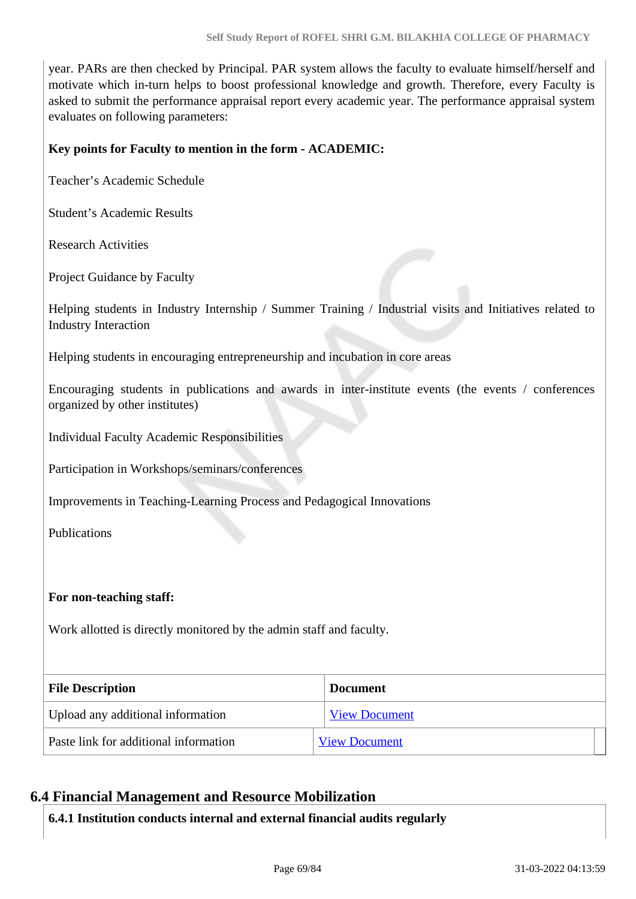year. PARs are then checked by Principal. PAR system allows the faculty to evaluate himself/herself and motivate which in-turn helps to boost professional knowledge and growth. Therefore, every Faculty is asked to submit the performance appraisal report every academic year. The performance appraisal system evaluates on following parameters:

**Key points for Faculty to mention in the form - ACADEMIC:**

Teacher's Academic Schedule

Student's Academic Results

Research Activities

Project Guidance by Faculty

Helping students in Industry Internship / Summer Training / Industrial visits and Initiatives related to Industry Interaction

Helping students in encouraging entrepreneurship and incubation in core areas

Encouraging students in publications and awards in inter-institute events (the events / conferences organized by other institutes)

Individual Faculty Academic Responsibilities

Participation in Workshops/seminars/conferences

Improvements in Teaching-Learning Process and Pedagogical Innovations

Publications

**For non-teaching staff:**

Work allotted is directly monitored by the admin staff and faculty.

| File Description | Document |
|---|---|
| Upload any additional information | View Document |
| Paste link for additional information | View Document |

## 6.4 Financial Management and Resource Mobilization

**6.4.1 Institution conducts internal and external financial audits regularly**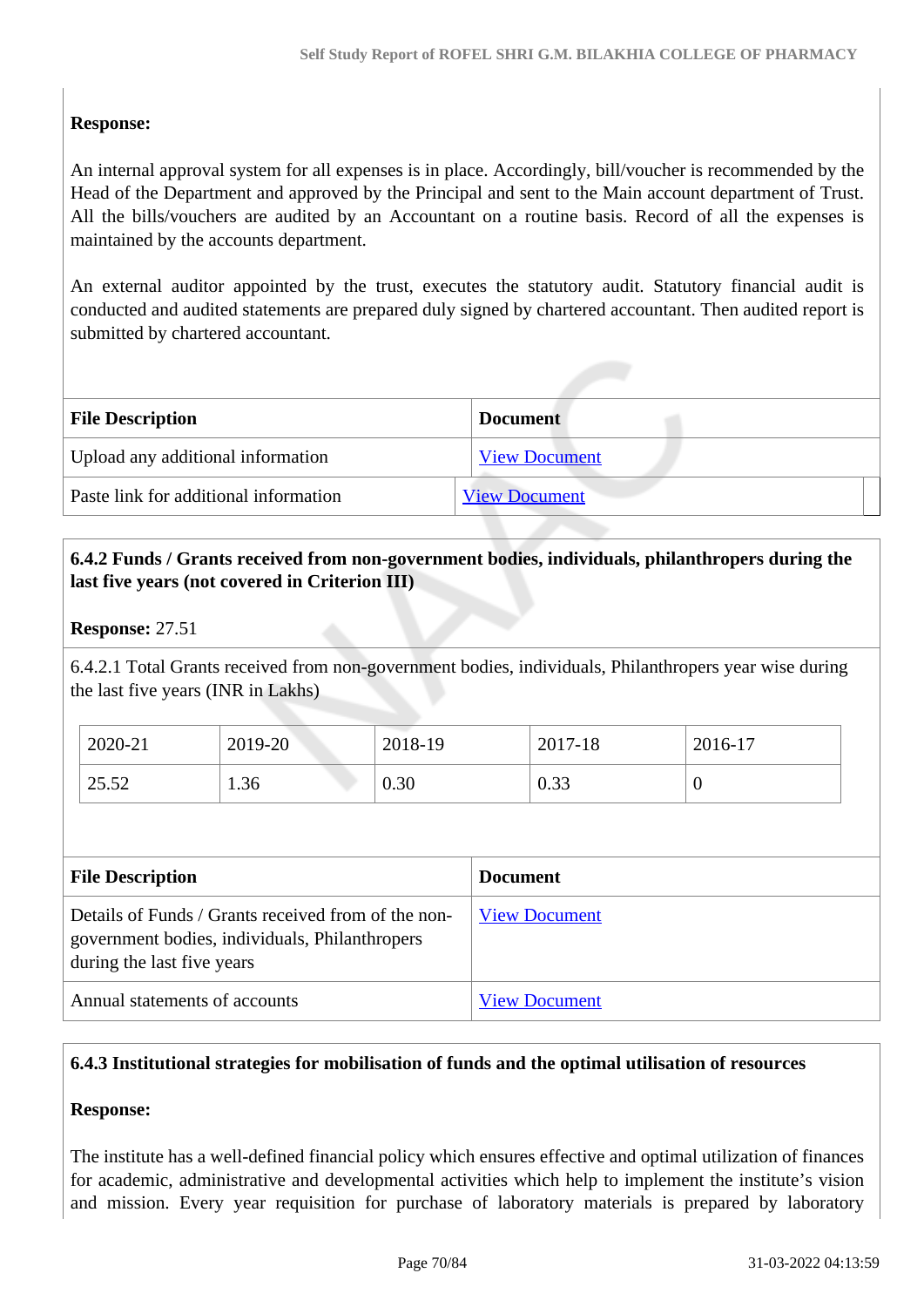**Response:**

An internal approval system for all expenses is in place. Accordingly, bill/voucher is recommended by the Head of the Department and approved by the Principal and sent to the Main account department of Trust. All the bills/vouchers are audited by an Accountant on a routine basis. Record of all the expenses is maintained by the accounts department.

An external auditor appointed by the trust, executes the statutory audit. Statutory financial audit is conducted and audited statements are prepared duly signed by chartered accountant. Then audited report is submitted by chartered accountant.

| File Description | Document |
|---|---|
| Upload any additional information | View Document |
| Paste link for additional information | View Document |

**6.4.2 Funds / Grants received from non-government bodies, individuals, philanthropers during the last five years (not covered in Criterion III)**

**Response:** 27.51

6.4.2.1 Total Grants received from non-government bodies, individuals, Philanthropers year wise during the last five years (INR in Lakhs)

| 2020-21 | 2019-20 | 2018-19 | 2017-18 | 2016-17 |
|---|---|---|---|---|
| 25.52 | 1.36 | 0.30 | 0.33 | 0 |

| File Description | Document |
|---|---|
| Details of Funds / Grants received from of the non-government bodies, individuals, Philanthropers during the last five years | View Document |
| Annual statements of accounts | View Document |

**6.4.3 Institutional strategies for mobilisation of funds and the optimal utilisation of resources**

**Response:**

The institute has a well-defined financial policy which ensures effective and optimal utilization of finances for academic, administrative and developmental activities which help to implement the institute's vision and mission. Every year requisition for purchase of laboratory materials is prepared by laboratory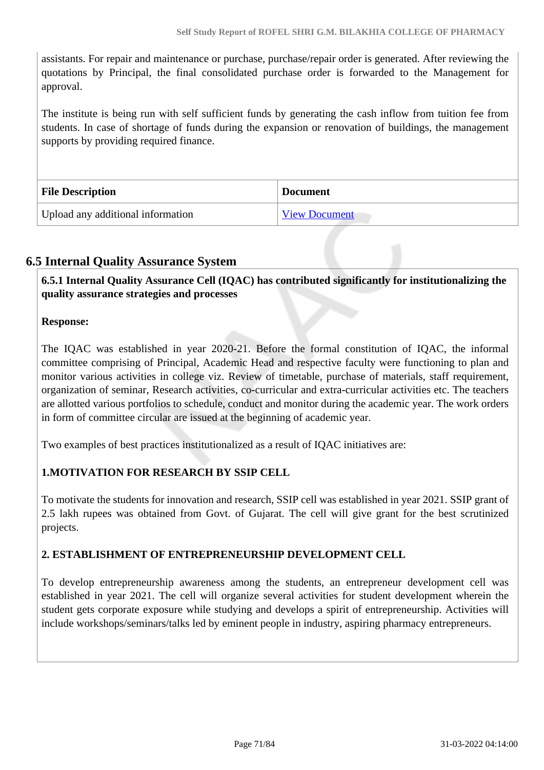assistants. For repair and maintenance or purchase, purchase/repair order is generated. After reviewing the quotations by Principal, the final consolidated purchase order is forwarded to the Management for approval.

The institute is being run with self sufficient funds by generating the cash inflow from tuition fee from students. In case of shortage of funds during the expansion or renovation of buildings, the management supports by providing required finance.

| File Description | Document |
|---|---|
| Upload any additional information | View Document |

## 6.5 Internal Quality Assurance System

**6.5.1 Internal Quality Assurance Cell (IQAC) has contributed significantly for institutionalizing the quality assurance strategies and processes**

**Response:**

The IQAC was established in year 2020-21. Before the formal constitution of IQAC, the informal committee comprising of Principal, Academic Head and respective faculty were functioning to plan and monitor various activities in college viz. Review of timetable, purchase of materials, staff requirement, organization of seminar, Research activities, co-curricular and extra-curricular activities etc. The teachers are allotted various portfolios to schedule, conduct and monitor during the academic year. The work orders in form of committee circular are issued at the beginning of academic year.

Two examples of best practices institutionalized as a result of IQAC initiatives are:

**1.MOTIVATION FOR RESEARCH BY SSIP CELL**

To motivate the students for innovation and research, SSIP cell was established in year 2021. SSIP grant of 2.5 lakh rupees was obtained from Govt. of Gujarat. The cell will give grant for the best scrutinized projects.

**2. ESTABLISHMENT OF ENTREPRENEURSHIP DEVELOPMENT CELL**

To develop entrepreneurship awareness among the students, an entrepreneur development cell was established in year 2021. The cell will organize several activities for student development wherein the student gets corporate exposure while studying and develops a spirit of entrepreneurship. Activities will include workshops/seminars/talks led by eminent people in industry, aspiring pharmacy entrepreneurs.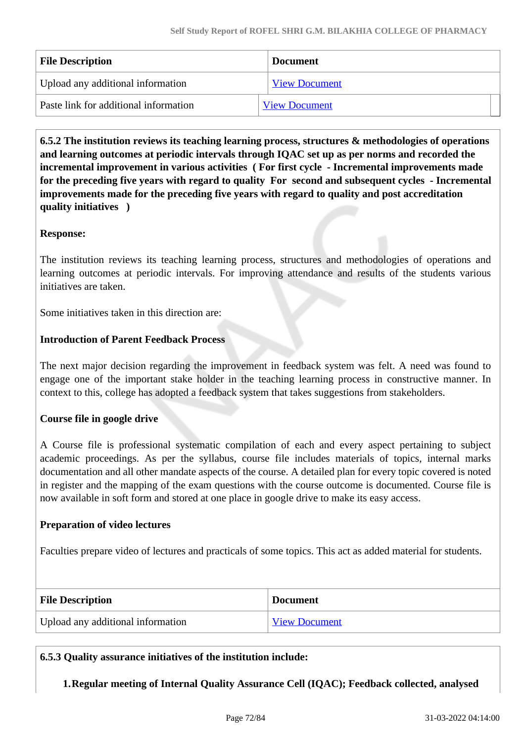| File Description | Document |
| --- | --- |
| Upload any additional information | View Document |
| Paste link for additional information | View Document |

**6.5.2 The institution reviews its teaching learning process, structures & methodologies of operations and learning outcomes at periodic intervals through IQAC set up as per norms and recorded the incremental improvement in various activities ( For first cycle - Incremental improvements made for the preceding five years with regard to quality For second and subsequent cycles - Incremental improvements made for the preceding five years with regard to quality and post accreditation quality initiatives )**

**Response:**

The institution reviews its teaching learning process, structures and methodologies of operations and learning outcomes at periodic intervals. For improving attendance and results of the students various initiatives are taken.

Some initiatives taken in this direction are:

**Introduction of Parent Feedback Process**

The next major decision regarding the improvement in feedback system was felt. A need was found to engage one of the important stake holder in the teaching learning process in constructive manner. In context to this, college has adopted a feedback system that takes suggestions from stakeholders.

**Course file in google drive**

A Course file is professional systematic compilation of each and every aspect pertaining to subject academic proceedings. As per the syllabus, course file includes materials of topics, internal marks documentation and all other mandate aspects of the course. A detailed plan for every topic covered is noted in register and the mapping of the exam questions with the course outcome is documented. Course file is now available in soft form and stored at one place in google drive to make its easy access.

**Preparation of video lectures**

Faculties prepare video of lectures and practicals of some topics. This act as added material for students.

| File Description | Document |
| --- | --- |
| Upload any additional information | View Document |

**6.5.3 Quality assurance initiatives of the institution include:**

1. **Regular meeting of Internal Quality Assurance Cell (IQAC); Feedback collected, analysed**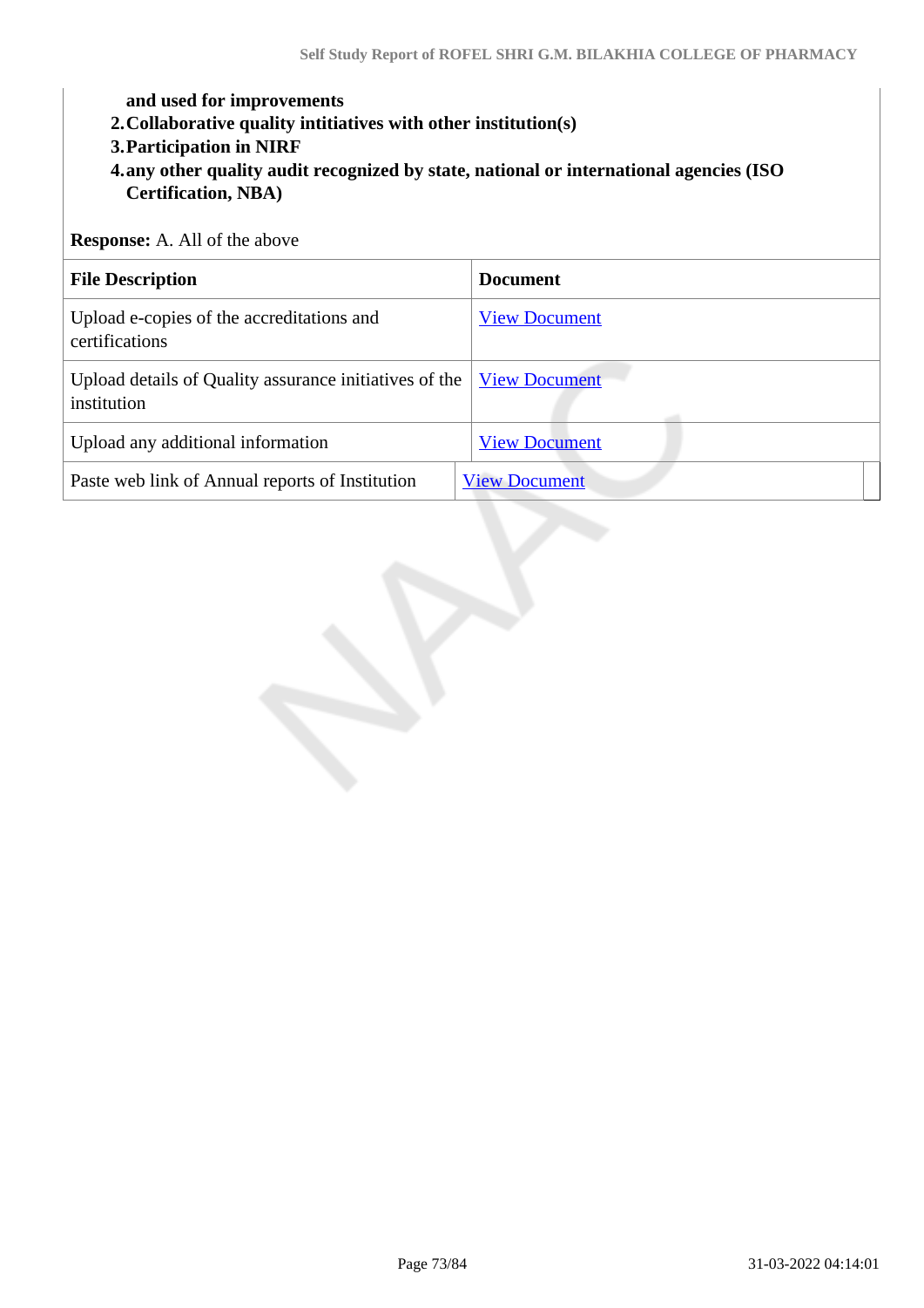**and used for improvements**

2. **Collaborative quality intitiatives with other institution(s)**
3. **Participation in NIRF**
4. **any other quality audit recognized by state, national or international agencies (ISO Certification, NBA)**

**Response:** A. All of the above

| File Description | Document |
|---|---|
| Upload e-copies of the accreditations and certifications | View Document |
| Upload details of Quality assurance initiatives of the institution | View Document |
| Upload any additional information | View Document |
| Paste web link of Annual reports of Institution | View Document |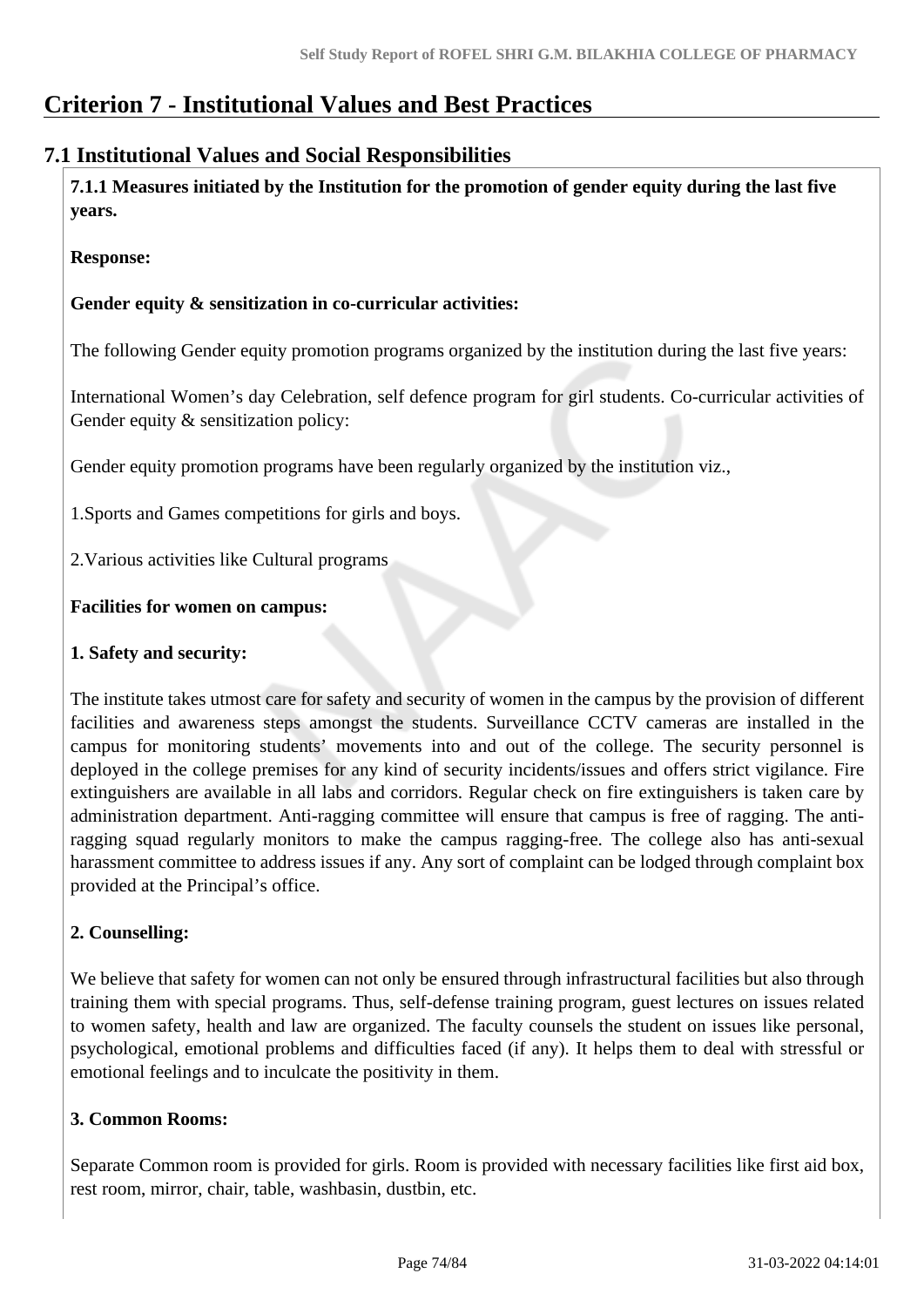# Criterion 7 - Institutional Values and Best Practices

## 7.1 Institutional Values and Social Responsibilities

**7.1.1 Measures initiated by the Institution for the promotion of gender equity during the last five years.**

**Response:**

**Gender equity & sensitization in co-curricular activities:**

The following Gender equity promotion programs organized by the institution during the last five years:

International Women's day Celebration, self defence program for girl students. Co-curricular activities of Gender equity & sensitization policy:

Gender equity promotion programs have been regularly organized by the institution viz.,

1.Sports and Games competitions for girls and boys.

2.Various activities like Cultural programs

**Facilities for women on campus:**

**1. Safety and security:**

The institute takes utmost care for safety and security of women in the campus by the provision of different facilities and awareness steps amongst the students. Surveillance CCTV cameras are installed in the campus for monitoring students' movements into and out of the college. The security personnel is deployed in the college premises for any kind of security incidents/issues and offers strict vigilance. Fire extinguishers are available in all labs and corridors. Regular check on fire extinguishers is taken care by administration department. Anti-ragging committee will ensure that campus is free of ragging. The anti-ragging squad regularly monitors to make the campus ragging-free. The college also has anti-sexual harassment committee to address issues if any. Any sort of complaint can be lodged through complaint box provided at the Principal's office.

**2. Counselling:**

We believe that safety for women can not only be ensured through infrastructural facilities but also through training them with special programs. Thus, self-defense training program, guest lectures on issues related to women safety, health and law are organized. The faculty counsels the student on issues like personal, psychological, emotional problems and difficulties faced (if any). It helps them to deal with stressful or emotional feelings and to inculcate the positivity in them.

**3. Common Rooms:**

Separate Common room is provided for girls. Room is provided with necessary facilities like first aid box, rest room, mirror, chair, table, washbasin, dustbin, etc.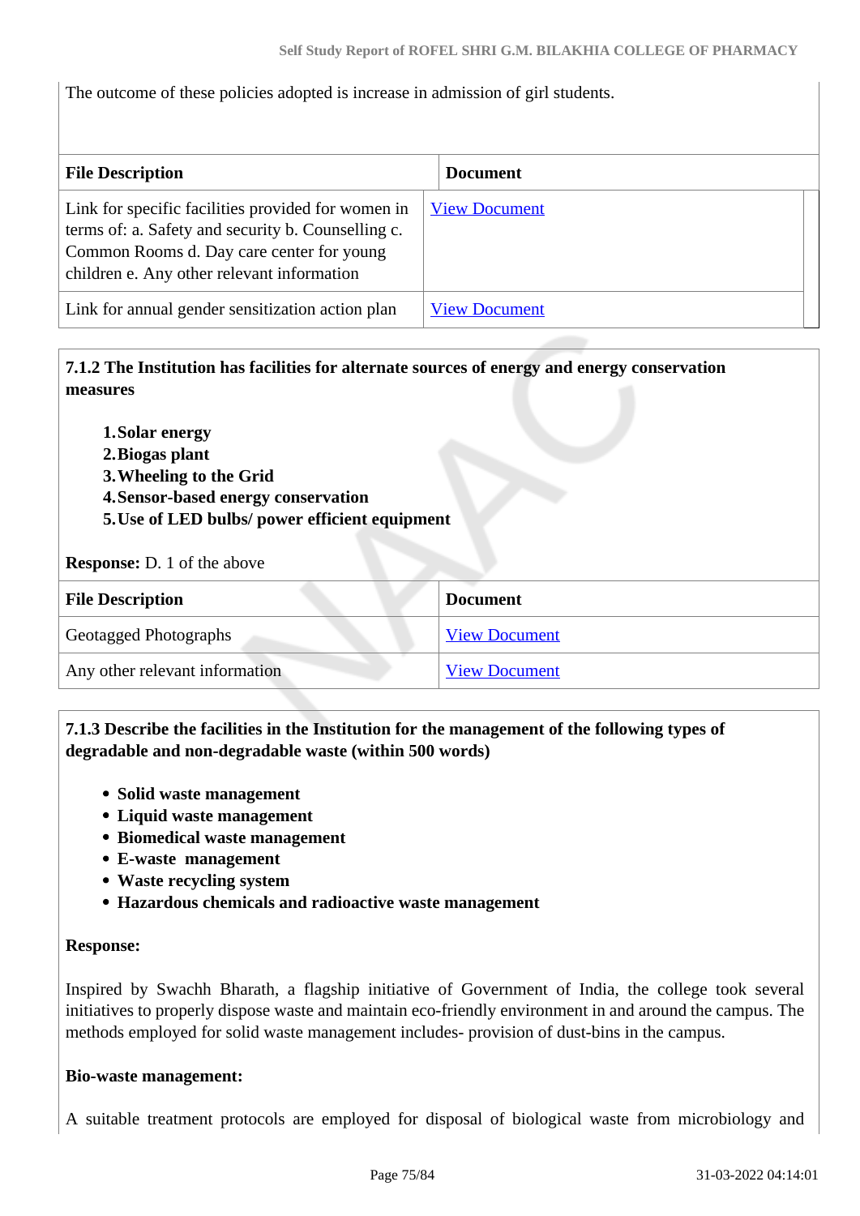The outcome of these policies adopted is increase in admission of girl students.

| File Description | Document |
|---|---|
| Link for specific facilities provided for women in terms of: a. Safety and security b. Counselling c. Common Rooms d. Day care center for young children e. Any other relevant information | View Document |
| Link for annual gender sensitization action plan | View Document |

**7.1.2 The Institution has facilities for alternate sources of energy and energy conservation measures**

1. **Solar energy**
2. **Biogas plant**
3. **Wheeling to the Grid**
4. **Sensor-based energy conservation**
5. **Use of LED bulbs/ power efficient equipment**

**Response:** D. 1 of the above

| File Description | Document |
|---|---|
| Geotagged Photographs | View Document |
| Any other relevant information | View Document |

**7.1.3 Describe the facilities in the Institution for the management of the following types of degradable and non-degradable waste (within 500 words)**

- **Solid waste management**
- **Liquid waste management**
- **Biomedical waste management**
- **E-waste management**
- **Waste recycling system**
- **Hazardous chemicals and radioactive waste management**

**Response:**

Inspired by Swachh Bharath, a flagship initiative of Government of India, the college took several initiatives to properly dispose waste and maintain eco-friendly environment in and around the campus. The methods employed for solid waste management includes- provision of dust-bins in the campus.

**Bio-waste management:**

A suitable treatment protocols are employed for disposal of biological waste from microbiology and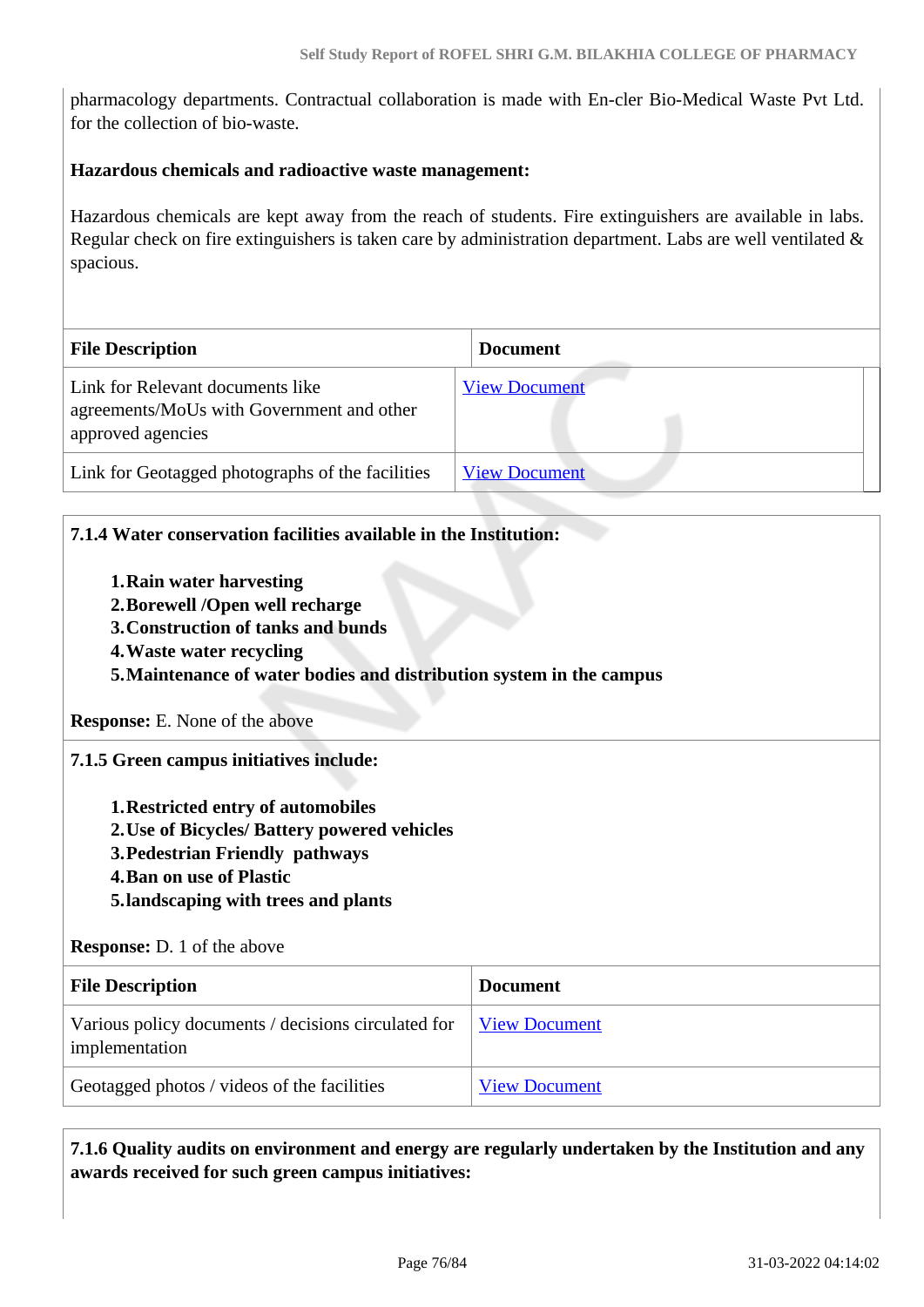pharmacology departments. Contractual collaboration is made with En-cler Bio-Medical Waste Pvt Ltd. for the collection of bio-waste.

**Hazardous chemicals and radioactive waste management:**

Hazardous chemicals are kept away from the reach of students. Fire extinguishers are available in labs. Regular check on fire extinguishers is taken care by administration department. Labs are well ventilated & spacious.

| File Description | Document |
|---|---|
| Link for Relevant documents like agreements/MoUs with Government and other approved agencies | View Document |
| Link for Geotagged photographs of the facilities | View Document |

**7.1.4 Water conservation facilities available in the Institution:**

1. **Rain water harvesting**
2. **Borewell /Open well recharge**
3. **Construction of tanks and bunds**
4. **Waste water recycling**
5. **Maintenance of water bodies and distribution system in the campus**

**Response:** E. None of the above

**7.1.5 Green campus initiatives include:**

1. **Restricted entry of automobiles**
2. **Use of Bicycles/ Battery powered vehicles**
3. **Pedestrian Friendly pathways**
4. **Ban on use of Plastic**
5. **landscaping with trees and plants**

**Response:** D. 1 of the above

| File Description | Document |
|---|---|
| Various policy documents / decisions circulated for implementation | View Document |
| Geotagged photos / videos of the facilities | View Document |

**7.1.6 Quality audits on environment and energy are regularly undertaken by the Institution and any awards received for such green campus initiatives:**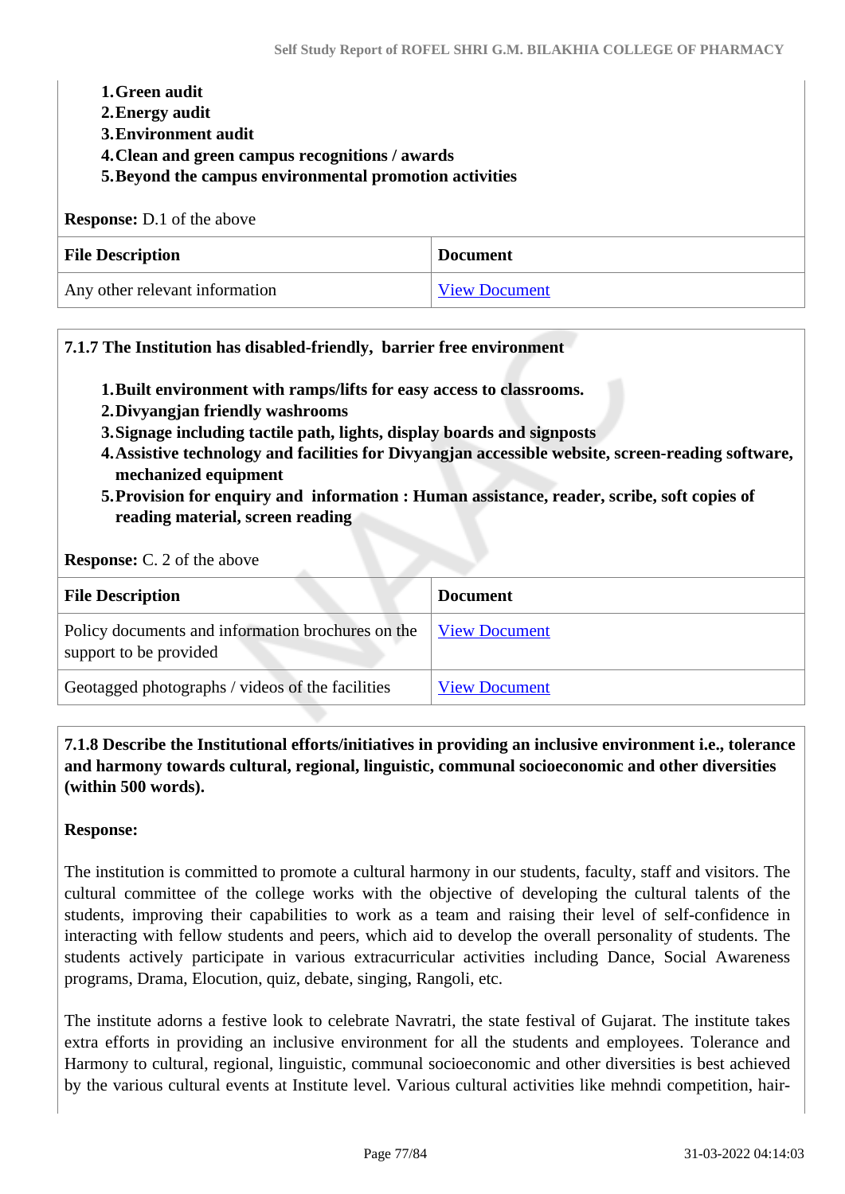1. **Green audit**
2. **Energy audit**
3. **Environment audit**
4. **Clean and green campus recognitions / awards**
5. **Beyond the campus environmental promotion activities**

**Response:** D.1 of the above

| File Description | Document |
|---|---|
| Any other relevant information | View Document |

**7.1.7 The Institution has disabled-friendly, barrier free environment**

1. **Built environment with ramps/lifts for easy access to classrooms.**
2. **Divyangjan friendly washrooms**
3. **Signage including tactile path, lights, display boards and signposts**
4. **Assistive technology and facilities for Divyangjan accessible website, screen-reading software, mechanized equipment**
5. **Provision for enquiry and information : Human assistance, reader, scribe, soft copies of reading material, screen reading**

**Response:** C. 2 of the above

| File Description | Document |
|---|---|
| Policy documents and information brochures on the support to be provided | View Document |
| Geotagged photographs / videos of the facilities | View Document |

**7.1.8 Describe the Institutional efforts/initiatives in providing an inclusive environment i.e., tolerance and harmony towards cultural, regional, linguistic, communal socioeconomic and other diversities (within 500 words).**

**Response:**

The institution is committed to promote a cultural harmony in our students, faculty, staff and visitors. The cultural committee of the college works with the objective of developing the cultural talents of the students, improving their capabilities to work as a team and raising their level of self-confidence in interacting with fellow students and peers, which aid to develop the overall personality of students. The students actively participate in various extracurricular activities including Dance, Social Awareness programs, Drama, Elocution, quiz, debate, singing, Rangoli, etc.

The institute adorns a festive look to celebrate Navratri, the state festival of Gujarat. The institute takes extra efforts in providing an inclusive environment for all the students and employees. Tolerance and Harmony to cultural, regional, linguistic, communal socioeconomic and other diversities is best achieved by the various cultural events at Institute level. Various cultural activities like mehndi competition, hair-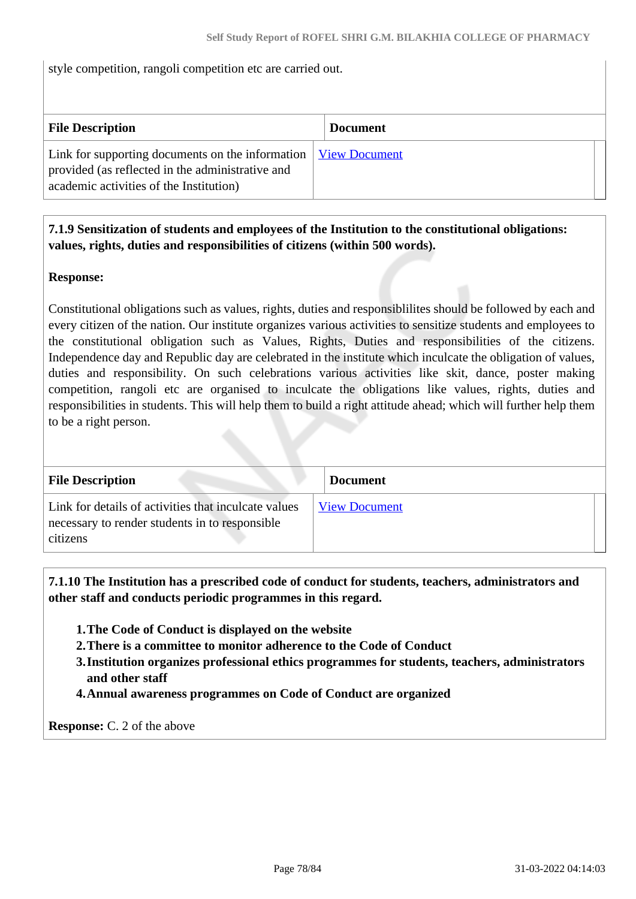style competition, rangoli competition etc are carried out.

| File Description | Document |
|---|---|
| Link for supporting documents on the information provided (as reflected in the administrative and academic activities of the Institution) | View Document |

**7.1.9 Sensitization of students and employees of the Institution to the constitutional obligations: values, rights, duties and responsibilities of citizens (within 500 words).**

**Response:**

Constitutional obligations such as values, rights, duties and responsiblilites should be followed by each and every citizen of the nation. Our institute organizes various activities to sensitize students and employees to the constitutional obligation such as Values, Rights, Duties and responsibilities of the citizens. Independence day and Republic day are celebrated in the institute which inculcate the obligation of values, duties and responsibility. On such celebrations various activities like skit, dance, poster making competition, rangoli etc are organised to inculcate the obligations like values, rights, duties and responsibilities in students. This will help them to build a right attitude ahead; which will further help them to be a right person.

| File Description | Document |
|---|---|
| Link for details of activities that inculcate values necessary to render students in to responsible citizens | View Document |

**7.1.10 The Institution has a prescribed code of conduct for students, teachers, administrators and other staff and conducts periodic programmes in this regard.**

1. **The Code of Conduct is displayed on the website**
2. **There is a committee to monitor adherence to the Code of Conduct**
3. **Institution organizes professional ethics programmes for students, teachers, administrators and other staff**
4. **Annual awareness programmes on Code of Conduct are organized**

**Response:** C. 2 of the above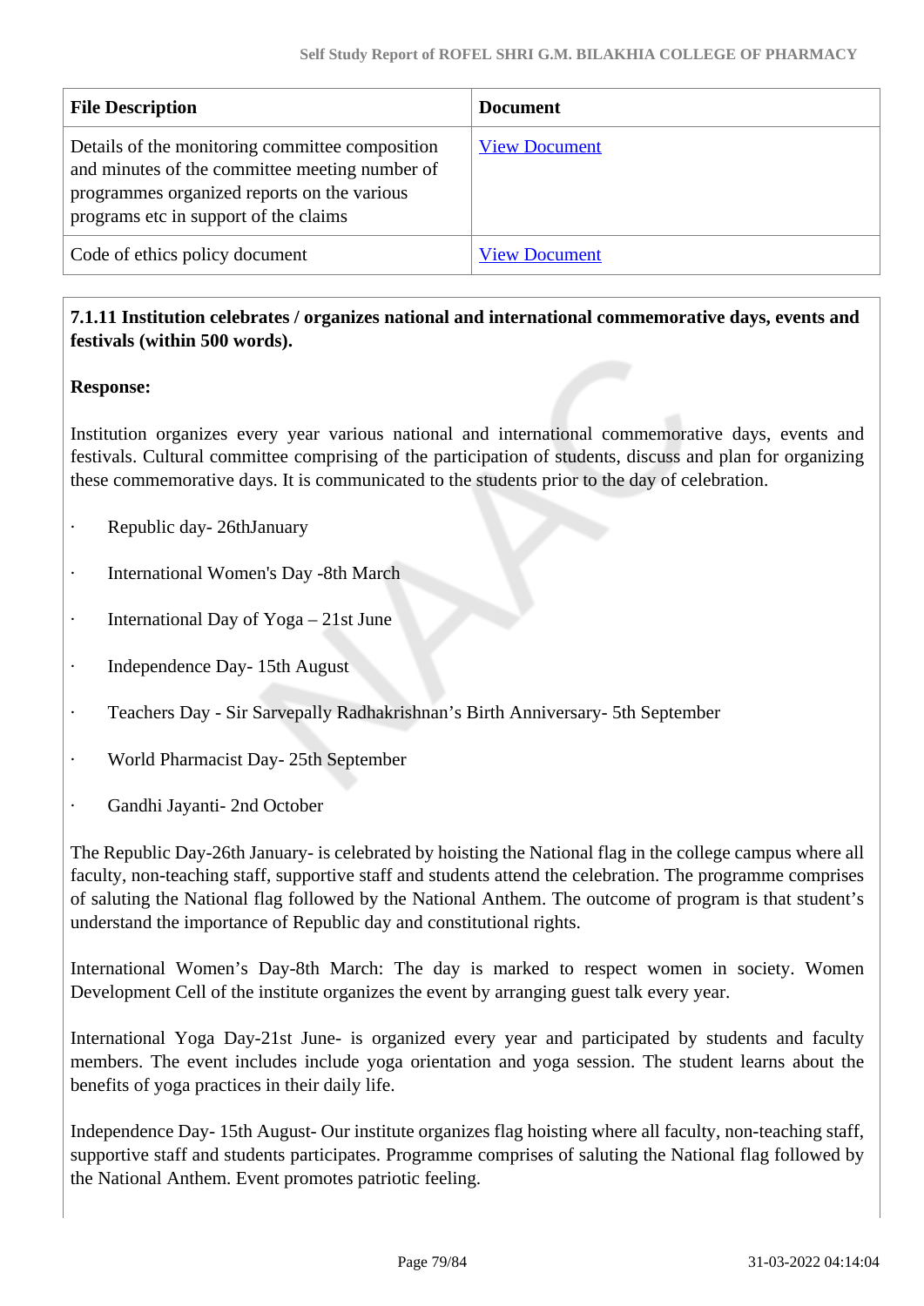| File Description | Document |
|---|---|
| Details of the monitoring committee composition and minutes of the committee meeting number of programmes organized reports on the various programs etc in support of the claims | View Document |
| Code of ethics policy document | View Document |

**7.1.11 Institution celebrates / organizes national and international commemorative days, events and festivals (within 500 words).**

**Response:**

Institution organizes every year various national and international commemorative days, events and festivals. Cultural committee comprising of the participation of students, discuss and plan for organizing these commemorative days. It is communicated to the students prior to the day of celebration.

- Republic day- 26thJanuary
- International Women's Day -8th March
- International Day of Yoga – 21st June
- Independence Day- 15th August
- Teachers Day - Sir Sarvepally Radhakrishnan’s Birth Anniversary- 5th September
- World Pharmacist Day- 25th September
- Gandhi Jayanti- 2nd October

The Republic Day-26th January- is celebrated by hoisting the National flag in the college campus where all faculty, non-teaching staff, supportive staff and students attend the celebration. The programme comprises of saluting the National flag followed by the National Anthem. The outcome of program is that student’s understand the importance of Republic day and constitutional rights.

International Women’s Day-8th March: The day is marked to respect women in society. Women Development Cell of the institute organizes the event by arranging guest talk every year.

International Yoga Day-21st June- is organized every year and participated by students and faculty members. The event includes include yoga orientation and yoga session. The student learns about the benefits of yoga practices in their daily life.

Independence Day- 15th August- Our institute organizes flag hoisting where all faculty, non-teaching staff, supportive staff and students participates. Programme comprises of saluting the National flag followed by the National Anthem. Event promotes patriotic feeling.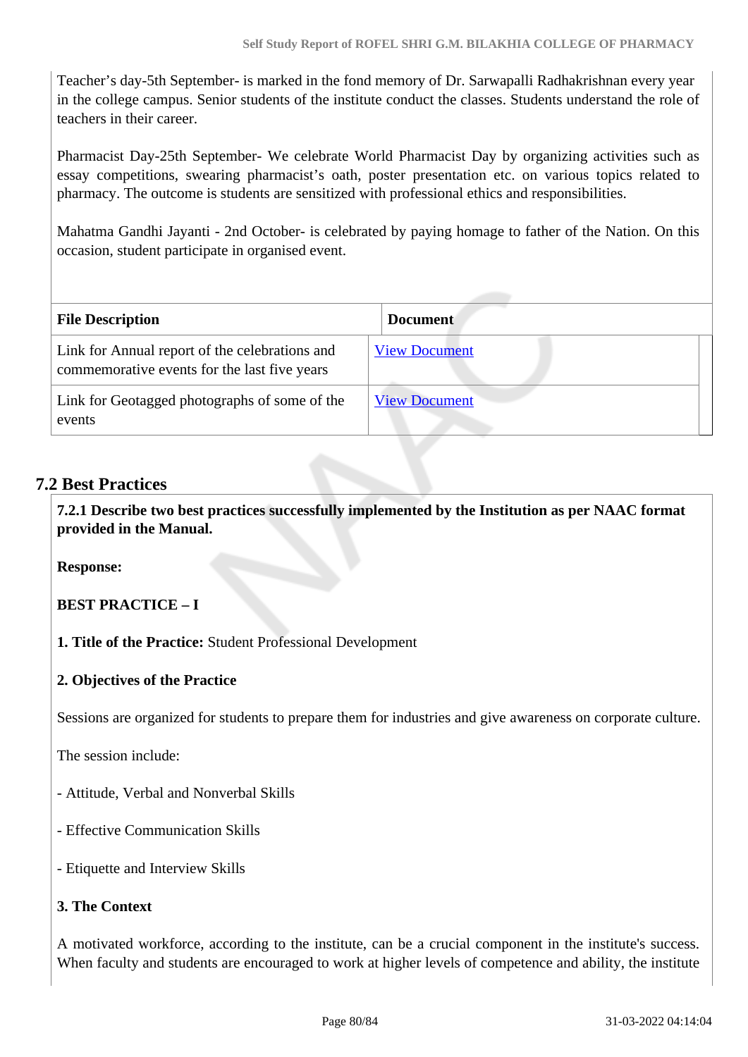Teacher's day-5th September- is marked in the fond memory of Dr. Sarwapalli Radhakrishnan every year in the college campus. Senior students of the institute conduct the classes. Students understand the role of teachers in their career.

Pharmacist Day-25th September- We celebrate World Pharmacist Day by organizing activities such as essay competitions, swearing pharmacist's oath, poster presentation etc. on various topics related to pharmacy. The outcome is students are sensitized with professional ethics and responsibilities.

Mahatma Gandhi Jayanti - 2nd October- is celebrated by paying homage to father of the Nation. On this occasion, student participate in organised event.

| File Description | Document |
|---|---|
| Link for Annual report of the celebrations and commemorative events for the last five years | View Document |
| Link for Geotagged photographs of some of the events | View Document |

## 7.2 Best Practices

**7.2.1 Describe two best practices successfully implemented by the Institution as per NAAC format provided in the Manual.**

**Response:**

**BEST PRACTICE – I**

**1. Title of the Practice:** Student Professional Development

**2. Objectives of the Practice**

Sessions are organized for students to prepare them for industries and give awareness on corporate culture.

The session include:

- Attitude, Verbal and Nonverbal Skills

- Effective Communication Skills

- Etiquette and Interview Skills

**3. The Context**

A motivated workforce, according to the institute, can be a crucial component in the institute's success. When faculty and students are encouraged to work at higher levels of competence and ability, the institute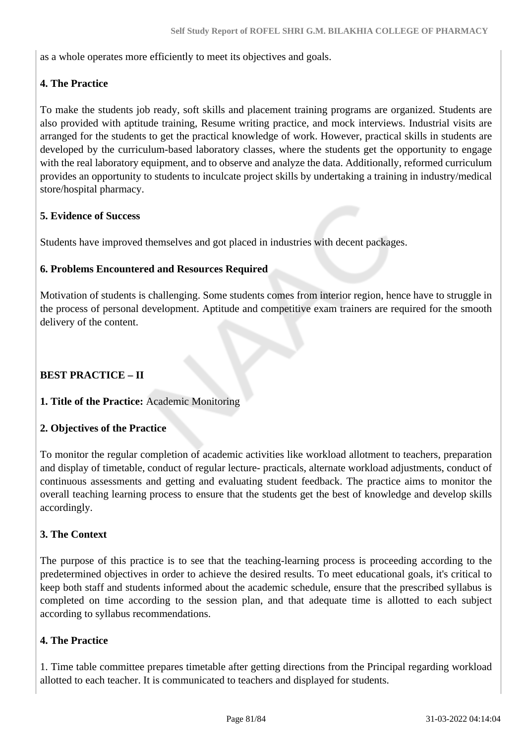as a whole operates more efficiently to meet its objectives and goals.

**4. The Practice**

To make the students job ready, soft skills and placement training programs are organized. Students are also provided with aptitude training, Resume writing practice, and mock interviews. Industrial visits are arranged for the students to get the practical knowledge of work. However, practical skills in students are developed by the curriculum-based laboratory classes, where the students get the opportunity to engage with the real laboratory equipment, and to observe and analyze the data. Additionally, reformed curriculum provides an opportunity to students to inculcate project skills by undertaking a training in industry/medical store/hospital pharmacy.

**5. Evidence of Success**

Students have improved themselves and got placed in industries with decent packages.

**6. Problems Encountered and Resources Required**

Motivation of students is challenging. Some students comes from interior region, hence have to struggle in the process of personal development. Aptitude and competitive exam trainers are required for the smooth delivery of the content.

**BEST PRACTICE – II**

**1. Title of the Practice:** Academic Monitoring

**2. Objectives of the Practice**

To monitor the regular completion of academic activities like workload allotment to teachers, preparation and display of timetable, conduct of regular lecture- practicals, alternate workload adjustments, conduct of continuous assessments and getting and evaluating student feedback. The practice aims to monitor the overall teaching learning process to ensure that the students get the best of knowledge and develop skills accordingly.

**3. The Context**

The purpose of this practice is to see that the teaching-learning process is proceeding according to the predetermined objectives in order to achieve the desired results. To meet educational goals, it's critical to keep both staff and students informed about the academic schedule, ensure that the prescribed syllabus is completed on time according to the session plan, and that adequate time is allotted to each subject according to syllabus recommendations.

**4. The Practice**

1. Time table committee prepares timetable after getting directions from the Principal regarding workload allotted to each teacher. It is communicated to teachers and displayed for students.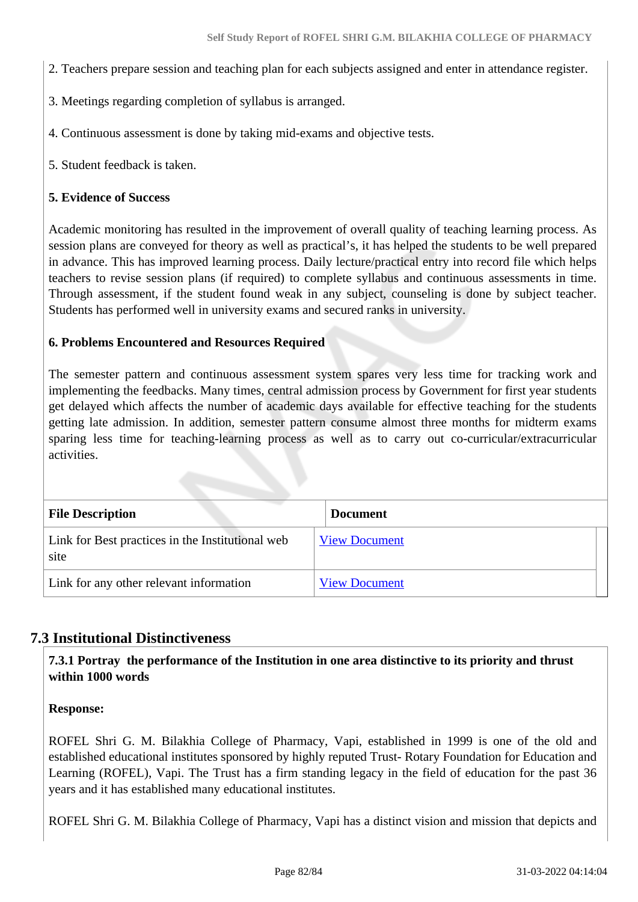2. Teachers prepare session and teaching plan for each subjects assigned and enter in attendance register.

3. Meetings regarding completion of syllabus is arranged.

4. Continuous assessment is done by taking mid-exams and objective tests.

5. Student feedback is taken.

**5. Evidence of Success**

Academic monitoring has resulted in the improvement of overall quality of teaching learning process. As session plans are conveyed for theory as well as practical's, it has helped the students to be well prepared in advance. This has improved learning process. Daily lecture/practical entry into record file which helps teachers to revise session plans (if required) to complete syllabus and continuous assessments in time. Through assessment, if the student found weak in any subject, counseling is done by subject teacher. Students has performed well in university exams and secured ranks in university.

**6. Problems Encountered and Resources Required**

The semester pattern and continuous assessment system spares very less time for tracking work and implementing the feedbacks. Many times, central admission process by Government for first year students get delayed which affects the number of academic days available for effective teaching for the students getting late admission. In addition, semester pattern consume almost three months for midterm exams sparing less time for teaching-learning process as well as to carry out co-curricular/extracurricular activities.

| File Description | Document |
|---|---|
| Link for Best practices in the Institutional web site | View Document |
| Link for any other relevant information | View Document |

## 7.3 Institutional Distinctiveness

**7.3.1 Portray the performance of the Institution in one area distinctive to its priority and thrust within 1000 words**

**Response:**

ROFEL Shri G. M. Bilakhia College of Pharmacy, Vapi, established in 1999 is one of the old and established educational institutes sponsored by highly reputed Trust- Rotary Foundation for Education and Learning (ROFEL), Vapi. The Trust has a firm standing legacy in the field of education for the past 36 years and it has established many educational institutes.

ROFEL Shri G. M. Bilakhia College of Pharmacy, Vapi has a distinct vision and mission that depicts and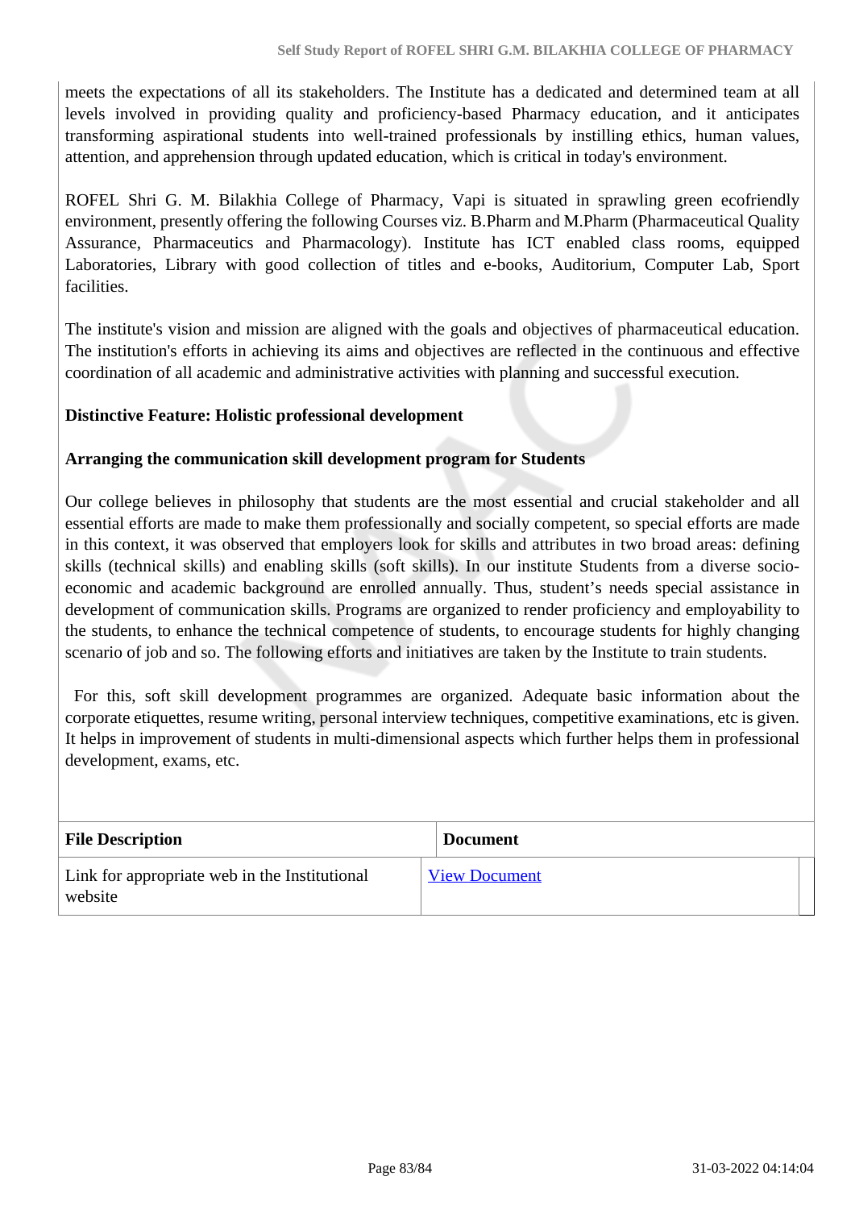meets the expectations of all its stakeholders. The Institute has a dedicated and determined team at all levels involved in providing quality and proficiency-based Pharmacy education, and it anticipates transforming aspirational students into well-trained professionals by instilling ethics, human values, attention, and apprehension through updated education, which is critical in today's environment.

ROFEL Shri G. M. Bilakhia College of Pharmacy, Vapi is situated in sprawling green ecofriendly environment, presently offering the following Courses viz. B.Pharm and M.Pharm (Pharmaceutical Quality Assurance, Pharmaceutics and Pharmacology). Institute has ICT enabled class rooms, equipped Laboratories, Library with good collection of titles and e-books, Auditorium, Computer Lab, Sport facilities.

The institute's vision and mission are aligned with the goals and objectives of pharmaceutical education. The institution's efforts in achieving its aims and objectives are reflected in the continuous and effective coordination of all academic and administrative activities with planning and successful execution.

**Distinctive Feature: Holistic professional development**

**Arranging the communication skill development program for Students**

Our college believes in philosophy that students are the most essential and crucial stakeholder and all essential efforts are made to make them professionally and socially competent, so special efforts are made in this context, it was observed that employers look for skills and attributes in two broad areas: defining skills (technical skills) and enabling skills (soft skills). In our institute Students from a diverse socio-economic and academic background are enrolled annually. Thus, student's needs special assistance in development of communication skills. Programs are organized to render proficiency and employability to the students, to enhance the technical competence of students, to encourage students for highly changing scenario of job and so. The following efforts and initiatives are taken by the Institute to train students.

For this, soft skill development programmes are organized. Adequate basic information about the corporate etiquettes, resume writing, personal interview techniques, competitive examinations, etc is given. It helps in improvement of students in multi-dimensional aspects which further helps them in professional development, exams, etc.

| File Description | Document |
|---|---|
| Link for appropriate web in the Institutional website | View Document |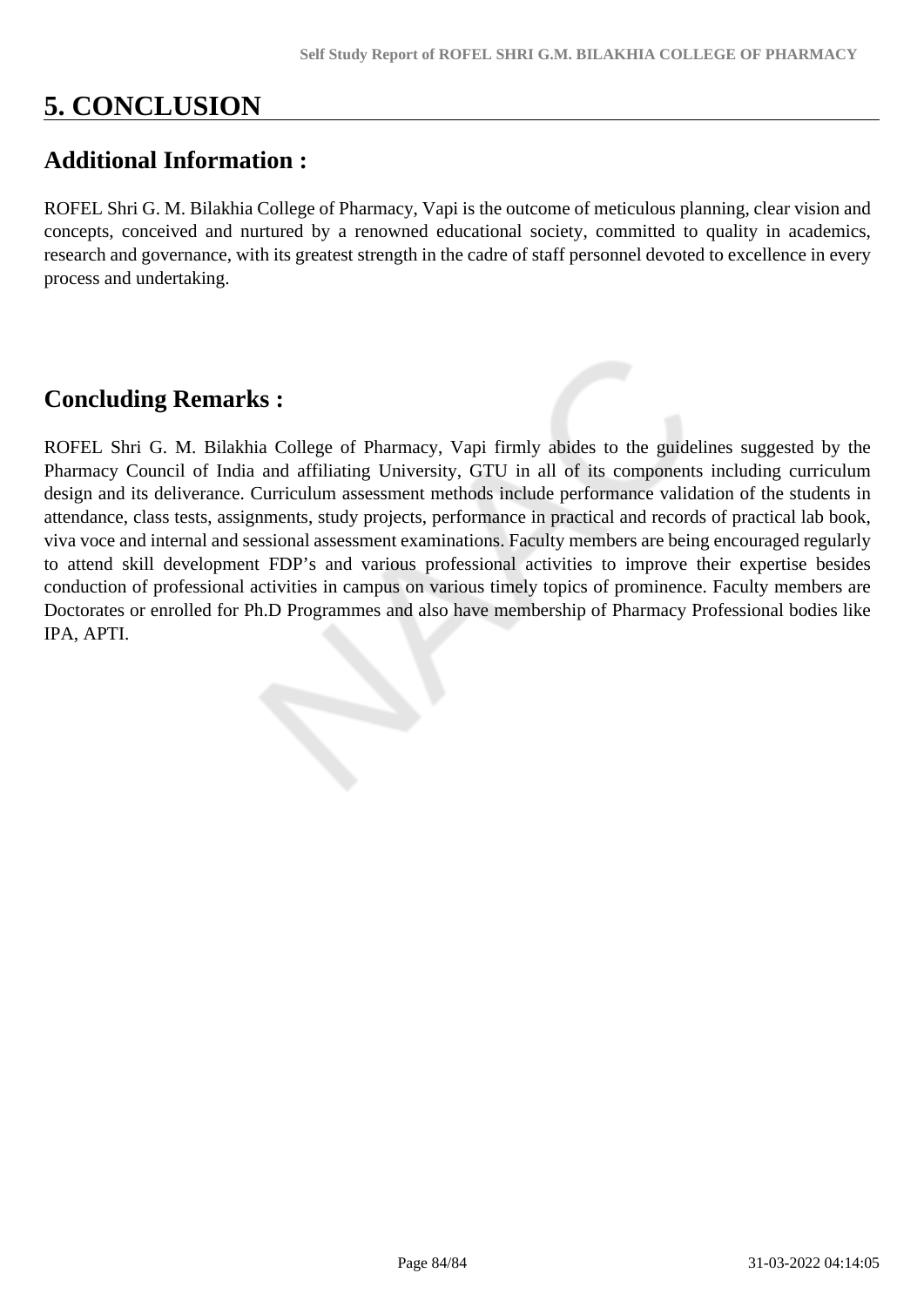# 5. CONCLUSION

## Additional Information :

ROFEL Shri G. M. Bilakhia College of Pharmacy, Vapi is the outcome of meticulous planning, clear vision and concepts, conceived and nurtured by a renowned educational society, committed to quality in academics, research and governance, with its greatest strength in the cadre of staff personnel devoted to excellence in every process and undertaking.

## Concluding Remarks :

ROFEL Shri G. M. Bilakhia College of Pharmacy, Vapi firmly abides to the guidelines suggested by the Pharmacy Council of India and affiliating University, GTU in all of its components including curriculum design and its deliverance. Curriculum assessment methods include performance validation of the students in attendance, class tests, assignments, study projects, performance in practical and records of practical lab book, viva voce and internal and sessional assessment examinations. Faculty members are being encouraged regularly to attend skill development FDP's and various professional activities to improve their expertise besides conduction of professional activities in campus on various timely topics of prominence. Faculty members are Doctorates or enrolled for Ph.D Programmes and also have membership of Pharmacy Professional bodies like IPA, APTI.